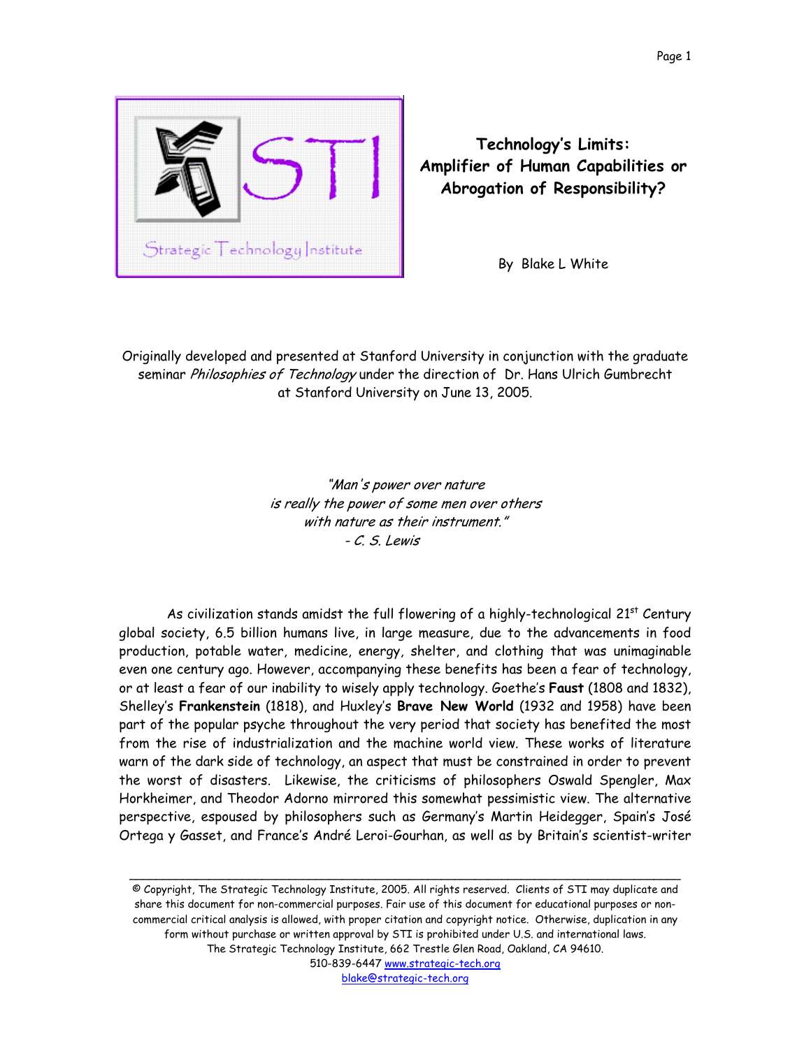# Technology's Limits: Amplifier of Human Capabilities or Abrogation of Responsibility?

By Blake L White

Originally developed and presented at Stanford University in conjunction with the graduate seminar *Philosophies of Technology* under the direction of Dr. Hans Ulrich Gumbrecht at Stanford University on June 13, 2005.

> *"Man's power over nature*
> *is really the power of some men over others*
> *with nature as their instrument."*
> *- C. S. Lewis*

As civilization stands amidst the full flowering of a highly-technological 21st Century global society, 6.5 billion humans live, in large measure, due to the advancements in food production, potable water, medicine, energy, shelter, and clothing that was unimaginable even one century ago. However, accompanying these benefits has been a fear of technology, or at least a fear of our inability to wisely apply technology. Goethe's **Faust** (1808 and 1832), Shelley's **Frankenstein** (1818), and Huxley's **Brave New World** (1932 and 1958) have been part of the popular psyche throughout the very period that society has benefited the most from the rise of industrialization and the machine world view. These works of literature warn of the dark side of technology, an aspect that must be constrained in order to prevent the worst of disasters. Likewise, the criticisms of philosophers Oswald Spengler, Max Horkheimer, and Theodor Adorno mirrored this somewhat pessimistic view. The alternative perspective, espoused by philosophers such as Germany's Martin Heidegger, Spain's José Ortega y Gasset, and France's André Leroi-Gourhan, as well as by Britain's scientist-writer

---

© Copyright, The Strategic Technology Institute, 2005. All rights reserved. Clients of STI may duplicate and share this document for non-commercial purposes. Fair use of this document for educational purposes or non-commercial critical analysis is allowed, with proper citation and copyright notice. Otherwise, duplication in any form without purchase or written approval by STI is prohibited under U.S. and international laws.
The Strategic Technology Institute, 662 Trestle Glen Road, Oakland, CA 94610.
510-839-6447 www.strategic-tech.org
blake@strategic-tech.org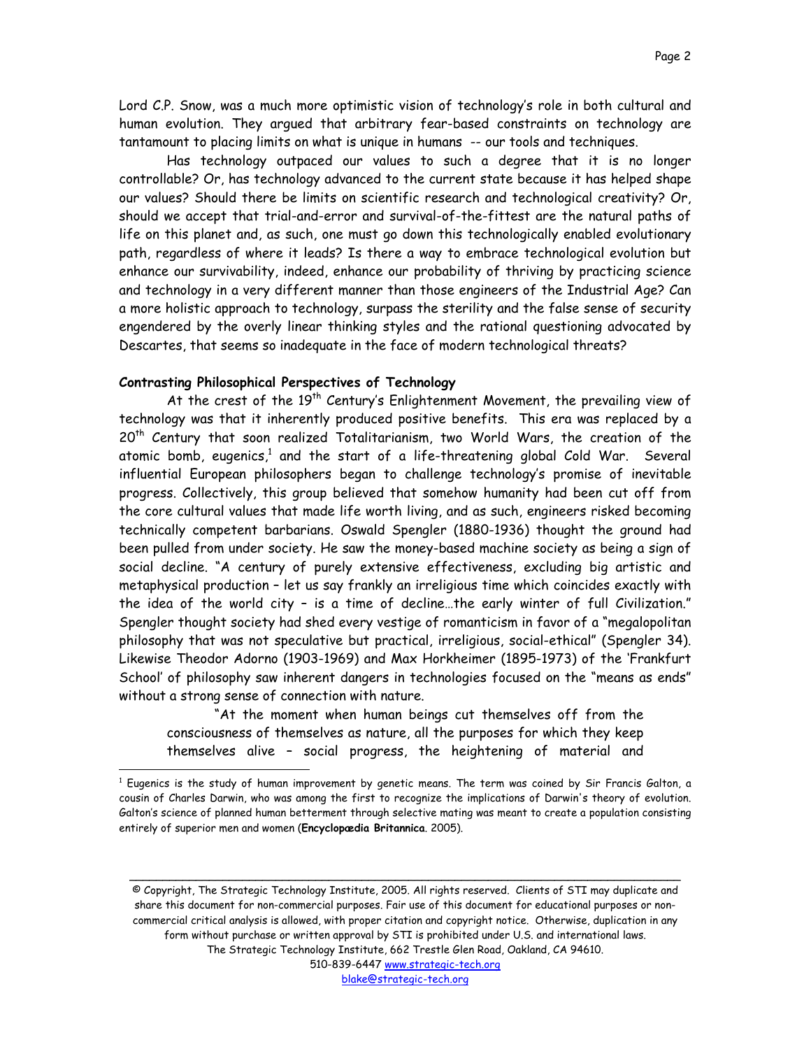Lord C.P. Snow, was a much more optimistic vision of technology's role in both cultural and human evolution. They argued that arbitrary fear-based constraints on technology are tantamount to placing limits on what is unique in humans -- our tools and techniques.

Has technology outpaced our values to such a degree that it is no longer controllable? Or, has technology advanced to the current state because it has helped shape our values? Should there be limits on scientific research and technological creativity? Or, should we accept that trial-and-error and survival-of-the-fittest are the natural paths of life on this planet and, as such, one must go down this technologically enabled evolutionary path, regardless of where it leads? Is there a way to embrace technological evolution but enhance our survivability, indeed, enhance our probability of thriving by practicing science and technology in a very different manner than those engineers of the Industrial Age? Can a more holistic approach to technology, surpass the sterility and the false sense of security engendered by the overly linear thinking styles and the rational questioning advocated by Descartes, that seems so inadequate in the face of modern technological threats?

**Contrasting Philosophical Perspectives of Technology**

At the crest of the 19th Century's Enlightenment Movement, the prevailing view of technology was that it inherently produced positive benefits. This era was replaced by a 20th Century that soon realized Totalitarianism, two World Wars, the creation of the atomic bomb, eugenics,[1] and the start of a life-threatening global Cold War. Several influential European philosophers began to challenge technology's promise of inevitable progress. Collectively, this group believed that somehow humanity had been cut off from the core cultural values that made life worth living, and as such, engineers risked becoming technically competent barbarians. Oswald Spengler (1880-1936) thought the ground had been pulled from under society. He saw the money-based machine society as being a sign of social decline. "A century of purely extensive effectiveness, excluding big artistic and metaphysical production – let us say frankly an irreligious time which coincides exactly with the idea of the world city – is a time of decline…the early winter of full Civilization." Spengler thought society had shed every vestige of romanticism in favor of a "megalopolitan philosophy that was not speculative but practical, irreligious, social-ethical" (Spengler 34). Likewise Theodor Adorno (1903-1969) and Max Horkheimer (1895-1973) of the 'Frankfurt School' of philosophy saw inherent dangers in technologies focused on the "means as ends" without a strong sense of connection with nature.

> "At the moment when human beings cut themselves off from the consciousness of themselves as nature, all the purposes for which they keep themselves alive – social progress, the heightening of material and

[1] Eugenics is the study of human improvement by genetic means. The term was coined by Sir Francis Galton, a cousin of Charles Darwin, who was among the first to recognize the implications of Darwin's theory of evolution. Galton's science of planned human betterment through selective mating was meant to create a population consisting entirely of superior men and women (**Encyclopædia Britannica**. 2005).

© Copyright, The Strategic Technology Institute, 2005. All rights reserved. Clients of STI may duplicate and share this document for non-commercial purposes. Fair use of this document for educational purposes or non-commercial critical analysis is allowed, with proper citation and copyright notice. Otherwise, duplication in any form without purchase or written approval by STI is prohibited under U.S. and international laws. The Strategic Technology Institute, 662 Trestle Glen Road, Oakland, CA 94610. 510-839-6447 www.strategic-tech.org blake@strategic-tech.org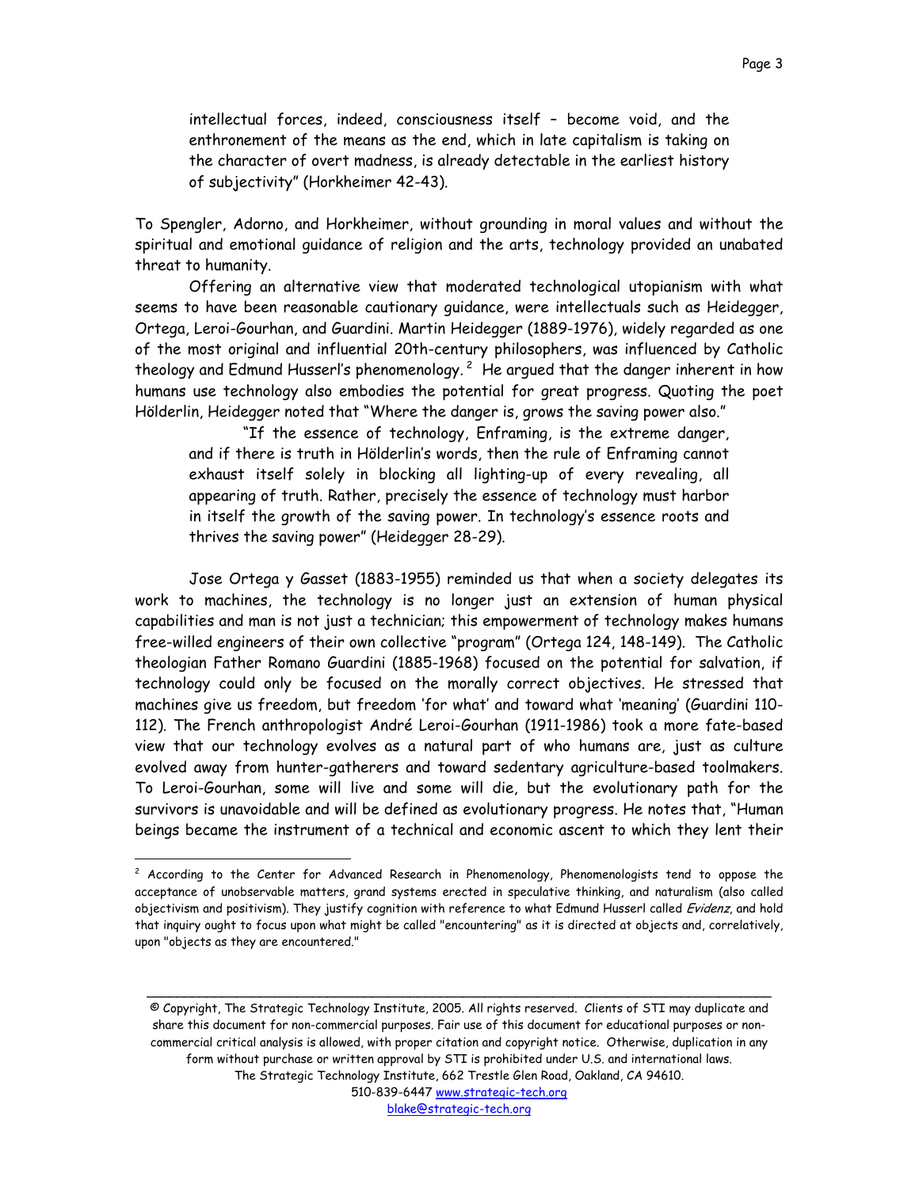> intellectual forces, indeed, consciousness itself – become void, and the enthronement of the means as the end, which in late capitalism is taking on the character of overt madness, is already detectable in the earliest history of subjectivity" (Horkheimer 42-43).

To Spengler, Adorno, and Horkheimer, without grounding in moral values and without the spiritual and emotional guidance of religion and the arts, technology provided an unabated threat to humanity.

Offering an alternative view that moderated technological utopianism with what seems to have been reasonable cautionary guidance, were intellectuals such as Heidegger, Ortega, Leroi-Gourhan, and Guardini. Martin Heidegger (1889-1976), widely regarded as one of the most original and influential 20th-century philosophers, was influenced by Catholic theology and Edmund Husserl's phenomenology.[2] He argued that the danger inherent in how humans use technology also embodies the potential for great progress. Quoting the poet Hölderlin, Heidegger noted that "Where the danger is, grows the saving power also."

> "If the essence of technology, Enframing, is the extreme danger, and if there is truth in Hölderlin's words, then the rule of Enframing cannot exhaust itself solely in blocking all lighting-up of every revealing, all appearing of truth. Rather, precisely the essence of technology must harbor in itself the growth of the saving power. In technology's essence roots and thrives the saving power" (Heidegger 28-29).

Jose Ortega y Gasset (1883-1955) reminded us that when a society delegates its work to machines, the technology is no longer just an extension of human physical capabilities and man is not just a technician; this empowerment of technology makes humans free-willed engineers of their own collective "program" (Ortega 124, 148-149). The Catholic theologian Father Romano Guardini (1885-1968) focused on the potential for salvation, if technology could only be focused on the morally correct objectives. He stressed that machines give us freedom, but freedom 'for what' and toward what 'meaning' (Guardini 110-112). The French anthropologist André Leroi-Gourhan (1911-1986) took a more fate-based view that our technology evolves as a natural part of who humans are, just as culture evolved away from hunter-gatherers and toward sedentary agriculture-based toolmakers. To Leroi-Gourhan, some will live and some will die, but the evolutionary path for the survivors is unavoidable and will be defined as evolutionary progress. He notes that, "Human beings became the instrument of a technical and economic ascent to which they lent their

---

[2] According to the Center for Advanced Research in Phenomenology, Phenomenologists tend to oppose the acceptance of unobservable matters, grand systems erected in speculative thinking, and naturalism (also called objectivism and positivism). They justify cognition with reference to what Edmund Husserl called *Evidenz*, and hold that inquiry ought to focus upon what might be called "encountering" as it is directed at objects and, correlatively, upon "objects as they are encountered."

© Copyright, The Strategic Technology Institute, 2005. All rights reserved. Clients of STI may duplicate and share this document for non-commercial purposes. Fair use of this document for educational purposes or non-commercial critical analysis is allowed, with proper citation and copyright notice. Otherwise, duplication in any form without purchase or written approval by STI is prohibited under U.S. and international laws.
The Strategic Technology Institute, 662 Trestle Glen Road, Oakland, CA 94610.
510-839-6447 www.strategic-tech.org
blake@strategic-tech.org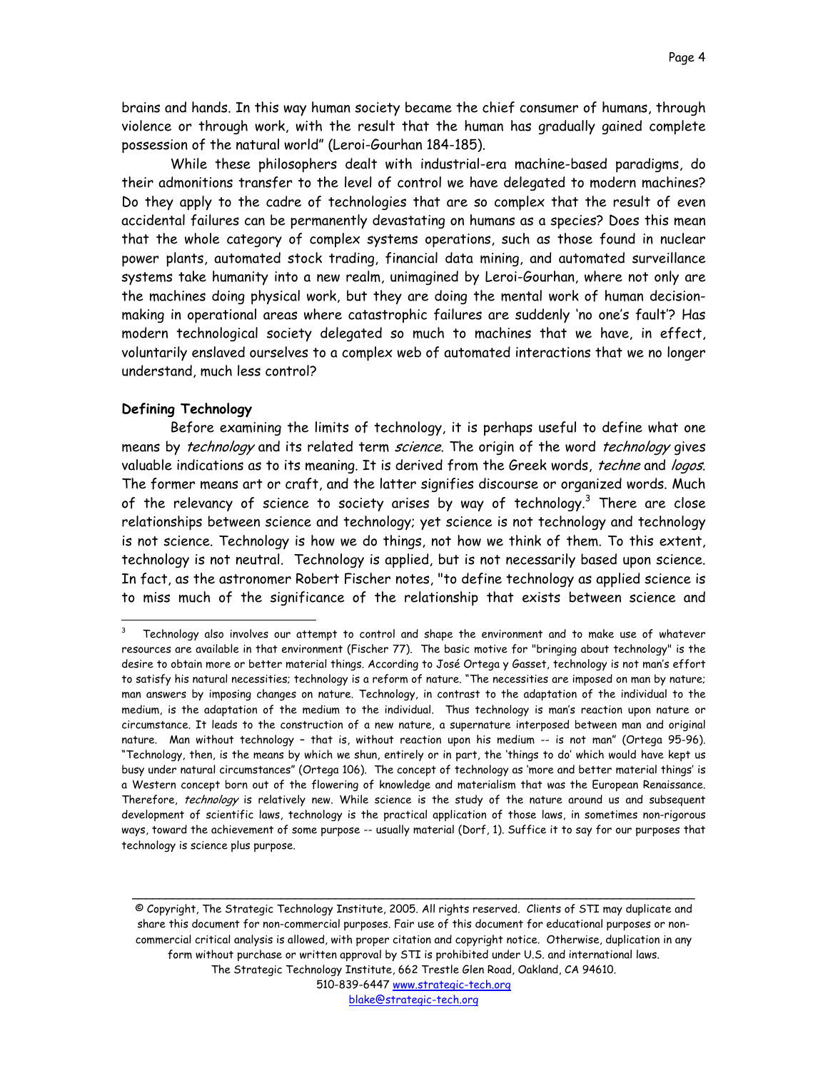brains and hands. In this way human society became the chief consumer of humans, through violence or through work, with the result that the human has gradually gained complete possession of the natural world" (Leroi-Gourhan 184-185).

While these philosophers dealt with industrial-era machine-based paradigms, do their admonitions transfer to the level of control we have delegated to modern machines? Do they apply to the cadre of technologies that are so complex that the result of even accidental failures can be permanently devastating on humans as a species? Does this mean that the whole category of complex systems operations, such as those found in nuclear power plants, automated stock trading, financial data mining, and automated surveillance systems take humanity into a new realm, unimagined by Leroi-Gourhan, where not only are the machines doing physical work, but they are doing the mental work of human decision-making in operational areas where catastrophic failures are suddenly 'no one's fault'? Has modern technological society delegated so much to machines that we have, in effect, voluntarily enslaved ourselves to a complex web of automated interactions that we no longer understand, much less control?

**Defining Technology**

Before examining the limits of technology, it is perhaps useful to define what one means by *technology* and its related term *science*. The origin of the word *technology* gives valuable indications as to its meaning. It is derived from the Greek words, *techne* and *logos*. The former means art or craft, and the latter signifies discourse or organized words. Much of the relevancy of science to society arises by way of technology.[3] There are close relationships between science and technology; yet science is not technology and technology is not science. Technology is how we do things, not how we think of them. To this extent, technology is not neutral. Technology is applied, but is not necessarily based upon science. In fact, as the astronomer Robert Fischer notes, "to define technology as applied science is to miss much of the significance of the relationship that exists between science and

---

[3] Technology also involves our attempt to control and shape the environment and to make use of whatever resources are available in that environment (Fischer 77). The basic motive for "bringing about technology" is the desire to obtain more or better material things. According to José Ortega y Gasset, technology is not man's effort to satisfy his natural necessities; technology is a reform of nature. "The necessities are imposed on man by nature; man answers by imposing changes on nature. Technology, in contrast to the adaptation of the individual to the medium, is the adaptation of the medium to the individual. Thus technology is man's reaction upon nature or circumstance. It leads to the construction of a new nature, a supernature interposed between man and original nature. Man without technology – that is, without reaction upon his medium -- is not man" (Ortega 95-96). "Technology, then, is the means by which we shun, entirely or in part, the 'things to do' which would have kept us busy under natural circumstances" (Ortega 106). The concept of technology as 'more and better material things' is a Western concept born out of the flowering of knowledge and materialism that was the European Renaissance. Therefore, *technology* is relatively new. While science is the study of the nature around us and subsequent development of scientific laws, technology is the practical application of those laws, in sometimes non-rigorous ways, toward the achievement of some purpose -- usually material (Dorf, 1). Suffice it to say for our purposes that technology is science plus purpose.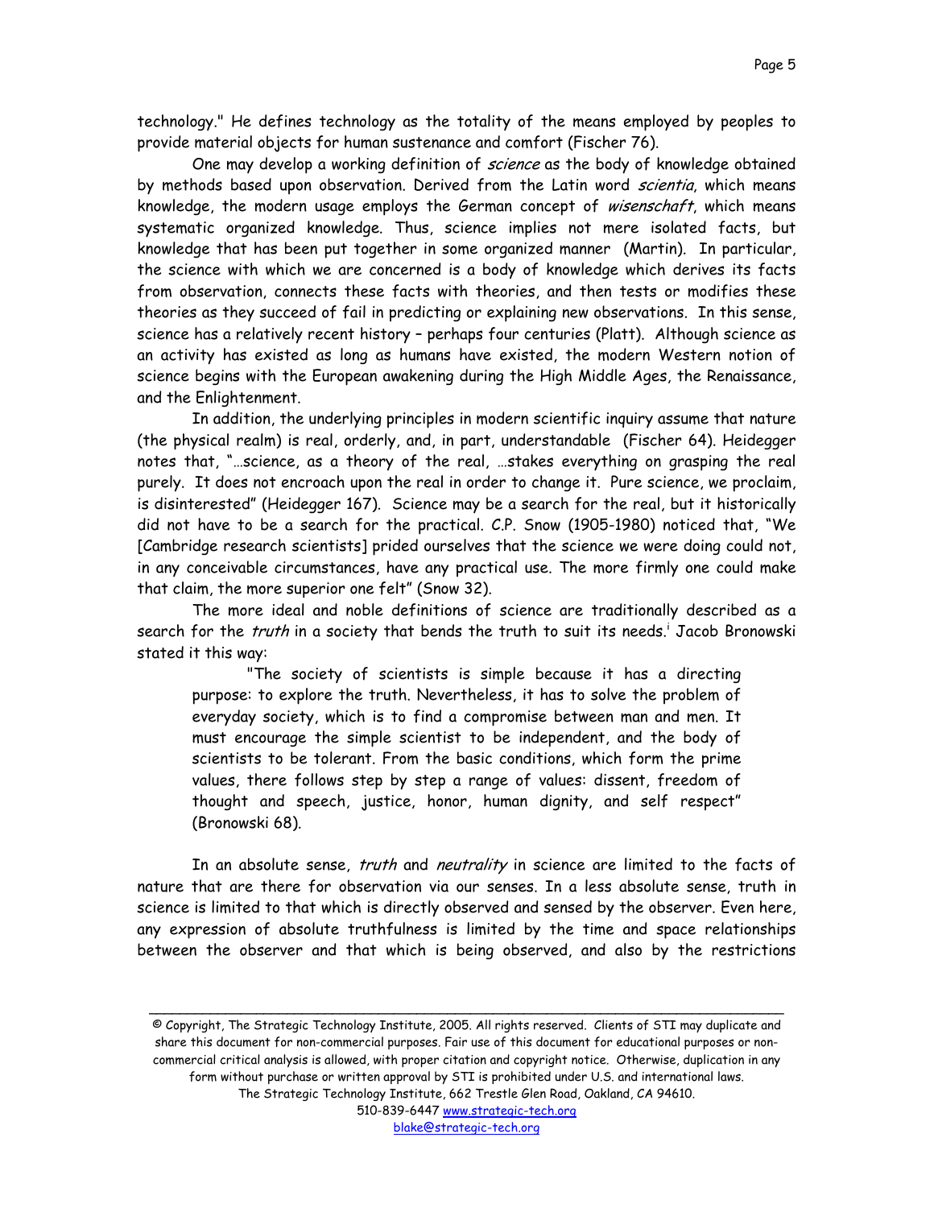technology." He defines technology as the totality of the means employed by peoples to provide material objects for human sustenance and comfort (Fischer 76).

One may develop a working definition of *science* as the body of knowledge obtained by methods based upon observation. Derived from the Latin word *scientia*, which means knowledge, the modern usage employs the German concept of *wisenschaft*, which means systematic organized knowledge. Thus, science implies not mere isolated facts, but knowledge that has been put together in some organized manner (Martin). In particular, the science with which we are concerned is a body of knowledge which derives its facts from observation, connects these facts with theories, and then tests or modifies these theories as they succeed of fail in predicting or explaining new observations. In this sense, science has a relatively recent history – perhaps four centuries (Platt). Although science as an activity has existed as long as humans have existed, the modern Western notion of science begins with the European awakening during the High Middle Ages, the Renaissance, and the Enlightenment.

In addition, the underlying principles in modern scientific inquiry assume that nature (the physical realm) is real, orderly, and, in part, understandable (Fischer 64). Heidegger notes that, "…science, as a theory of the real, …stakes everything on grasping the real purely. It does not encroach upon the real in order to change it. Pure science, we proclaim, is disinterested" (Heidegger 167). Science may be a search for the real, but it historically did not have to be a search for the practical. C.P. Snow (1905-1980) noticed that, "We [Cambridge research scientists] prided ourselves that the science we were doing could not, in any conceivable circumstances, have any practical use. The more firmly one could make that claim, the more superior one felt" (Snow 32).

The more ideal and noble definitions of science are traditionally described as a search for the *truth* in a society that bends the truth to suit its needs.[i] Jacob Bronowski stated it this way:

> "The society of scientists is simple because it has a directing purpose: to explore the truth. Nevertheless, it has to solve the problem of everyday society, which is to find a compromise between man and men. It must encourage the simple scientist to be independent, and the body of scientists to be tolerant. From the basic conditions, which form the prime values, there follows step by step a range of values: dissent, freedom of thought and speech, justice, honor, human dignity, and self respect" (Bronowski 68).

In an absolute sense, *truth* and *neutrality* in science are limited to the facts of nature that are there for observation via our senses. In a less absolute sense, truth in science is limited to that which is directly observed and sensed by the observer. Even here, any expression of absolute truthfulness is limited by the time and space relationships between the observer and that which is being observed, and also by the restrictions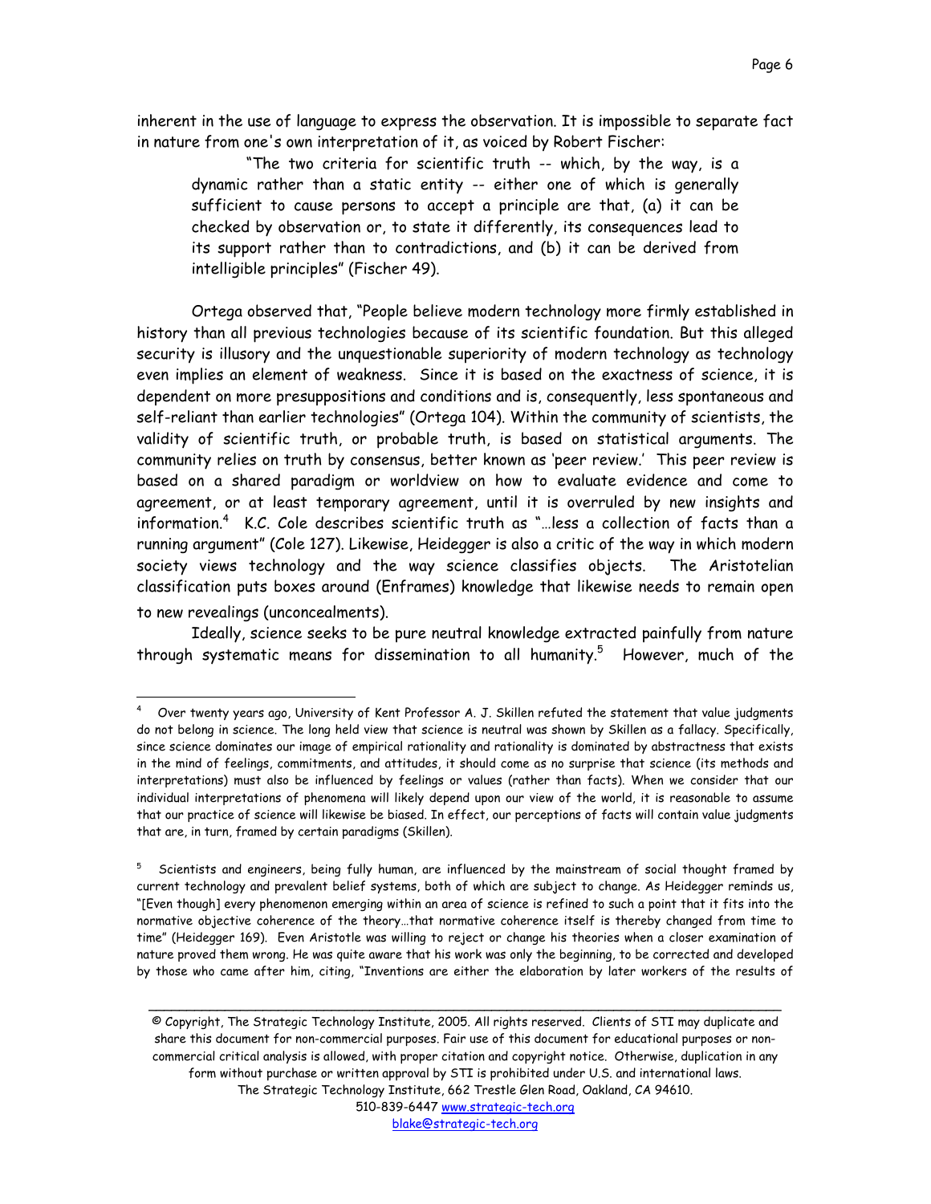inherent in the use of language to express the observation. It is impossible to separate fact in nature from one's own interpretation of it, as voiced by Robert Fischer:

> "The two criteria for scientific truth -- which, by the way, is a dynamic rather than a static entity -- either one of which is generally sufficient to cause persons to accept a principle are that, (a) it can be checked by observation or, to state it differently, its consequences lead to its support rather than to contradictions, and (b) it can be derived from intelligible principles" (Fischer 49).

Ortega observed that, "People believe modern technology more firmly established in history than all previous technologies because of its scientific foundation. But this alleged security is illusory and the unquestionable superiority of modern technology as technology even implies an element of weakness. Since it is based on the exactness of science, it is dependent on more presuppositions and conditions and is, consequently, less spontaneous and self-reliant than earlier technologies" (Ortega 104). Within the community of scientists, the validity of scientific truth, or probable truth, is based on statistical arguments. The community relies on truth by consensus, better known as 'peer review.' This peer review is based on a shared paradigm or worldview on how to evaluate evidence and come to agreement, or at least temporary agreement, until it is overruled by new insights and information.[4] K.C. Cole describes scientific truth as "…less a collection of facts than a running argument" (Cole 127). Likewise, Heidegger is also a critic of the way in which modern society views technology and the way science classifies objects. The Aristotelian classification puts boxes around (Enframes) knowledge that likewise needs to remain open to new revealings (unconcealments).

Ideally, science seeks to be pure neutral knowledge extracted painfully from nature through systematic means for dissemination to all humanity.[5] However, much of the

---

[4] Over twenty years ago, University of Kent Professor A. J. Skillen refuted the statement that value judgments do not belong in science. The long held view that science is neutral was shown by Skillen as a fallacy. Specifically, since science dominates our image of empirical rationality and rationality is dominated by abstractness that exists in the mind of feelings, commitments, and attitudes, it should come as no surprise that science (its methods and interpretations) must also be influenced by feelings or values (rather than facts). When we consider that our individual interpretations of phenomena will likely depend upon our view of the world, it is reasonable to assume that our practice of science will likewise be biased. In effect, our perceptions of facts will contain value judgments that are, in turn, framed by certain paradigms (Skillen).

[5] Scientists and engineers, being fully human, are influenced by the mainstream of social thought framed by current technology and prevalent belief systems, both of which are subject to change. As Heidegger reminds us, "[Even though] every phenomenon emerging within an area of science is refined to such a point that it fits into the normative objective coherence of the theory…that normative coherence itself is thereby changed from time to time" (Heidegger 169). Even Aristotle was willing to reject or change his theories when a closer examination of nature proved them wrong. He was quite aware that his work was only the beginning, to be corrected and developed by those who came after him, citing, "Inventions are either the elaboration by later workers of the results of

---

© Copyright, The Strategic Technology Institute, 2005. All rights reserved. Clients of STI may duplicate and share this document for non-commercial purposes. Fair use of this document for educational purposes or non-commercial critical analysis is allowed, with proper citation and copyright notice. Otherwise, duplication in any form without purchase or written approval by STI is prohibited under U.S. and international laws.
The Strategic Technology Institute, 662 Trestle Glen Road, Oakland, CA 94610.
510-839-6447 www.strategic-tech.org
blake@strategic-tech.org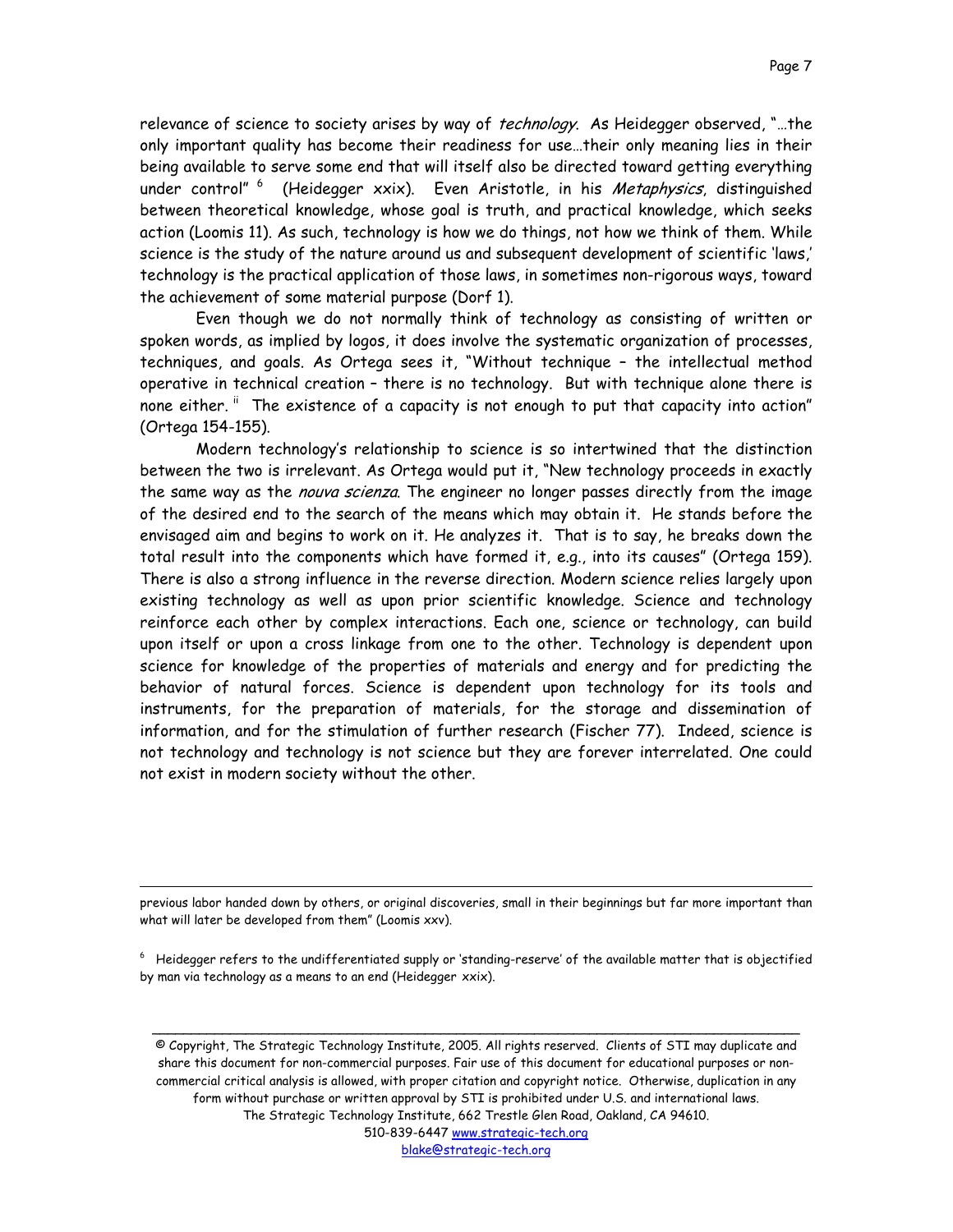relevance of science to society arises by way of *technology*. As Heidegger observed, "…the only important quality has become their readiness for use…their only meaning lies in their being available to serve some end that will itself also be directed toward getting everything under control" [6] (Heidegger xxix). Even Aristotle, in his *Metaphysics*, distinguished between theoretical knowledge, whose goal is truth, and practical knowledge, which seeks action (Loomis 11). As such, technology is how we do things, not how we think of them. While science is the study of the nature around us and subsequent development of scientific 'laws,' technology is the practical application of those laws, in sometimes non-rigorous ways, toward the achievement of some material purpose (Dorf 1).

Even though we do not normally think of technology as consisting of written or spoken words, as implied by logos, it does involve the systematic organization of processes, techniques, and goals. As Ortega sees it, "Without technique – the intellectual method operative in technical creation – there is no technology. But with technique alone there is none either. [ii] The existence of a capacity is not enough to put that capacity into action" (Ortega 154-155).

Modern technology's relationship to science is so intertwined that the distinction between the two is irrelevant. As Ortega would put it, "New technology proceeds in exactly the same way as the *nouva scienza*. The engineer no longer passes directly from the image of the desired end to the search of the means which may obtain it. He stands before the envisaged aim and begins to work on it. He analyzes it. That is to say, he breaks down the total result into the components which have formed it, e.g., into its causes" (Ortega 159). There is also a strong influence in the reverse direction. Modern science relies largely upon existing technology as well as upon prior scientific knowledge. Science and technology reinforce each other by complex interactions. Each one, science or technology, can build upon itself or upon a cross linkage from one to the other. Technology is dependent upon science for knowledge of the properties of materials and energy and for predicting the behavior of natural forces. Science is dependent upon technology for its tools and instruments, for the preparation of materials, for the storage and dissemination of information, and for the stimulation of further research (Fischer 77). Indeed, science is not technology and technology is not science but they are forever interrelated. One could not exist in modern society without the other.

---

previous labor handed down by others, or original discoveries, small in their beginnings but far more important than what will later be developed from them" (Loomis xxv).

[6] Heidegger refers to the undifferentiated supply or 'standing-reserve' of the available matter that is objectified by man via technology as a means to an end (Heidegger xxix).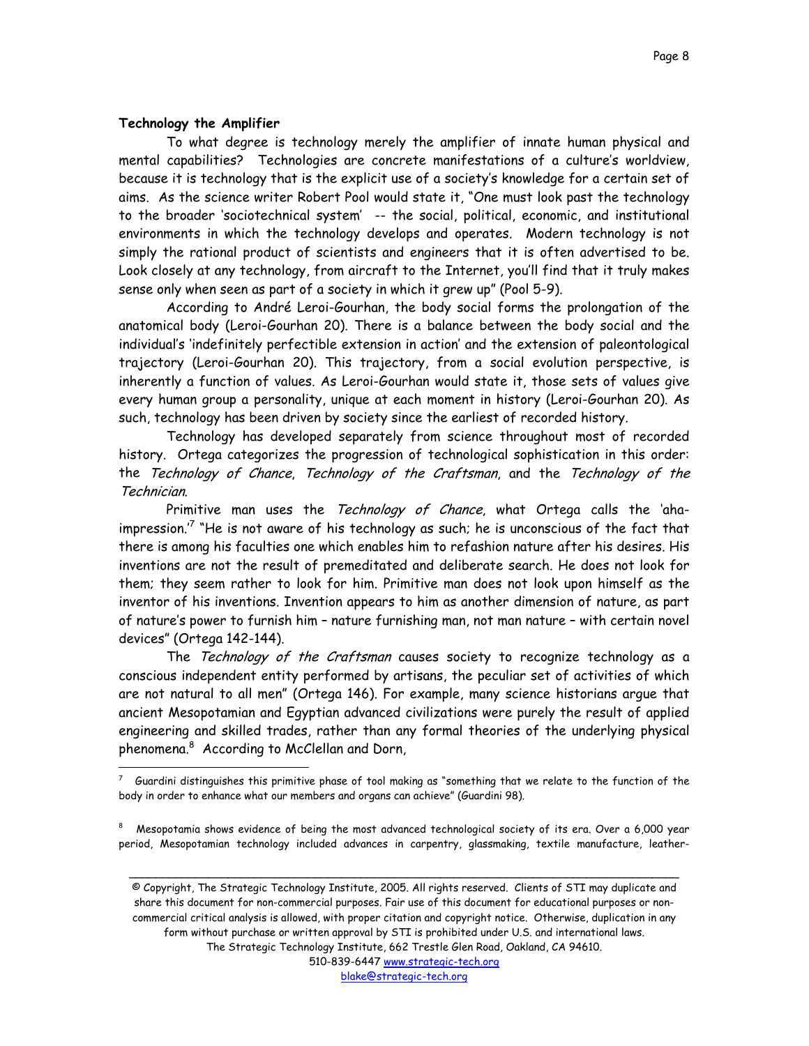**Technology the Amplifier**

To what degree is technology merely the amplifier of innate human physical and mental capabilities? Technologies are concrete manifestations of a culture's worldview, because it is technology that is the explicit use of a society's knowledge for a certain set of aims. As the science writer Robert Pool would state it, "One must look past the technology to the broader 'sociotechnical system' -- the social, political, economic, and institutional environments in which the technology develops and operates. Modern technology is not simply the rational product of scientists and engineers that it is often advertised to be. Look closely at any technology, from aircraft to the Internet, you'll find that it truly makes sense only when seen as part of a society in which it grew up" (Pool 5-9).

According to André Leroi-Gourhan, the body social forms the prolongation of the anatomical body (Leroi-Gourhan 20). There is a balance between the body social and the individual's 'indefinitely perfectible extension in action' and the extension of paleontological trajectory (Leroi-Gourhan 20). This trajectory, from a social evolution perspective, is inherently a function of values. As Leroi-Gourhan would state it, those sets of values give every human group a personality, unique at each moment in history (Leroi-Gourhan 20). As such, technology has been driven by society since the earliest of recorded history.

Technology has developed separately from science throughout most of recorded history. Ortega categorizes the progression of technological sophistication in this order: the *Technology of Chance*, *Technology of the Craftsman*, and the *Technology of the Technician*.

Primitive man uses the *Technology of Chance*, what Ortega calls the 'aha-impression.'[7] "He is not aware of his technology as such; he is unconscious of the fact that there is among his faculties one which enables him to refashion nature after his desires. His inventions are not the result of premeditated and deliberate search. He does not look for them; they seem rather to look for him. Primitive man does not look upon himself as the inventor of his inventions. Invention appears to him as another dimension of nature, as part of nature's power to furnish him – nature furnishing man, not man nature – with certain novel devices" (Ortega 142-144).

The *Technology of the Craftsman* causes society to recognize technology as a conscious independent entity performed by artisans, the peculiar set of activities of which are not natural to all men" (Ortega 146). For example, many science historians argue that ancient Mesopotamian and Egyptian advanced civilizations were purely the result of applied engineering and skilled trades, rather than any formal theories of the underlying physical phenomena.[8] According to McClellan and Dorn,

---

[7] Guardini distinguishes this primitive phase of tool making as "something that we relate to the function of the body in order to enhance what our members and organs can achieve" (Guardini 98).

[8] Mesopotamia shows evidence of being the most advanced technological society of its era. Over a 6,000 year period, Mesopotamian technology included advances in carpentry, glassmaking, textile manufacture, leather-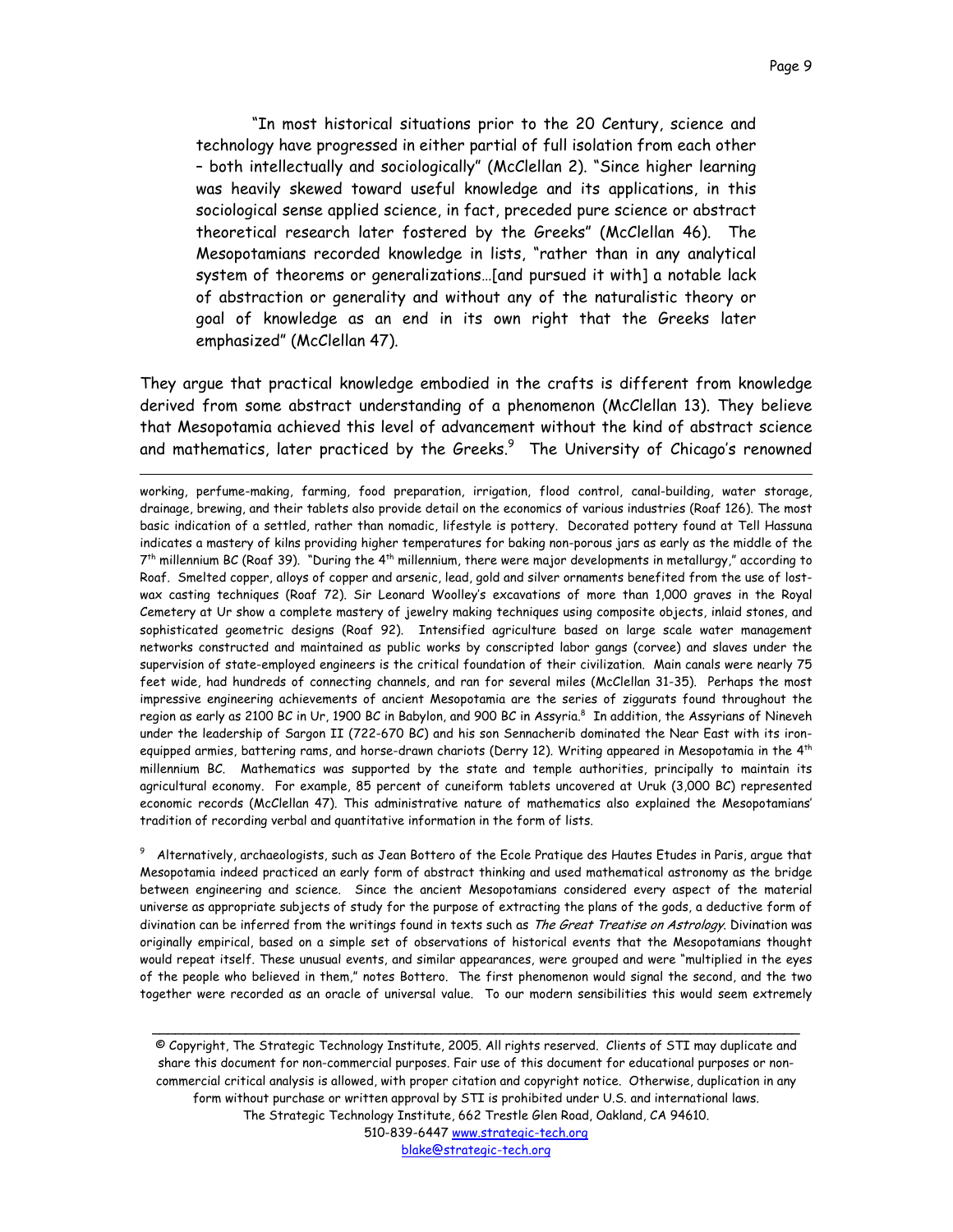> "In most historical situations prior to the 20 Century, science and technology have progressed in either partial of full isolation from each other – both intellectually and sociologically" (McClellan 2). "Since higher learning was heavily skewed toward useful knowledge and its applications, in this sociological sense applied science, in fact, preceded pure science or abstract theoretical research later fostered by the Greeks" (McClellan 46). The Mesopotamians recorded knowledge in lists, "rather than in any analytical system of theorems or generalizations…[and pursued it with] a notable lack of abstraction or generality and without any of the naturalistic theory or goal of knowledge as an end in its own right that the Greeks later emphasized" (McClellan 47).

They argue that practical knowledge embodied in the crafts is different from knowledge derived from some abstract understanding of a phenomenon (McClellan 13). They believe that Mesopotamia achieved this level of advancement without the kind of abstract science and mathematics, later practiced by the Greeks.[9] The University of Chicago's renowned

---

working, perfume-making, farming, food preparation, irrigation, flood control, canal-building, water storage, drainage, brewing, and their tablets also provide detail on the economics of various industries (Roaf 126). The most basic indication of a settled, rather than nomadic, lifestyle is pottery. Decorated pottery found at Tell Hassuna indicates a mastery of kilns providing higher temperatures for baking non-porous jars as early as the middle of the 7th millennium BC (Roaf 39). "During the 4th millennium, there were major developments in metallurgy," according to Roaf. Smelted copper, alloys of copper and arsenic, lead, gold and silver ornaments benefited from the use of lost-wax casting techniques (Roaf 72). Sir Leonard Woolley's excavations of more than 1,000 graves in the Royal Cemetery at Ur show a complete mastery of jewelry making techniques using composite objects, inlaid stones, and sophisticated geometric designs (Roaf 92). Intensified agriculture based on large scale water management networks constructed and maintained as public works by conscripted labor gangs (corvee) and slaves under the supervision of state-employed engineers is the critical foundation of their civilization. Main canals were nearly 75 feet wide, had hundreds of connecting channels, and ran for several miles (McClellan 31-35). Perhaps the most impressive engineering achievements of ancient Mesopotamia are the series of ziggurats found throughout the region as early as 2100 BC in Ur, 1900 BC in Babylon, and 900 BC in Assyria.[8] In addition, the Assyrians of Nineveh under the leadership of Sargon II (722-670 BC) and his son Sennacherib dominated the Near East with its iron-equipped armies, battering rams, and horse-drawn chariots (Derry 12). Writing appeared in Mesopotamia in the 4th millennium BC. Mathematics was supported by the state and temple authorities, principally to maintain its agricultural economy. For example, 85 percent of cuneiform tablets uncovered at Uruk (3,000 BC) represented economic records (McClellan 47). This administrative nature of mathematics also explained the Mesopotamians' tradition of recording verbal and quantitative information in the form of lists.

[9] Alternatively, archaeologists, such as Jean Bottero of the Ecole Pratique des Hautes Etudes in Paris, argue that Mesopotamia indeed practiced an early form of abstract thinking and used mathematical astronomy as the bridge between engineering and science. Since the ancient Mesopotamians considered every aspect of the material universe as appropriate subjects of study for the purpose of extracting the plans of the gods, a deductive form of divination can be inferred from the writings found in texts such as *The Great Treatise on Astrology*. Divination was originally empirical, based on a simple set of observations of historical events that the Mesopotamians thought would repeat itself. These unusual events, and similar appearances, were grouped and were "multiplied in the eyes of the people who believed in them," notes Bottero. The first phenomenon would signal the second, and the two together were recorded as an oracle of universal value. To our modern sensibilities this would seem extremely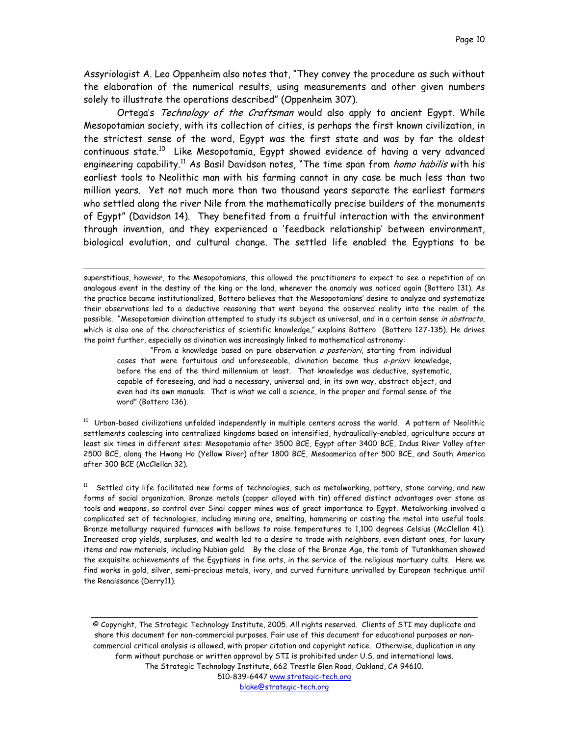Assyriologist A. Leo Oppenheim also notes that, "They convey the procedure as such without the elaboration of the numerical results, using measurements and other given numbers solely to illustrate the operations described" (Oppenheim 307).

Ortega's *Technology of the Craftsman* would also apply to ancient Egypt. While Mesopotamian society, with its collection of cities, is perhaps the first known civilization, in the strictest sense of the word, Egypt was the first state and was by far the oldest continuous state.[10] Like Mesopotamia, Egypt showed evidence of having a very advanced engineering capability.[11] As Basil Davidson notes, "The time span from *homo habilis* with his earliest tools to Neolithic man with his farming cannot in any case be much less than two million years. Yet not much more than two thousand years separate the earliest farmers who settled along the river Nile from the mathematically precise builders of the monuments of Egypt" (Davidson 14). They benefited from a fruitful interaction with the environment through invention, and they experienced a 'feedback relationship' between environment, biological evolution, and cultural change. The settled life enabled the Egyptians to be

---

superstitious, however, to the Mesopotamians, this allowed the practitioners to expect to see a repetition of an analogous event in the destiny of the king or the land, whenever the anomaly was noticed again (Bottero 131). As the practice became institutionalized, Bottero believes that the Mesopotamians' desire to analyze and systematize their observations led to a deductive reasoning that went beyond the observed reality into the realm of the possible. "Mesopotamian divination attempted to study its subject as universal, and in a certain sense *in abstracto*, which is also one of the characteristics of scientific knowledge," explains Bottero (Bottero 127-135). He drives the point further, especially as divination was increasingly linked to mathematical astronomy:

> "From a knowledge based on pure observation *a posteriori*, starting from individual cases that were fortuitous and unforeseeable, divination became thus *a-priori* knowledge, before the end of the third millennium at least. That knowledge was deductive, systematic, capable of foreseeing, and had a necessary, universal and, in its own way, abstract object, and even had its own manuals. That is what we call a science, in the proper and formal sense of the word" (Bottero 136).

[10] Urban-based civilizations unfolded independently in multiple centers across the world. A pattern of Neolithic settlements coalescing into centralized kingdoms based on intensified, hydraulically-enabled, agriculture occurs at least six times in different sites: Mesopotamia after 3500 BCE, Egypt after 3400 BCE, Indus River Valley after 2500 BCE, along the Hwang Ho (Yellow River) after 1800 BCE, Mesoamerica after 500 BCE, and South America after 300 BCE (McClellan 32).

[11] Settled city life facilitated new forms of technologies, such as metalworking, pottery, stone carving, and new forms of social organization. Bronze metals (copper alloyed with tin) offered distinct advantages over stone as tools and weapons, so control over Sinai copper mines was of great importance to Egypt. Metalworking involved a complicated set of technologies, including mining ore, smelting, hammering or casting the metal into useful tools. Bronze metallurgy required furnaces with bellows to raise temperatures to 1,100 degrees Celsius (McClellan 41). Increased crop yields, surpluses, and wealth led to a desire to trade with neighbors, even distant ones, for luxury items and raw materials, including Nubian gold. By the close of the Bronze Age, the tomb of Tutankhamen showed the exquisite achievements of the Egyptians in fine arts, in the service of the religious mortuary cults. Here we find works in gold, silver, semi-precious metals, ivory, and curved furniture unrivalled by European technique until the Renaissance (Derry11).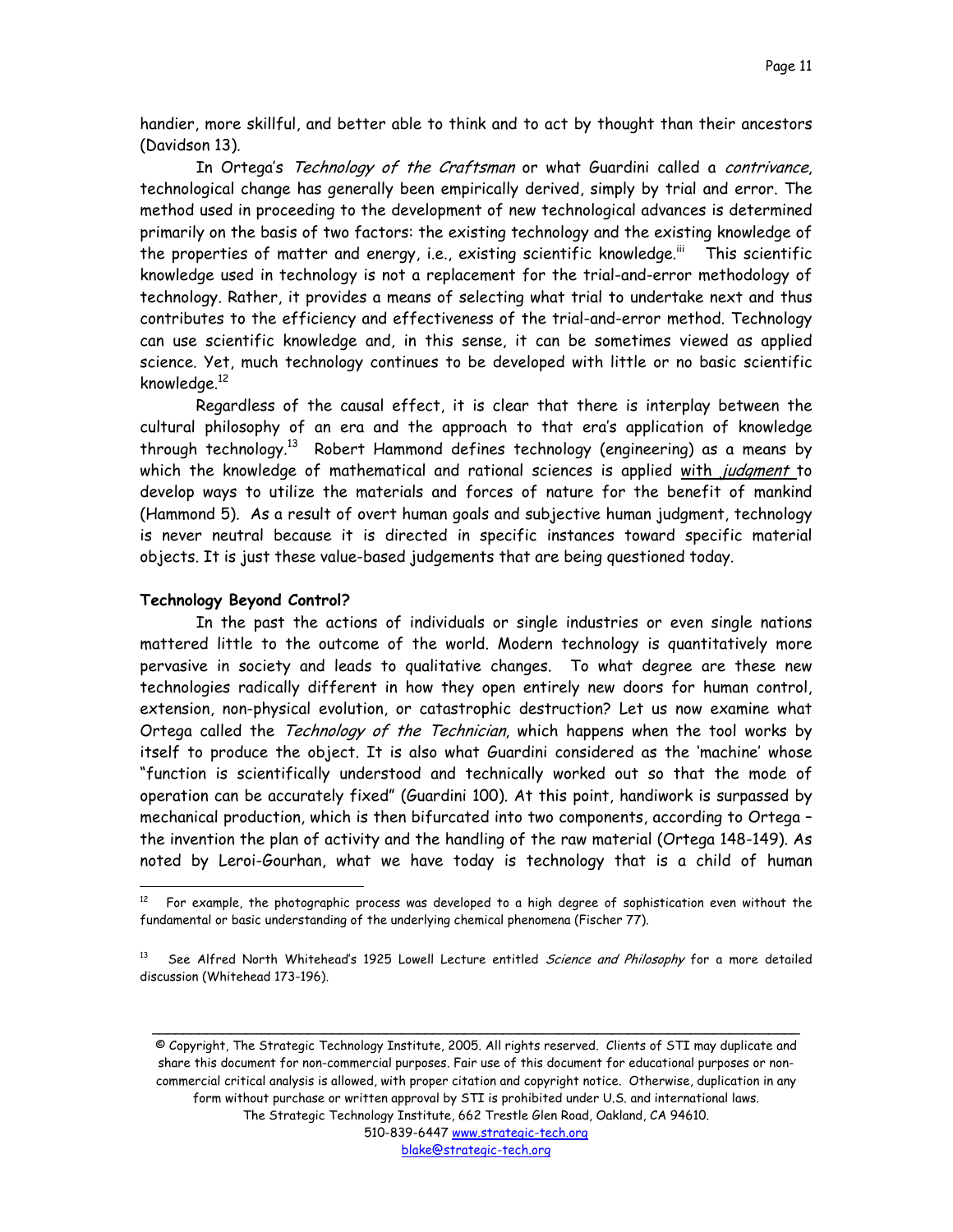handier, more skillful, and better able to think and to act by thought than their ancestors (Davidson 13).

In Ortega's *Technology of the Craftsman* or what Guardini called a *contrivance*, technological change has generally been empirically derived, simply by trial and error. The method used in proceeding to the development of new technological advances is determined primarily on the basis of two factors: the existing technology and the existing knowledge of the properties of matter and energy, i.e., existing scientific knowledge.[iii] This scientific knowledge used in technology is not a replacement for the trial-and-error methodology of technology. Rather, it provides a means of selecting what trial to undertake next and thus contributes to the efficiency and effectiveness of the trial-and-error method. Technology can use scientific knowledge and, in this sense, it can be sometimes viewed as applied science. Yet, much technology continues to be developed with little or no basic scientific knowledge.[12]

Regardless of the causal effect, it is clear that there is interplay between the cultural philosophy of an era and the approach to that era's application of knowledge through technology.[13] Robert Hammond defines technology (engineering) as a means by which the knowledge of mathematical and rational sciences is applied <u>with *judgment*</u> to develop ways to utilize the materials and forces of nature for the benefit of mankind (Hammond 5). As a result of overt human goals and subjective human judgment, technology is never neutral because it is directed in specific instances toward specific material objects. It is just these value-based judgements that are being questioned today.

**Technology Beyond Control?**

In the past the actions of individuals or single industries or even single nations mattered little to the outcome of the world. Modern technology is quantitatively more pervasive in society and leads to qualitative changes. To what degree are these new technologies radically different in how they open entirely new doors for human control, extension, non-physical evolution, or catastrophic destruction? Let us now examine what Ortega called the *Technology of the Technician*, which happens when the tool works by itself to produce the object. It is also what Guardini considered as the 'machine' whose "function is scientifically understood and technically worked out so that the mode of operation can be accurately fixed" (Guardini 100). At this point, handiwork is surpassed by mechanical production, which is then bifurcated into two components, according to Ortega – the invention the plan of activity and the handling of the raw material (Ortega 148-149). As noted by Leroi-Gourhan, what we have today is technology that is a child of human

---

[12] For example, the photographic process was developed to a high degree of sophistication even without the fundamental or basic understanding of the underlying chemical phenomena (Fischer 77).

[13] See Alfred North Whitehead's 1925 Lowell Lecture entitled *Science and Philosophy* for a more detailed discussion (Whitehead 173-196).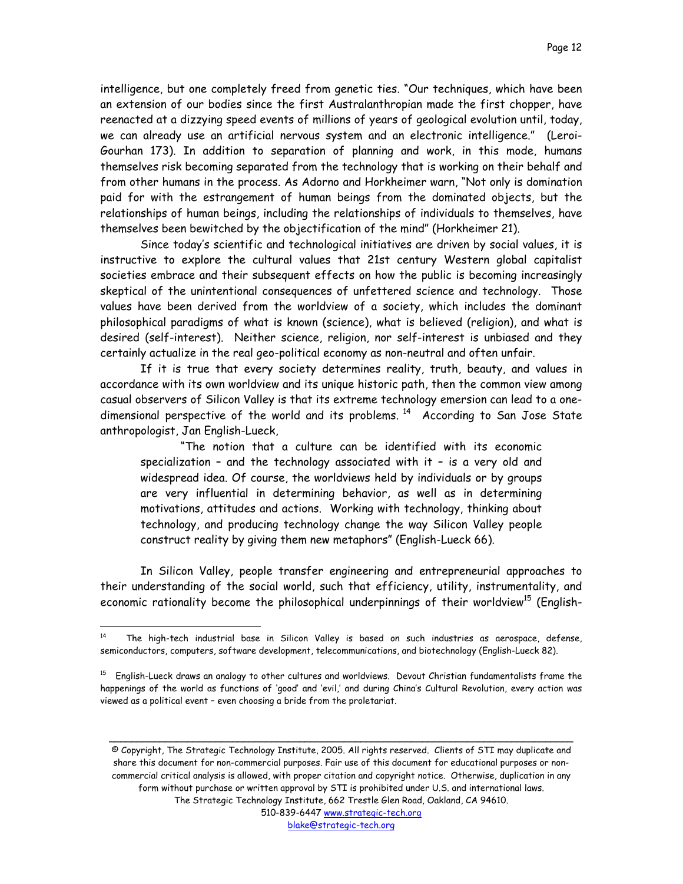intelligence, but one completely freed from genetic ties. "Our techniques, which have been an extension of our bodies since the first Australanthropian made the first chopper, have reenacted at a dizzying speed events of millions of years of geological evolution until, today, we can already use an artificial nervous system and an electronic intelligence." (Leroi-Gourhan 173). In addition to separation of planning and work, in this mode, humans themselves risk becoming separated from the technology that is working on their behalf and from other humans in the process. As Adorno and Horkheimer warn, "Not only is domination paid for with the estrangement of human beings from the dominated objects, but the relationships of human beings, including the relationships of individuals to themselves, have themselves been bewitched by the objectification of the mind" (Horkheimer 21).

Since today's scientific and technological initiatives are driven by social values, it is instructive to explore the cultural values that 21st century Western global capitalist societies embrace and their subsequent effects on how the public is becoming increasingly skeptical of the unintentional consequences of unfettered science and technology. Those values have been derived from the worldview of a society, which includes the dominant philosophical paradigms of what is known (science), what is believed (religion), and what is desired (self-interest). Neither science, religion, nor self-interest is unbiased and they certainly actualize in the real geo-political economy as non-neutral and often unfair.

If it is true that every society determines reality, truth, beauty, and values in accordance with its own worldview and its unique historic path, then the common view among casual observers of Silicon Valley is that its extreme technology emersion can lead to a one-dimensional perspective of the world and its problems. [14] According to San Jose State anthropologist, Jan English-Lueck,

> "The notion that a culture can be identified with its economic specialization – and the technology associated with it – is a very old and widespread idea. Of course, the worldviews held by individuals or by groups are very influential in determining behavior, as well as in determining motivations, attitudes and actions. Working with technology, thinking about technology, and producing technology change the way Silicon Valley people construct reality by giving them new metaphors" (English-Lueck 66).

In Silicon Valley, people transfer engineering and entrepreneurial approaches to their understanding of the social world, such that efficiency, utility, instrumentality, and economic rationality become the philosophical underpinnings of their worldview[15] (English-

---

[14] The high-tech industrial base in Silicon Valley is based on such industries as aerospace, defense, semiconductors, computers, software development, telecommunications, and biotechnology (English-Lueck 82).

[15] English-Lueck draws an analogy to other cultures and worldviews. Devout Christian fundamentalists frame the happenings of the world as functions of 'good' and 'evil,' and during China's Cultural Revolution, every action was viewed as a political event – even choosing a bride from the proletariat.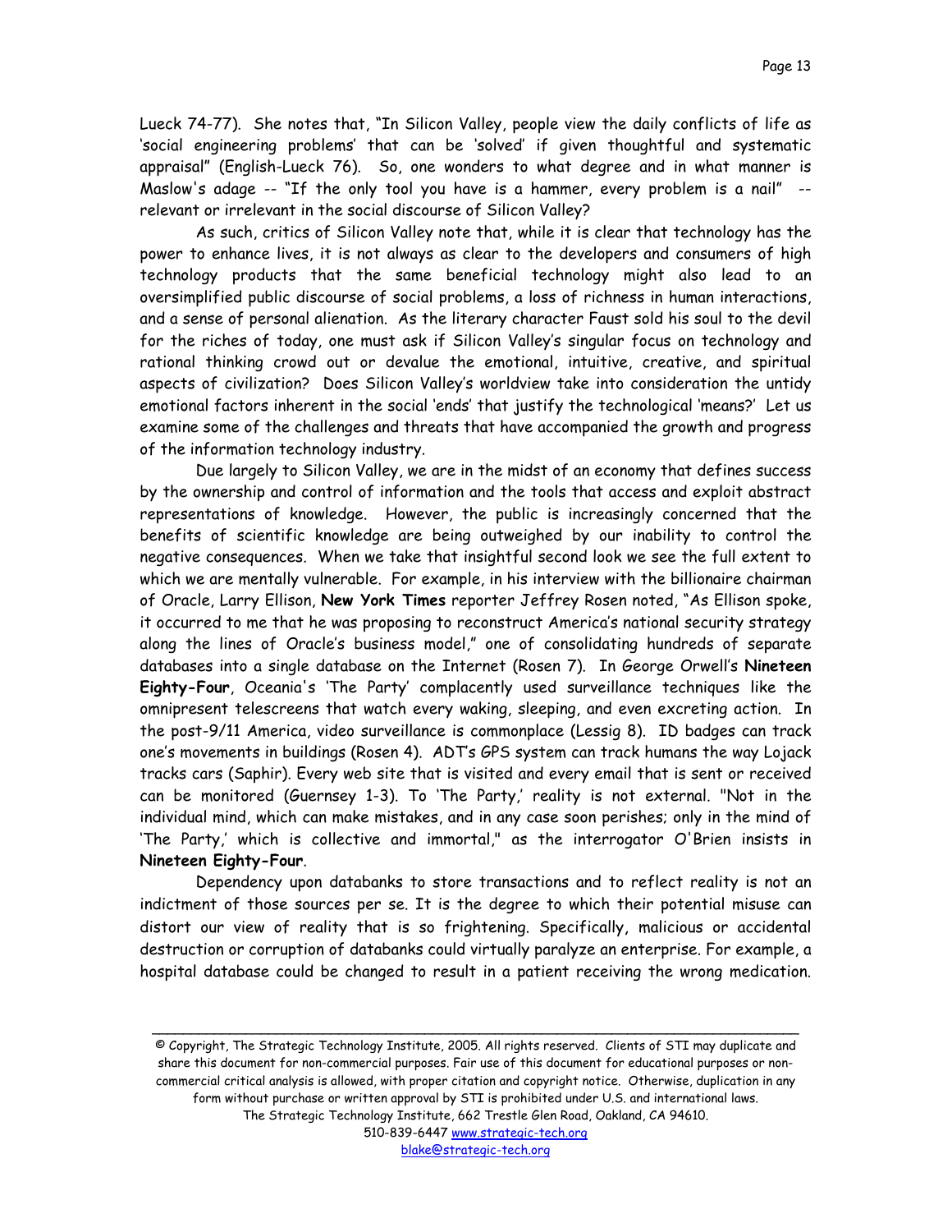Lueck 74-77). She notes that, "In Silicon Valley, people view the daily conflicts of life as 'social engineering problems' that can be 'solved' if given thoughtful and systematic appraisal" (English-Lueck 76). So, one wonders to what degree and in what manner is Maslow's adage -- "If the only tool you have is a hammer, every problem is a nail" -- relevant or irrelevant in the social discourse of Silicon Valley?

As such, critics of Silicon Valley note that, while it is clear that technology has the power to enhance lives, it is not always as clear to the developers and consumers of high technology products that the same beneficial technology might also lead to an oversimplified public discourse of social problems, a loss of richness in human interactions, and a sense of personal alienation. As the literary character Faust sold his soul to the devil for the riches of today, one must ask if Silicon Valley's singular focus on technology and rational thinking crowd out or devalue the emotional, intuitive, creative, and spiritual aspects of civilization? Does Silicon Valley's worldview take into consideration the untidy emotional factors inherent in the social 'ends' that justify the technological 'means?' Let us examine some of the challenges and threats that have accompanied the growth and progress of the information technology industry.

Due largely to Silicon Valley, we are in the midst of an economy that defines success by the ownership and control of information and the tools that access and exploit abstract representations of knowledge. However, the public is increasingly concerned that the benefits of scientific knowledge are being outweighed by our inability to control the negative consequences. When we take that insightful second look we see the full extent to which we are mentally vulnerable. For example, in his interview with the billionaire chairman of Oracle, Larry Ellison, **New York Times** reporter Jeffrey Rosen noted, "As Ellison spoke, it occurred to me that he was proposing to reconstruct America's national security strategy along the lines of Oracle's business model," one of consolidating hundreds of separate databases into a single database on the Internet (Rosen 7). In George Orwell's **Nineteen Eighty-Four**, Oceania's 'The Party' complacently used surveillance techniques like the omnipresent telescreens that watch every waking, sleeping, and even excreting action. In the post-9/11 America, video surveillance is commonplace (Lessig 8). ID badges can track one's movements in buildings (Rosen 4). ADT's GPS system can track humans the way Lojack tracks cars (Saphir). Every web site that is visited and every email that is sent or received can be monitored (Guernsey 1-3). To 'The Party,' reality is not external. "Not in the individual mind, which can make mistakes, and in any case soon perishes; only in the mind of 'The Party,' which is collective and immortal," as the interrogator O'Brien insists in **Nineteen Eighty-Four**.

Dependency upon databanks to store transactions and to reflect reality is not an indictment of those sources per se. It is the degree to which their potential misuse can distort our view of reality that is so frightening. Specifically, malicious or accidental destruction or corruption of databanks could virtually paralyze an enterprise. For example, a hospital database could be changed to result in a patient receiving the wrong medication.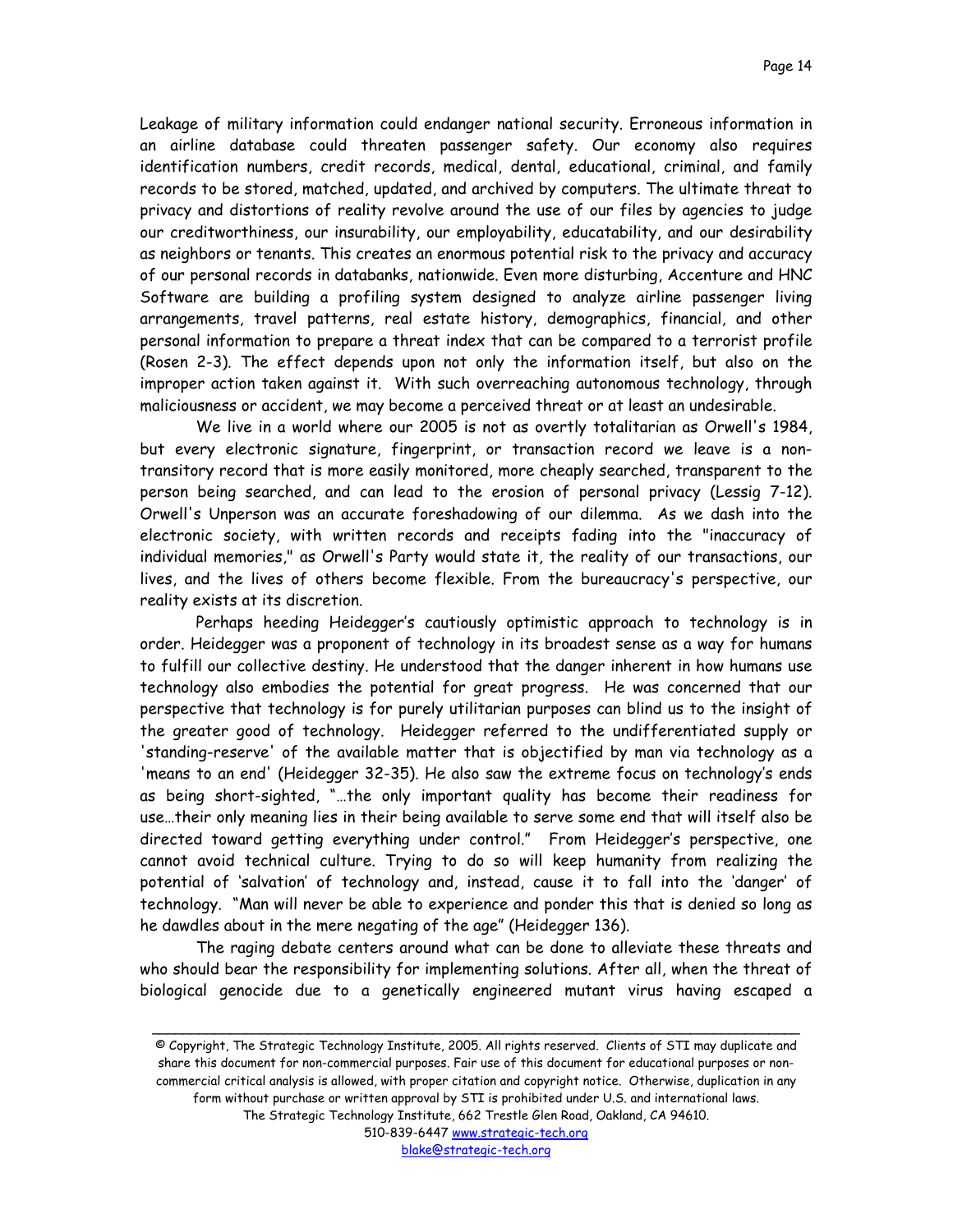Leakage of military information could endanger national security. Erroneous information in an airline database could threaten passenger safety. Our economy also requires identification numbers, credit records, medical, dental, educational, criminal, and family records to be stored, matched, updated, and archived by computers. The ultimate threat to privacy and distortions of reality revolve around the use of our files by agencies to judge our creditworthiness, our insurability, our employability, educatability, and our desirability as neighbors or tenants. This creates an enormous potential risk to the privacy and accuracy of our personal records in databanks, nationwide. Even more disturbing, Accenture and HNC Software are building a profiling system designed to analyze airline passenger living arrangements, travel patterns, real estate history, demographics, financial, and other personal information to prepare a threat index that can be compared to a terrorist profile (Rosen 2-3). The effect depends upon not only the information itself, but also on the improper action taken against it. With such overreaching autonomous technology, through maliciousness or accident, we may become a perceived threat or at least an undesirable.

We live in a world where our 2005 is not as overtly totalitarian as Orwell's 1984, but every electronic signature, fingerprint, or transaction record we leave is a non-transitory record that is more easily monitored, more cheaply searched, transparent to the person being searched, and can lead to the erosion of personal privacy (Lessig 7-12). Orwell's Unperson was an accurate foreshadowing of our dilemma. As we dash into the electronic society, with written records and receipts fading into the "inaccuracy of individual memories," as Orwell's Party would state it, the reality of our transactions, our lives, and the lives of others become flexible. From the bureaucracy's perspective, our reality exists at its discretion.

Perhaps heeding Heidegger's cautiously optimistic approach to technology is in order. Heidegger was a proponent of technology in its broadest sense as a way for humans to fulfill our collective destiny. He understood that the danger inherent in how humans use technology also embodies the potential for great progress. He was concerned that our perspective that technology is for purely utilitarian purposes can blind us to the insight of the greater good of technology. Heidegger referred to the undifferentiated supply or 'standing-reserve' of the available matter that is objectified by man via technology as a 'means to an end' (Heidegger 32-35). He also saw the extreme focus on technology's ends as being short-sighted, "…the only important quality has become their readiness for use…their only meaning lies in their being available to serve some end that will itself also be directed toward getting everything under control." From Heidegger's perspective, one cannot avoid technical culture. Trying to do so will keep humanity from realizing the potential of 'salvation' of technology and, instead, cause it to fall into the 'danger' of technology. "Man will never be able to experience and ponder this that is denied so long as he dawdles about in the mere negating of the age" (Heidegger 136).

The raging debate centers around what can be done to alleviate these threats and who should bear the responsibility for implementing solutions. After all, when the threat of biological genocide due to a genetically engineered mutant virus having escaped a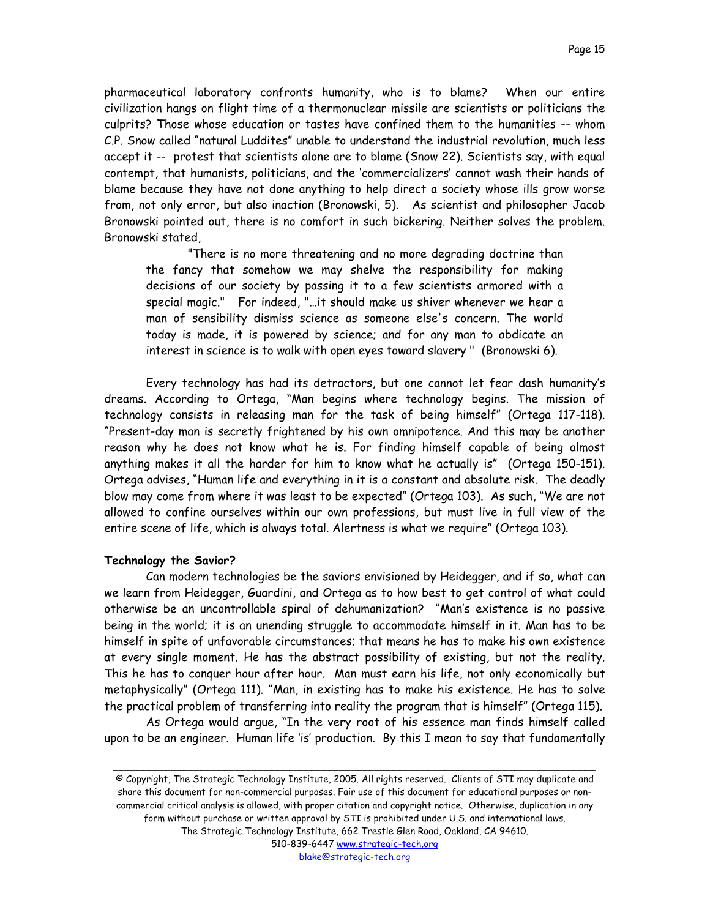pharmaceutical laboratory confronts humanity, who is to blame? When our entire civilization hangs on flight time of a thermonuclear missile are scientists or politicians the culprits? Those whose education or tastes have confined them to the humanities -- whom C.P. Snow called "natural Luddites" unable to understand the industrial revolution, much less accept it -- protest that scientists alone are to blame (Snow 22). Scientists say, with equal contempt, that humanists, politicians, and the 'commercializers' cannot wash their hands of blame because they have not done anything to help direct a society whose ills grow worse from, not only error, but also inaction (Bronowski, 5). As scientist and philosopher Jacob Bronowski pointed out, there is no comfort in such bickering. Neither solves the problem. Bronowski stated,

> "There is no more threatening and no more degrading doctrine than the fancy that somehow we may shelve the responsibility for making decisions of our society by passing it to a few scientists armored with a special magic." For indeed, "…it should make us shiver whenever we hear a man of sensibility dismiss science as someone else's concern. The world today is made, it is powered by science; and for any man to abdicate an interest in science is to walk with open eyes toward slavery " (Bronowski 6).

Every technology has had its detractors, but one cannot let fear dash humanity's dreams. According to Ortega, "Man begins where technology begins. The mission of technology consists in releasing man for the task of being himself" (Ortega 117-118). "Present-day man is secretly frightened by his own omnipotence. And this may be another reason why he does not know what he is. For finding himself capable of being almost anything makes it all the harder for him to know what he actually is" (Ortega 150-151). Ortega advises, "Human life and everything in it is a constant and absolute risk. The deadly blow may come from where it was least to be expected" (Ortega 103). As such, "We are not allowed to confine ourselves within our own professions, but must live in full view of the entire scene of life, which is always total. Alertness is what we require" (Ortega 103).

**Technology the Savior?**

Can modern technologies be the saviors envisioned by Heidegger, and if so, what can we learn from Heidegger, Guardini, and Ortega as to how best to get control of what could otherwise be an uncontrollable spiral of dehumanization? "Man's existence is no passive being in the world; it is an unending struggle to accommodate himself in it. Man has to be himself in spite of unfavorable circumstances; that means he has to make his own existence at every single moment. He has the abstract possibility of existing, but not the reality. This he has to conquer hour after hour. Man must earn his life, not only economically but metaphysically" (Ortega 111). "Man, in existing has to make his existence. He has to solve the practical problem of transferring into reality the program that is himself" (Ortega 115).

As Ortega would argue, "In the very root of his essence man finds himself called upon to be an engineer. Human life 'is' production. By this I mean to say that fundamentally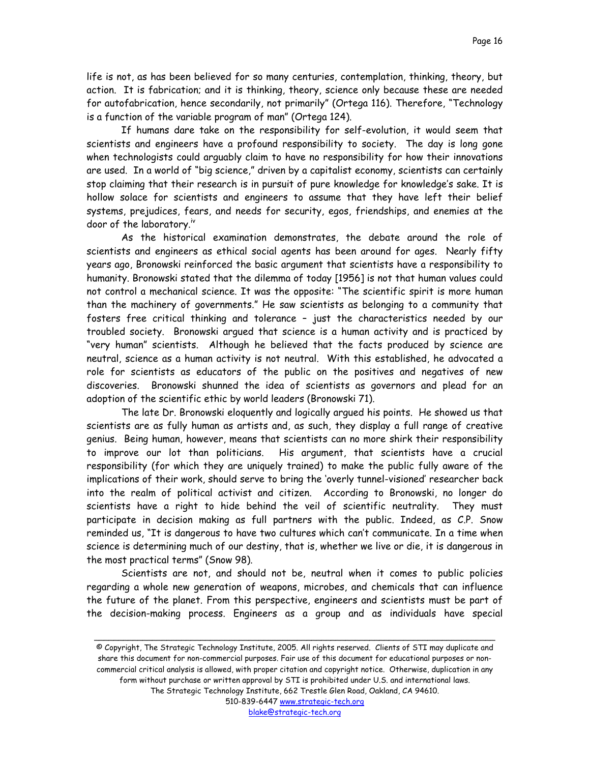life is not, as has been believed for so many centuries, contemplation, thinking, theory, but action. It is fabrication; and it is thinking, theory, science only because these are needed for autofabrication, hence secondarily, not primarily" (Ortega 116). Therefore, "Technology is a function of the variable program of man" (Ortega 124).

If humans dare take on the responsibility for self-evolution, it would seem that scientists and engineers have a profound responsibility to society. The day is long gone when technologists could arguably claim to have no responsibility for how their innovations are used. In a world of "big science," driven by a capitalist economy, scientists can certainly stop claiming that their research is in pursuit of pure knowledge for knowledge's sake. It is hollow solace for scientists and engineers to assume that they have left their belief systems, prejudices, fears, and needs for security, egos, friendships, and enemies at the door of the laboratory.[iv]

As the historical examination demonstrates, the debate around the role of scientists and engineers as ethical social agents has been around for ages. Nearly fifty years ago, Bronowski reinforced the basic argument that scientists have a responsibility to humanity. Bronowski stated that the dilemma of today [1956] is not that human values could not control a mechanical science. It was the opposite: "The scientific spirit is more human than the machinery of governments." He saw scientists as belonging to a community that fosters free critical thinking and tolerance – just the characteristics needed by our troubled society. Bronowski argued that science is a human activity and is practiced by "very human" scientists. Although he believed that the facts produced by science are neutral, science as a human activity is not neutral. With this established, he advocated a role for scientists as educators of the public on the positives and negatives of new discoveries. Bronowski shunned the idea of scientists as governors and plead for an adoption of the scientific ethic by world leaders (Bronowski 71).

The late Dr. Bronowski eloquently and logically argued his points. He showed us that scientists are as fully human as artists and, as such, they display a full range of creative genius. Being human, however, means that scientists can no more shirk their responsibility to improve our lot than politicians. His argument, that scientists have a crucial responsibility (for which they are uniquely trained) to make the public fully aware of the implications of their work, should serve to bring the 'overly tunnel-visioned' researcher back into the realm of political activist and citizen. According to Bronowski, no longer do scientists have a right to hide behind the veil of scientific neutrality. They must participate in decision making as full partners with the public. Indeed, as C.P. Snow reminded us, "It is dangerous to have two cultures which can't communicate. In a time when science is determining much of our destiny, that is, whether we live or die, it is dangerous in the most practical terms" (Snow 98).

Scientists are not, and should not be, neutral when it comes to public policies regarding a whole new generation of weapons, microbes, and chemicals that can influence the future of the planet. From this perspective, engineers and scientists must be part of the decision-making process. Engineers as a group and as individuals have special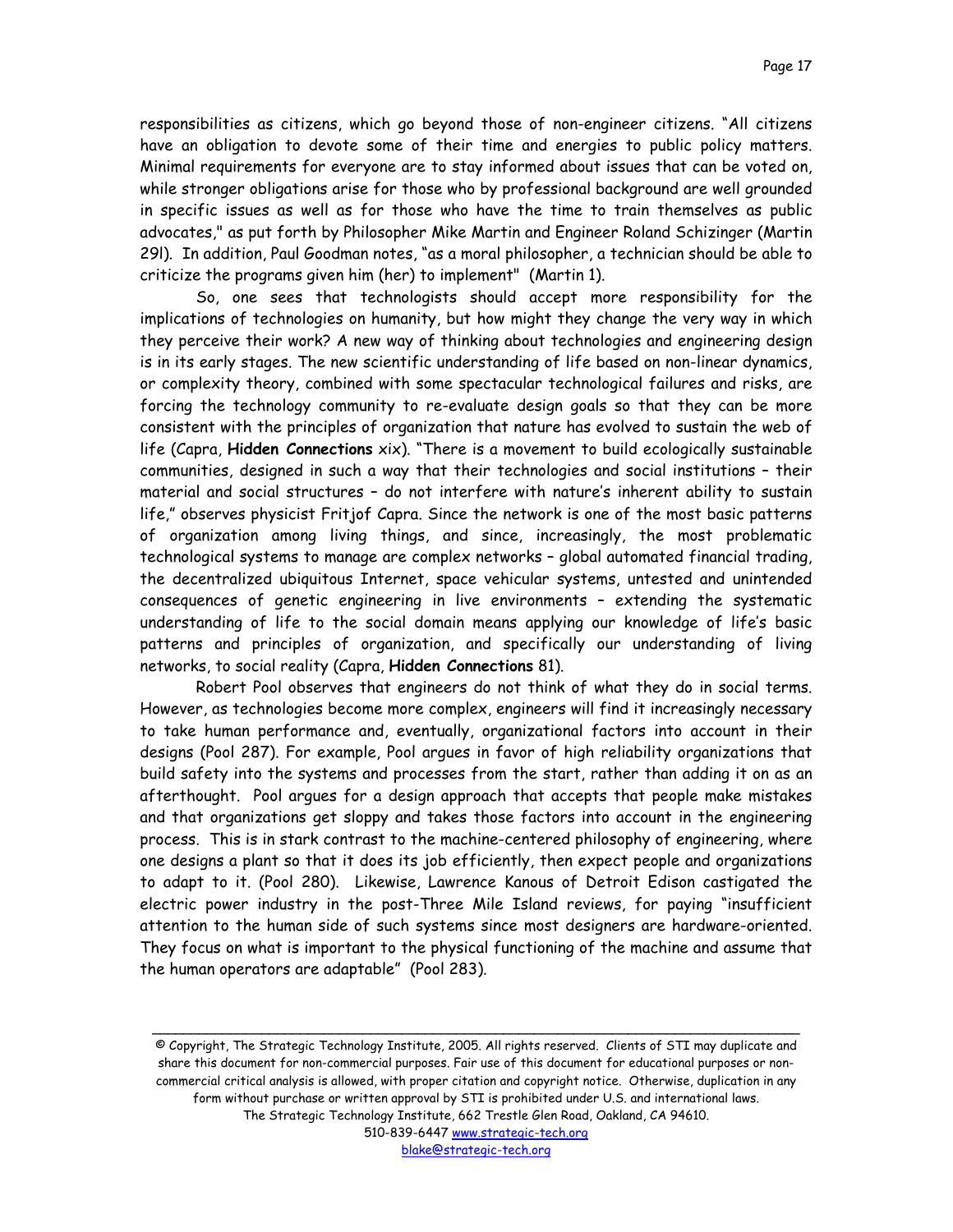responsibilities as citizens, which go beyond those of non-engineer citizens. "All citizens have an obligation to devote some of their time and energies to public policy matters. Minimal requirements for everyone are to stay informed about issues that can be voted on, while stronger obligations arise for those who by professional background are well grounded in specific issues as well as for those who have the time to train themselves as public advocates," as put forth by Philosopher Mike Martin and Engineer Roland Schizinger (Martin 29l). In addition, Paul Goodman notes, "as a moral philosopher, a technician should be able to criticize the programs given him (her) to implement" (Martin 1).

So, one sees that technologists should accept more responsibility for the implications of technologies on humanity, but how might they change the very way in which they perceive their work? A new way of thinking about technologies and engineering design is in its early stages. The new scientific understanding of life based on non-linear dynamics, or complexity theory, combined with some spectacular technological failures and risks, are forcing the technology community to re-evaluate design goals so that they can be more consistent with the principles of organization that nature has evolved to sustain the web of life (Capra, **Hidden Connections** xix). "There is a movement to build ecologically sustainable communities, designed in such a way that their technologies and social institutions – their material and social structures – do not interfere with nature's inherent ability to sustain life," observes physicist Fritjof Capra. Since the network is one of the most basic patterns of organization among living things, and since, increasingly, the most problematic technological systems to manage are complex networks – global automated financial trading, the decentralized ubiquitous Internet, space vehicular systems, untested and unintended consequences of genetic engineering in live environments – extending the systematic understanding of life to the social domain means applying our knowledge of life's basic patterns and principles of organization, and specifically our understanding of living networks, to social reality (Capra, **Hidden Connections** 81).

Robert Pool observes that engineers do not think of what they do in social terms. However, as technologies become more complex, engineers will find it increasingly necessary to take human performance and, eventually, organizational factors into account in their designs (Pool 287). For example, Pool argues in favor of high reliability organizations that build safety into the systems and processes from the start, rather than adding it on as an afterthought. Pool argues for a design approach that accepts that people make mistakes and that organizations get sloppy and takes those factors into account in the engineering process. This is in stark contrast to the machine-centered philosophy of engineering, where one designs a plant so that it does its job efficiently, then expect people and organizations to adapt to it. (Pool 280). Likewise, Lawrence Kanous of Detroit Edison castigated the electric power industry in the post-Three Mile Island reviews, for paying "insufficient attention to the human side of such systems since most designers are hardware-oriented. They focus on what is important to the physical functioning of the machine and assume that the human operators are adaptable" (Pool 283).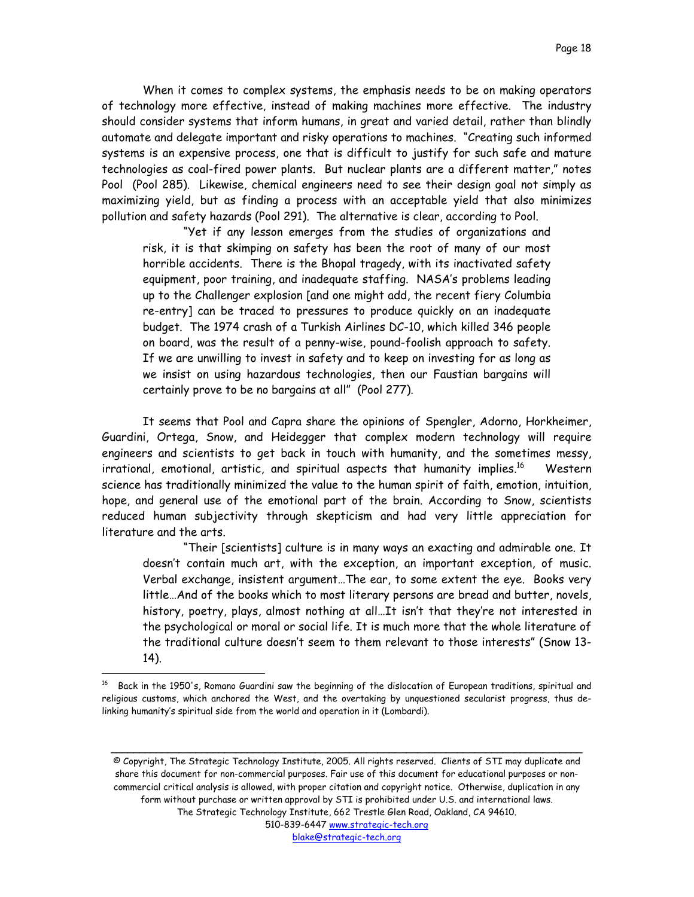When it comes to complex systems, the emphasis needs to be on making operators of technology more effective, instead of making machines more effective. The industry should consider systems that inform humans, in great and varied detail, rather than blindly automate and delegate important and risky operations to machines. "Creating such informed systems is an expensive process, one that is difficult to justify for such safe and mature technologies as coal-fired power plants. But nuclear plants are a different matter," notes Pool (Pool 285). Likewise, chemical engineers need to see their design goal not simply as maximizing yield, but as finding a process with an acceptable yield that also minimizes pollution and safety hazards (Pool 291). The alternative is clear, according to Pool.

> "Yet if any lesson emerges from the studies of organizations and risk, it is that skimping on safety has been the root of many of our most horrible accidents. There is the Bhopal tragedy, with its inactivated safety equipment, poor training, and inadequate staffing. NASA's problems leading up to the Challenger explosion [and one might add, the recent fiery Columbia re-entry] can be traced to pressures to produce quickly on an inadequate budget. The 1974 crash of a Turkish Airlines DC-10, which killed 346 people on board, was the result of a penny-wise, pound-foolish approach to safety. If we are unwilling to invest in safety and to keep on investing for as long as we insist on using hazardous technologies, then our Faustian bargains will certainly prove to be no bargains at all" (Pool 277).

It seems that Pool and Capra share the opinions of Spengler, Adorno, Horkheimer, Guardini, Ortega, Snow, and Heidegger that complex modern technology will require engineers and scientists to get back in touch with humanity, and the sometimes messy, irrational, emotional, artistic, and spiritual aspects that humanity implies.[16] Western science has traditionally minimized the value to the human spirit of faith, emotion, intuition, hope, and general use of the emotional part of the brain. According to Snow, scientists reduced human subjectivity through skepticism and had very little appreciation for literature and the arts.

> "Their [scientists] culture is in many ways an exacting and admirable one. It doesn't contain much art, with the exception, an important exception, of music. Verbal exchange, insistent argument…The ear, to some extent the eye. Books very little…And of the books which to most literary persons are bread and butter, novels, history, poetry, plays, almost nothing at all…It isn't that they're not interested in the psychological or moral or social life. It is much more that the whole literature of the traditional culture doesn't seem to them relevant to those interests" (Snow 13-14).

---

[16] Back in the 1950's, Romano Guardini saw the beginning of the dislocation of European traditions, spiritual and religious customs, which anchored the West, and the overtaking by unquestioned secularist progress, thus de-linking humanity's spiritual side from the world and operation in it (Lombardi).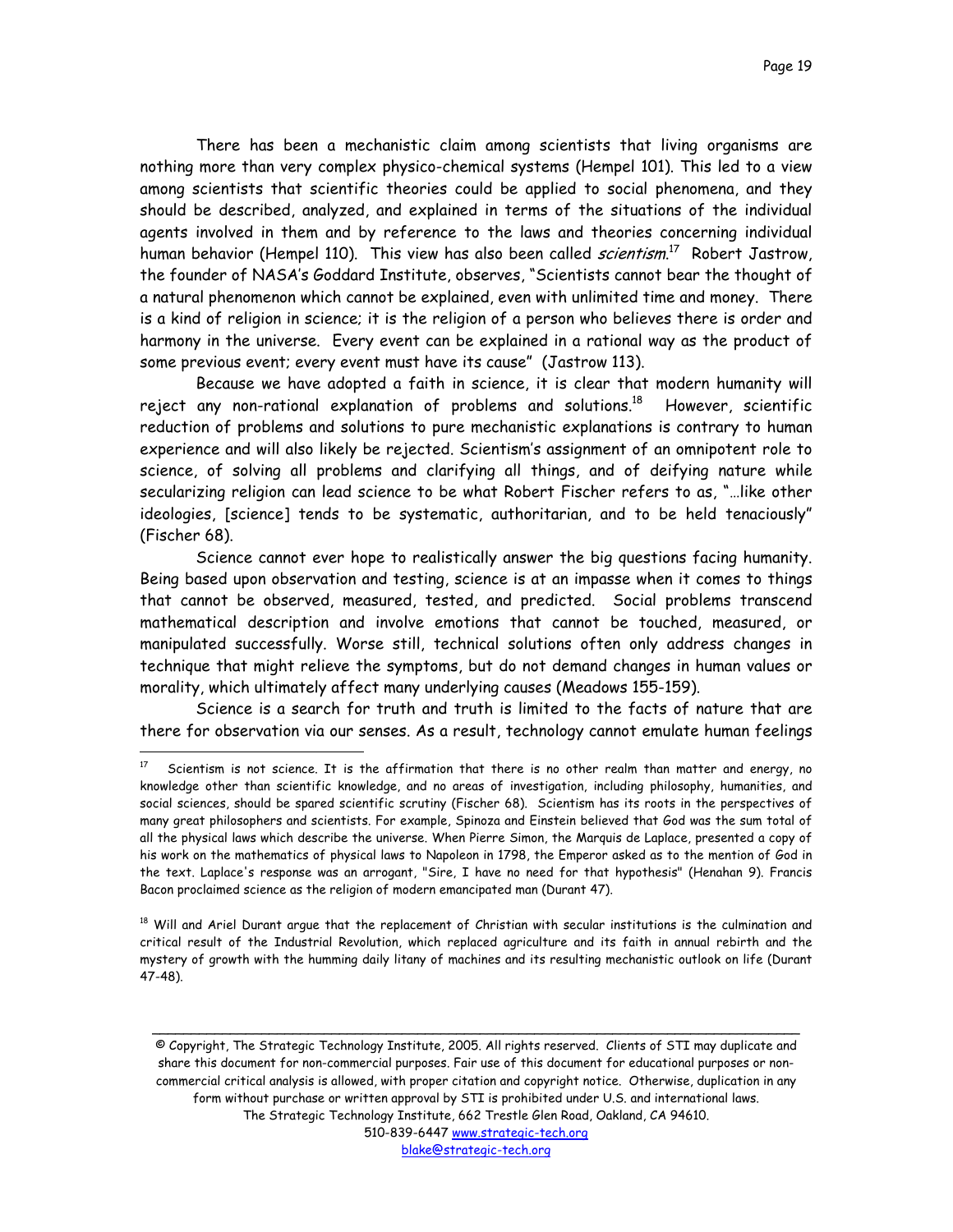There has been a mechanistic claim among scientists that living organisms are nothing more than very complex physico-chemical systems (Hempel 101). This led to a view among scientists that scientific theories could be applied to social phenomena, and they should be described, analyzed, and explained in terms of the situations of the individual agents involved in them and by reference to the laws and theories concerning individual human behavior (Hempel 110). This view has also been called *scientism*.[17] Robert Jastrow, the founder of NASA's Goddard Institute, observes, "Scientists cannot bear the thought of a natural phenomenon which cannot be explained, even with unlimited time and money. There is a kind of religion in science; it is the religion of a person who believes there is order and harmony in the universe. Every event can be explained in a rational way as the product of some previous event; every event must have its cause" (Jastrow 113).

Because we have adopted a faith in science, it is clear that modern humanity will reject any non-rational explanation of problems and solutions.[18] However, scientific reduction of problems and solutions to pure mechanistic explanations is contrary to human experience and will also likely be rejected. Scientism's assignment of an omnipotent role to science, of solving all problems and clarifying all things, and of deifying nature while secularizing religion can lead science to be what Robert Fischer refers to as, "…like other ideologies, [science] tends to be systematic, authoritarian, and to be held tenaciously" (Fischer 68).

Science cannot ever hope to realistically answer the big questions facing humanity. Being based upon observation and testing, science is at an impasse when it comes to things that cannot be observed, measured, tested, and predicted. Social problems transcend mathematical description and involve emotions that cannot be touched, measured, or manipulated successfully. Worse still, technical solutions often only address changes in technique that might relieve the symptoms, but do not demand changes in human values or morality, which ultimately affect many underlying causes (Meadows 155-159).

Science is a search for truth and truth is limited to the facts of nature that are there for observation via our senses. As a result, technology cannot emulate human feelings

---

[17] Scientism is not science. It is the affirmation that there is no other realm than matter and energy, no knowledge other than scientific knowledge, and no areas of investigation, including philosophy, humanities, and social sciences, should be spared scientific scrutiny (Fischer 68). Scientism has its roots in the perspectives of many great philosophers and scientists. For example, Spinoza and Einstein believed that God was the sum total of all the physical laws which describe the universe. When Pierre Simon, the Marquis de Laplace, presented a copy of his work on the mathematics of physical laws to Napoleon in 1798, the Emperor asked as to the mention of God in the text. Laplace's response was an arrogant, "Sire, I have no need for that hypothesis" (Henahan 9). Francis Bacon proclaimed science as the religion of modern emancipated man (Durant 47).

[18] Will and Ariel Durant argue that the replacement of Christian with secular institutions is the culmination and critical result of the Industrial Revolution, which replaced agriculture and its faith in annual rebirth and the mystery of growth with the humming daily litany of machines and its resulting mechanistic outlook on life (Durant 47-48).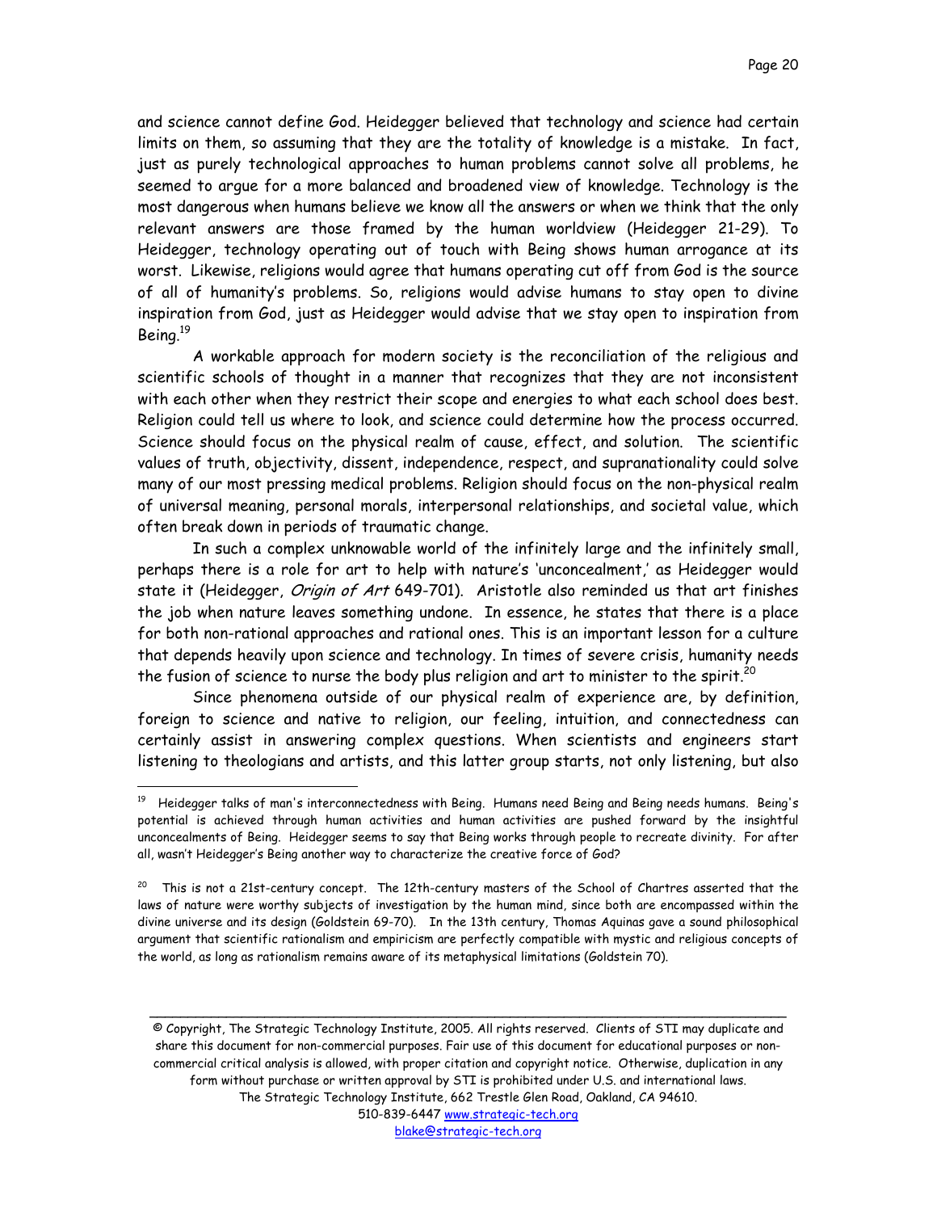and science cannot define God. Heidegger believed that technology and science had certain limits on them, so assuming that they are the totality of knowledge is a mistake. In fact, just as purely technological approaches to human problems cannot solve all problems, he seemed to argue for a more balanced and broadened view of knowledge. Technology is the most dangerous when humans believe we know all the answers or when we think that the only relevant answers are those framed by the human worldview (Heidegger 21-29). To Heidegger, technology operating out of touch with Being shows human arrogance at its worst. Likewise, religions would agree that humans operating cut off from God is the source of all of humanity's problems. So, religions would advise humans to stay open to divine inspiration from God, just as Heidegger would advise that we stay open to inspiration from Being.[19]

A workable approach for modern society is the reconciliation of the religious and scientific schools of thought in a manner that recognizes that they are not inconsistent with each other when they restrict their scope and energies to what each school does best. Religion could tell us where to look, and science could determine how the process occurred. Science should focus on the physical realm of cause, effect, and solution. The scientific values of truth, objectivity, dissent, independence, respect, and supranationality could solve many of our most pressing medical problems. Religion should focus on the non-physical realm of universal meaning, personal morals, interpersonal relationships, and societal value, which often break down in periods of traumatic change.

In such a complex unknowable world of the infinitely large and the infinitely small, perhaps there is a role for art to help with nature's 'unconcealment,' as Heidegger would state it (Heidegger, *Origin of Art* 649-701). Aristotle also reminded us that art finishes the job when nature leaves something undone. In essence, he states that there is a place for both non-rational approaches and rational ones. This is an important lesson for a culture that depends heavily upon science and technology. In times of severe crisis, humanity needs the fusion of science to nurse the body plus religion and art to minister to the spirit.[20]

Since phenomena outside of our physical realm of experience are, by definition, foreign to science and native to religion, our feeling, intuition, and connectedness can certainly assist in answering complex questions. When scientists and engineers start listening to theologians and artists, and this latter group starts, not only listening, but also

---

[19] Heidegger talks of man's interconnectedness with Being. Humans need Being and Being needs humans. Being's potential is achieved through human activities and human activities are pushed forward by the insightful unconcealments of Being. Heidegger seems to say that Being works through people to recreate divinity. For after all, wasn't Heidegger's Being another way to characterize the creative force of God?

[20] This is not a 21st-century concept. The 12th-century masters of the School of Chartres asserted that the laws of nature were worthy subjects of investigation by the human mind, since both are encompassed within the divine universe and its design (Goldstein 69-70). In the 13th century, Thomas Aquinas gave a sound philosophical argument that scientific rationalism and empiricism are perfectly compatible with mystic and religious concepts of the world, as long as rationalism remains aware of its metaphysical limitations (Goldstein 70).

---

© Copyright, The Strategic Technology Institute, 2005. All rights reserved. Clients of STI may duplicate and share this document for non-commercial purposes. Fair use of this document for educational purposes or non-commercial critical analysis is allowed, with proper citation and copyright notice. Otherwise, duplication in any form without purchase or written approval by STI is prohibited under U.S. and international laws.
The Strategic Technology Institute, 662 Trestle Glen Road, Oakland, CA 94610.
510-839-6447 www.strategic-tech.org
blake@strategic-tech.org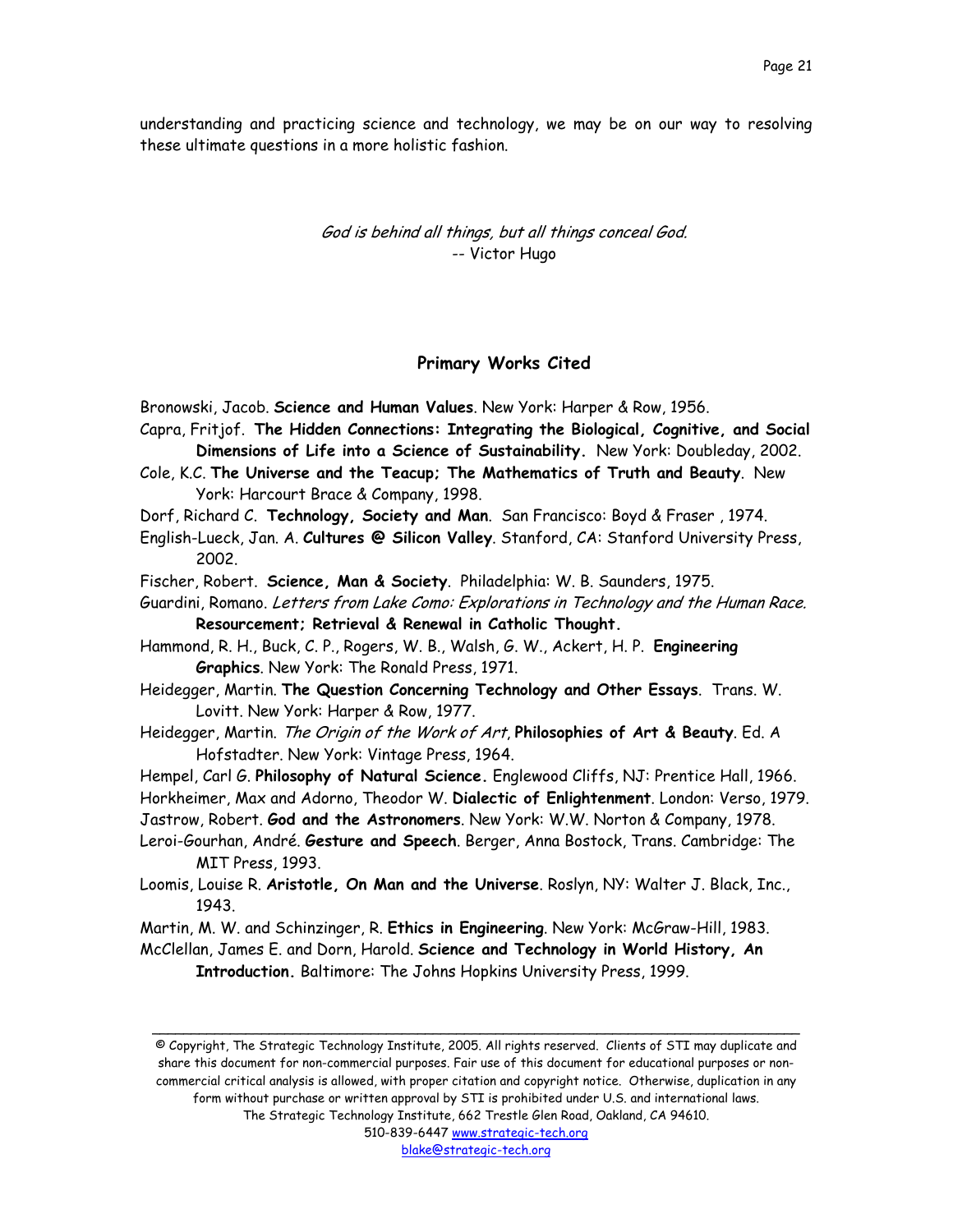understanding and practicing science and technology, we may be on our way to resolving these ultimate questions in a more holistic fashion.

*God is behind all things, but all things conceal God.*
-- Victor Hugo

## Primary Works Cited

Bronowski, Jacob. **Science and Human Values**. New York: Harper & Row, 1956.

Capra, Fritjof. **The Hidden Connections: Integrating the Biological, Cognitive, and Social Dimensions of Life into a Science of Sustainability.** New York: Doubleday, 2002.

Cole, K.C. **The Universe and the Teacup; The Mathematics of Truth and Beauty**. New York: Harcourt Brace & Company, 1998.

Dorf, Richard C. **Technology, Society and Man**. San Francisco: Boyd & Fraser , 1974.

English-Lueck, Jan. A. **Cultures @ Silicon Valley**. Stanford, CA: Stanford University Press, 2002.

Fischer, Robert. **Science, Man & Society**. Philadelphia: W. B. Saunders, 1975.

Guardini, Romano. *Letters from Lake Como: Explorations in Technology and the Human Race.* **Resourcement; Retrieval & Renewal in Catholic Thought.**

Hammond, R. H., Buck, C. P., Rogers, W. B., Walsh, G. W., Ackert, H. P. **Engineering Graphics**. New York: The Ronald Press, 1971.

Heidegger, Martin. **The Question Concerning Technology and Other Essays**. Trans. W. Lovitt. New York: Harper & Row, 1977.

Heidegger, Martin. *The Origin of the Work of Art*, **Philosophies of Art & Beauty**. Ed. A Hofstadter. New York: Vintage Press, 1964.

Hempel, Carl G. **Philosophy of Natural Science.** Englewood Cliffs, NJ: Prentice Hall, 1966.

Horkheimer, Max and Adorno, Theodor W. **Dialectic of Enlightenment**. London: Verso, 1979.

Jastrow, Robert. **God and the Astronomers**. New York: W.W. Norton & Company, 1978.

Leroi-Gourhan, André. **Gesture and Speech**. Berger, Anna Bostock, Trans. Cambridge: The MIT Press, 1993.

Loomis, Louise R. **Aristotle, On Man and the Universe**. Roslyn, NY: Walter J. Black, Inc., 1943.

Martin, M. W. and Schinzinger, R. **Ethics in Engineering**. New York: McGraw-Hill, 1983.

McClellan, James E. and Dorn, Harold. **Science and Technology in World History, An Introduction.** Baltimore: The Johns Hopkins University Press, 1999.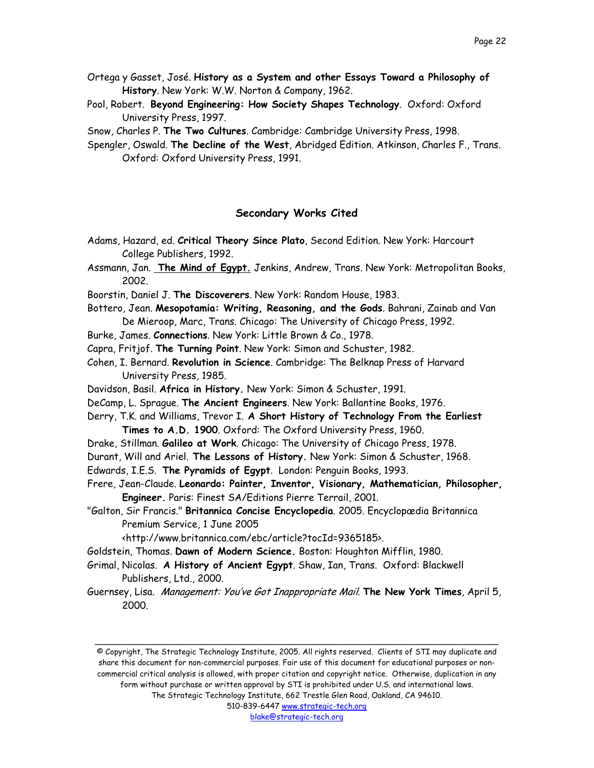Ortega y Gasset, José. **History as a System and other Essays Toward a Philosophy of History**. New York: W.W. Norton & Company, 1962.

Pool, Robert. **Beyond Engineering: How Society Shapes Technology**. Oxford: Oxford University Press, 1997.

Snow, Charles P. **The Two Cultures**. Cambridge: Cambridge University Press, 1998.

Spengler, Oswald. **The Decline of the West**, Abridged Edition. Atkinson, Charles F., Trans. Oxford: Oxford University Press, 1991.

## Secondary Works Cited

Adams, Hazard, ed. **Critical Theory Since Plato**, Second Edition. New York: Harcourt College Publishers, 1992.

Assmann, Jan. **The Mind of Egypt.** Jenkins, Andrew, Trans. New York: Metropolitan Books, 2002.

Boorstin, Daniel J. **The Discoverers**. New York: Random House, 1983.

Bottero, Jean. **Mesopotamia: Writing, Reasoning, and the Gods**. Bahrani, Zainab and Van De Mieroop, Marc, Trans. Chicago: The University of Chicago Press, 1992.

Burke, James. **Connections**. New York: Little Brown & Co., 1978.

Capra, Fritjof. **The Turning Point**. New York: Simon and Schuster, 1982.

Cohen, I. Bernard. **Revolution in Science**. Cambridge: The Belknap Press of Harvard University Press, 1985.

Davidson, Basil. **Africa in History.** New York: Simon & Schuster, 1991.

DeCamp, L. Sprague. **The Ancient Engineers**. New York: Ballantine Books, 1976.

Derry, T.K. and Williams, Trevor I. **A Short History of Technology From the Earliest Times to A.D. 1900**. Oxford: The Oxford University Press, 1960.

Drake, Stillman. **Galileo at Work**. Chicago: The University of Chicago Press, 1978.

Durant, Will and Ariel. **The Lessons of History.** New York: Simon & Schuster, 1968.

Edwards, I.E.S. **The Pyramids of Egypt**. London: Penguin Books, 1993.

Frere, Jean-Claude. **Leonardo: Painter, Inventor, Visionary, Mathematician, Philosopher, Engineer.** Paris: Finest SA/Editions Pierre Terrail, 2001.

"Galton, Sir Francis." **Britannica Concise Encyclopedia**. 2005. Encyclopædia Britannica Premium Service, 1 June 2005 <http://www.britannica.com/ebc/article?tocId=9365185>.

Goldstein, Thomas. **Dawn of Modern Science.** Boston: Houghton Mifflin, 1980.

Grimal, Nicolas. **A History of Ancient Egypt**. Shaw, Ian, Trans. Oxford: Blackwell Publishers, Ltd., 2000.

Guernsey, Lisa. *Management: You've Got Inappropriate Mail.* **The New York Times**, April 5, 2000.

© Copyright, The Strategic Technology Institute, 2005. All rights reserved. Clients of STI may duplicate and share this document for non-commercial purposes. Fair use of this document for educational purposes or non-commercial critical analysis is allowed, with proper citation and copyright notice. Otherwise, duplication in any form without purchase or written approval by STI is prohibited under U.S. and international laws. The Strategic Technology Institute, 662 Trestle Glen Road, Oakland, CA 94610. 510-839-6447 www.strategic-tech.org blake@strategic-tech.org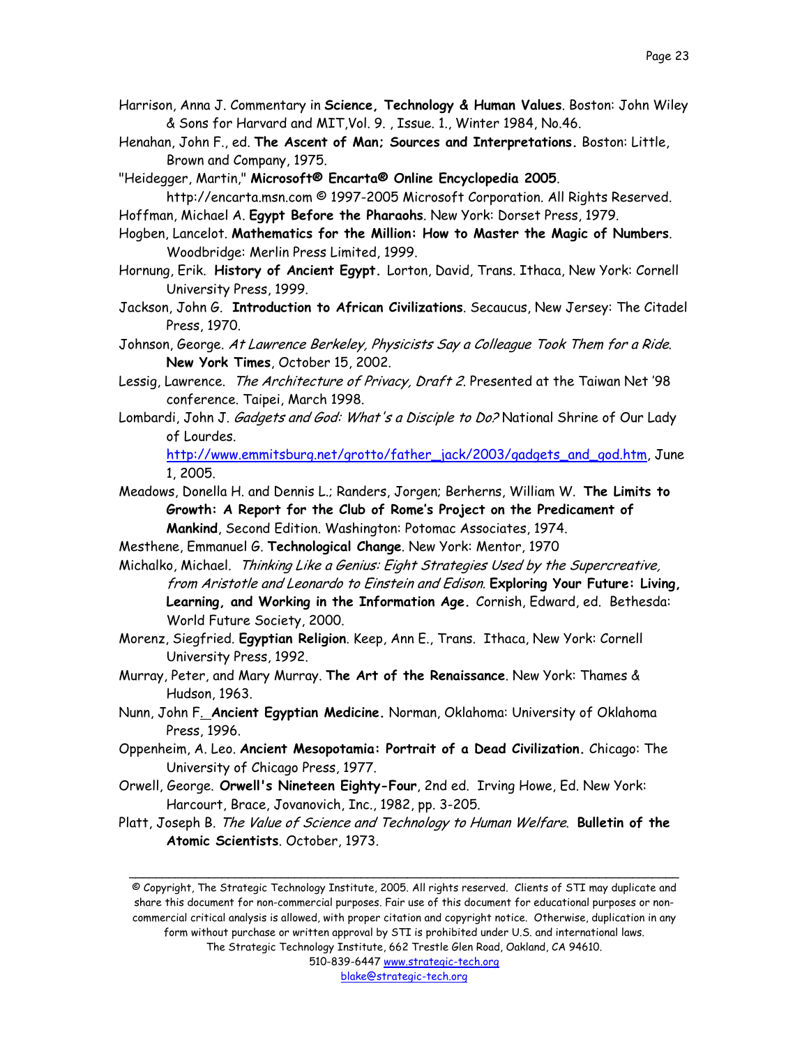Harrison, Anna J. Commentary in **Science, Technology & Human Values**. Boston: John Wiley & Sons for Harvard and MIT,Vol. 9. , Issue. 1., Winter 1984, No.46.

Henahan, John F., ed. **The Ascent of Man; Sources and Interpretations.** Boston: Little, Brown and Company, 1975.

"Heidegger, Martin," **Microsoft® Encarta® Online Encyclopedia 2005**. http://encarta.msn.com © 1997-2005 Microsoft Corporation. All Rights Reserved.

Hoffman, Michael A. **Egypt Before the Pharaohs**. New York: Dorset Press, 1979.

Hogben, Lancelot. **Mathematics for the Million: How to Master the Magic of Numbers**. Woodbridge: Merlin Press Limited, 1999.

Hornung, Erik. **History of Ancient Egypt.** Lorton, David, Trans. Ithaca, New York: Cornell University Press, 1999.

Jackson, John G. **Introduction to African Civilizations**. Secaucus, New Jersey: The Citadel Press, 1970.

Johnson, George. *At Lawrence Berkeley, Physicists Say a Colleague Took Them for a Ride*. **New York Times**, October 15, 2002.

Lessig, Lawrence. *The Architecture of Privacy, Draft 2*. Presented at the Taiwan Net '98 conference. Taipei, March 1998.

Lombardi, John J. *Gadgets and God: What's a Disciple to Do?* National Shrine of Our Lady of Lourdes. http://www.emmitsburg.net/grotto/father_jack/2003/gadgets_and_god.htm, June 1, 2005.

Meadows, Donella H. and Dennis L.; Randers, Jorgen; Berherns, William W. **The Limits to Growth: A Report for the Club of Rome's Project on the Predicament of Mankind**, Second Edition. Washington: Potomac Associates, 1974.

Mesthene, Emmanuel G. **Technological Change**. New York: Mentor, 1970

Michalko, Michael. *Thinking Like a Genius: Eight Strategies Used by the Supercreative, from Aristotle and Leonardo to Einstein and Edison.* **Exploring Your Future: Living, Learning, and Working in the Information Age.** Cornish, Edward, ed. Bethesda: World Future Society, 2000.

Morenz, Siegfried. **Egyptian Religion**. Keep, Ann E., Trans. Ithaca, New York: Cornell University Press, 1992.

Murray, Peter, and Mary Murray. **The Art of the Renaissance**. New York: Thames & Hudson, 1963.

Nunn, John F. **Ancient Egyptian Medicine.** Norman, Oklahoma: University of Oklahoma Press, 1996.

Oppenheim, A. Leo. **Ancient Mesopotamia: Portrait of a Dead Civilization.** Chicago: The University of Chicago Press, 1977.

Orwell, George. **Orwell's Nineteen Eighty-Four**, 2nd ed. Irving Howe, Ed. New York: Harcourt, Brace, Jovanovich, Inc., 1982, pp. 3-205.

Platt, Joseph B. *The Value of Science and Technology to Human Welfare*. **Bulletin of the Atomic Scientists**. October, 1973.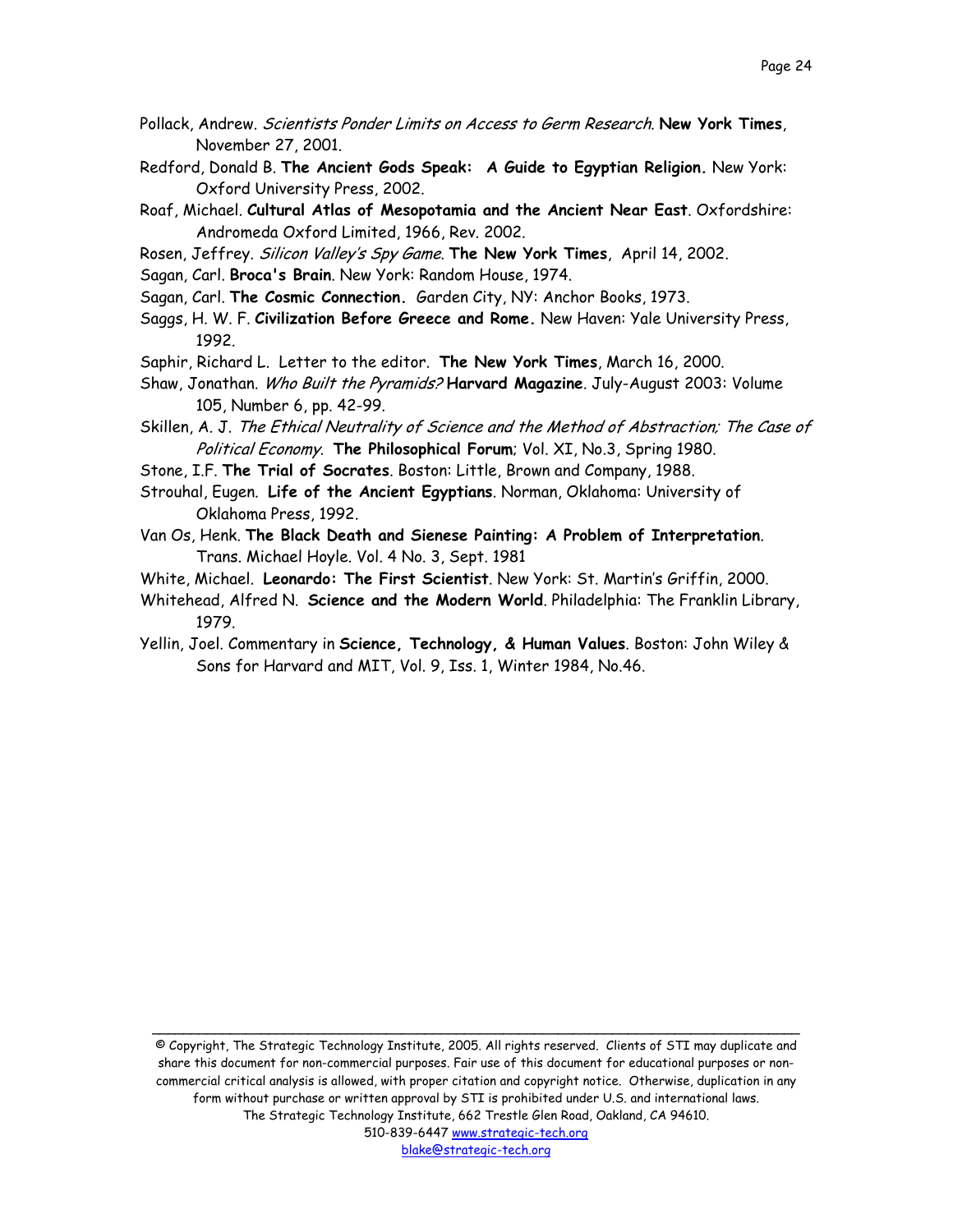Pollack, Andrew. *Scientists Ponder Limits on Access to Germ Research*. **New York Times**, November 27, 2001.

Redford, Donald B. **The Ancient Gods Speak: A Guide to Egyptian Religion.** New York: Oxford University Press, 2002.

Roaf, Michael. **Cultural Atlas of Mesopotamia and the Ancient Near East**. Oxfordshire: Andromeda Oxford Limited, 1966, Rev. 2002.

Rosen, Jeffrey. *Silicon Valley's Spy Game*. **The New York Times**, April 14, 2002.

Sagan, Carl. **Broca's Brain**. New York: Random House, 1974.

Sagan, Carl. **The Cosmic Connection.** Garden City, NY: Anchor Books, 1973.

Saggs, H. W. F. **Civilization Before Greece and Rome.** New Haven: Yale University Press, 1992.

Saphir, Richard L. Letter to the editor. **The New York Times**, March 16, 2000.

Shaw, Jonathan. *Who Built the Pyramids?* **Harvard Magazine**. July-August 2003: Volume 105, Number 6, pp. 42-99.

Skillen, A. J. *The Ethical Neutrality of Science and the Method of Abstraction; The Case of Political Economy*. **The Philosophical Forum**; Vol. XI, No.3, Spring 1980.

Stone, I.F. **The Trial of Socrates**. Boston: Little, Brown and Company, 1988.

Strouhal, Eugen. **Life of the Ancient Egyptians**. Norman, Oklahoma: University of Oklahoma Press, 1992.

Van Os, Henk. **The Black Death and Sienese Painting: A Problem of Interpretation**. Trans. Michael Hoyle. Vol. 4 No. 3, Sept. 1981

White, Michael. **Leonardo: The First Scientist**. New York: St. Martin's Griffin, 2000.

Whitehead, Alfred N. **Science and the Modern World**. Philadelphia: The Franklin Library, 1979.

Yellin, Joel. Commentary in **Science, Technology, & Human Values**. Boston: John Wiley & Sons for Harvard and MIT, Vol. 9, Iss. 1, Winter 1984, No.46.

© Copyright, The Strategic Technology Institute, 2005. All rights reserved. Clients of STI may duplicate and share this document for non-commercial purposes. Fair use of this document for educational purposes or non-commercial critical analysis is allowed, with proper citation and copyright notice. Otherwise, duplication in any form without purchase or written approval by STI is prohibited under U.S. and international laws.
The Strategic Technology Institute, 662 Trestle Glen Road, Oakland, CA 94610.
510-839-6447 www.strategic-tech.org
blake@strategic-tech.org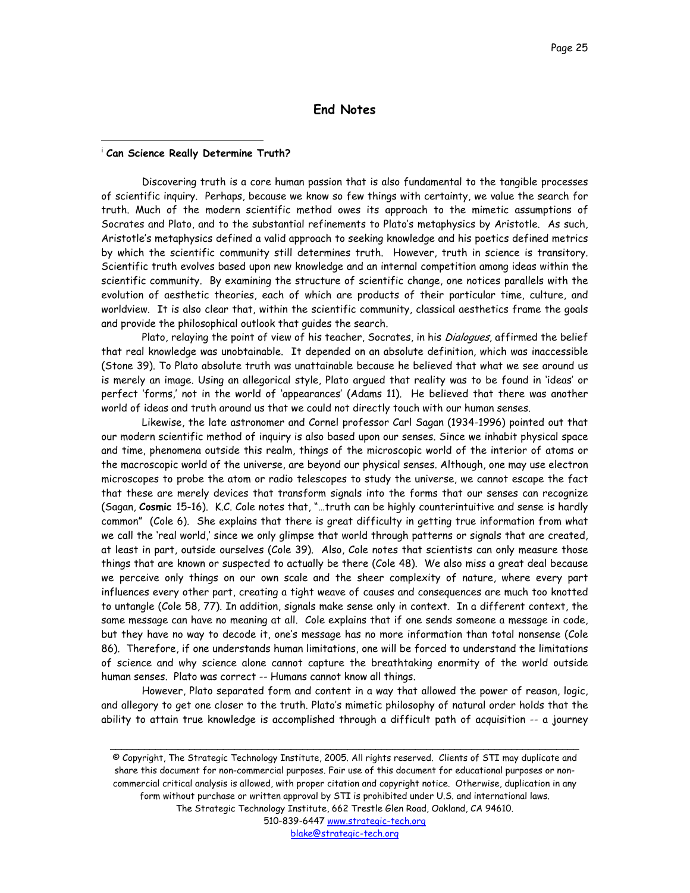## End Notes

[i] **Can Science Really Determine Truth?**

Discovering truth is a core human passion that is also fundamental to the tangible processes of scientific inquiry. Perhaps, because we know so few things with certainty, we value the search for truth. Much of the modern scientific method owes its approach to the mimetic assumptions of Socrates and Plato, and to the substantial refinements to Plato's metaphysics by Aristotle. As such, Aristotle's metaphysics defined a valid approach to seeking knowledge and his poetics defined metrics by which the scientific community still determines truth. However, truth in science is transitory. Scientific truth evolves based upon new knowledge and an internal competition among ideas within the scientific community. By examining the structure of scientific change, one notices parallels with the evolution of aesthetic theories, each of which are products of their particular time, culture, and worldview. It is also clear that, within the scientific community, classical aesthetics frame the goals and provide the philosophical outlook that guides the search.

Plato, relaying the point of view of his teacher, Socrates, in his *Dialogues*, affirmed the belief that real knowledge was unobtainable. It depended on an absolute definition, which was inaccessible (Stone 39). To Plato absolute truth was unattainable because he believed that what we see around us is merely an image. Using an allegorical style, Plato argued that reality was to be found in 'ideas' or perfect 'forms,' not in the world of 'appearances' (Adams 11). He believed that there was another world of ideas and truth around us that we could not directly touch with our human senses.

Likewise, the late astronomer and Cornel professor Carl Sagan (1934-1996) pointed out that our modern scientific method of inquiry is also based upon our senses. Since we inhabit physical space and time, phenomena outside this realm, things of the microscopic world of the interior of atoms or the macroscopic world of the universe, are beyond our physical senses. Although, one may use electron microscopes to probe the atom or radio telescopes to study the universe, we cannot escape the fact that these are merely devices that transform signals into the forms that our senses can recognize (Sagan, **Cosmic** 15-16). K.C. Cole notes that, "…truth can be highly counterintuitive and sense is hardly common" (Cole 6). She explains that there is great difficulty in getting true information from what we call the 'real world,' since we only glimpse that world through patterns or signals that are created, at least in part, outside ourselves (Cole 39). Also, Cole notes that scientists can only measure those things that are known or suspected to actually be there (Cole 48). We also miss a great deal because we perceive only things on our own scale and the sheer complexity of nature, where every part influences every other part, creating a tight weave of causes and consequences are much too knotted to untangle (Cole 58, 77). In addition, signals make sense only in context. In a different context, the same message can have no meaning at all. Cole explains that if one sends someone a message in code, but they have no way to decode it, one's message has no more information than total nonsense (Cole 86). Therefore, if one understands human limitations, one will be forced to understand the limitations of science and why science alone cannot capture the breathtaking enormity of the world outside human senses. Plato was correct -- Humans cannot know all things.

However, Plato separated form and content in a way that allowed the power of reason, logic, and allegory to get one closer to the truth. Plato's mimetic philosophy of natural order holds that the ability to attain true knowledge is accomplished through a difficult path of acquisition -- a journey

© Copyright, The Strategic Technology Institute, 2005. All rights reserved. Clients of STI may duplicate and share this document for non-commercial purposes. Fair use of this document for educational purposes or non-commercial critical analysis is allowed, with proper citation and copyright notice. Otherwise, duplication in any form without purchase or written approval by STI is prohibited under U.S. and international laws.
The Strategic Technology Institute, 662 Trestle Glen Road, Oakland, CA 94610.
510-839-6447 www.strategic-tech.org
blake@strategic-tech.org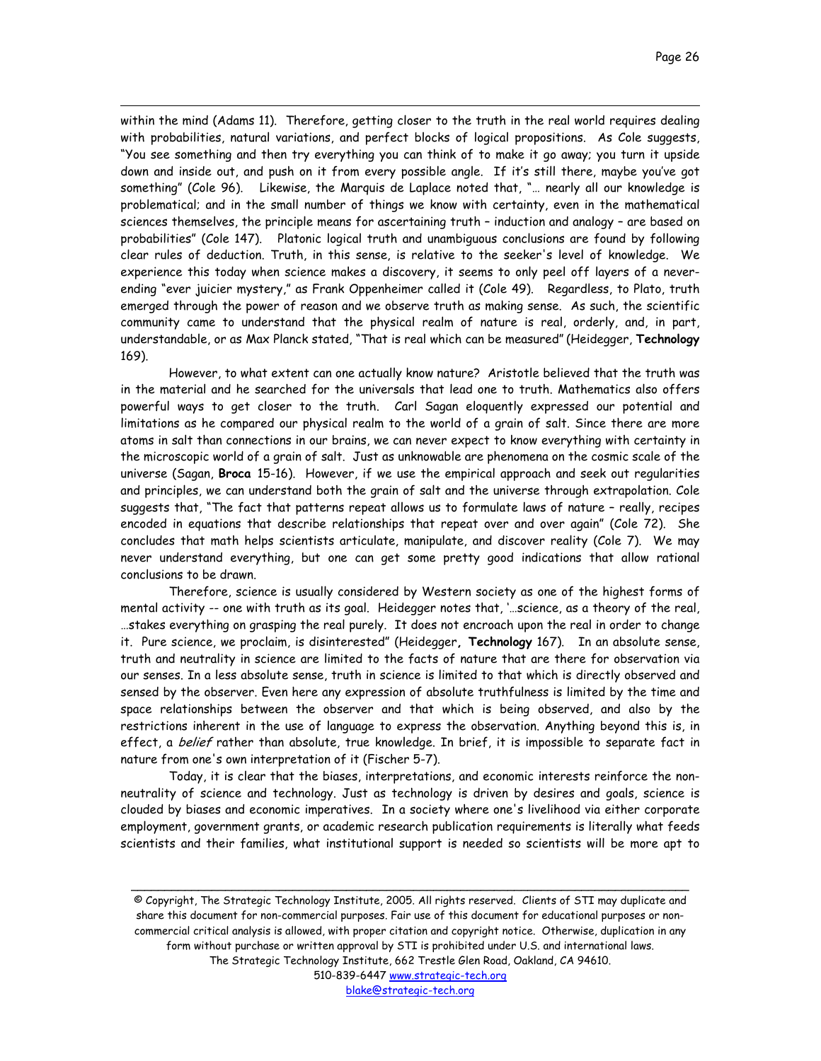within the mind (Adams 11). Therefore, getting closer to the truth in the real world requires dealing with probabilities, natural variations, and perfect blocks of logical propositions. As Cole suggests, "You see something and then try everything you can think of to make it go away; you turn it upside down and inside out, and push on it from every possible angle. If it's still there, maybe you've got something" (Cole 96). Likewise, the Marquis de Laplace noted that, "… nearly all our knowledge is problematical; and in the small number of things we know with certainty, even in the mathematical sciences themselves, the principle means for ascertaining truth – induction and analogy – are based on probabilities" (Cole 147). Platonic logical truth and unambiguous conclusions are found by following clear rules of deduction. Truth, in this sense, is relative to the seeker's level of knowledge. We experience this today when science makes a discovery, it seems to only peel off layers of a never-ending "ever juicier mystery," as Frank Oppenheimer called it (Cole 49). Regardless, to Plato, truth emerged through the power of reason and we observe truth as making sense. As such, the scientific community came to understand that the physical realm of nature is real, orderly, and, in part, understandable, or as Max Planck stated, "That is real which can be measured" (Heidegger, **Technology** 169).

However, to what extent can one actually know nature? Aristotle believed that the truth was in the material and he searched for the universals that lead one to truth. Mathematics also offers powerful ways to get closer to the truth. Carl Sagan eloquently expressed our potential and limitations as he compared our physical realm to the world of a grain of salt. Since there are more atoms in salt than connections in our brains, we can never expect to know everything with certainty in the microscopic world of a grain of salt. Just as unknowable are phenomena on the cosmic scale of the universe (Sagan, **Broca** 15-16). However, if we use the empirical approach and seek out regularities and principles, we can understand both the grain of salt and the universe through extrapolation. Cole suggests that, "The fact that patterns repeat allows us to formulate laws of nature – really, recipes encoded in equations that describe relationships that repeat over and over again" (Cole 72). She concludes that math helps scientists articulate, manipulate, and discover reality (Cole 7). We may never understand everything, but one can get some pretty good indications that allow rational conclusions to be drawn.

Therefore, science is usually considered by Western society as one of the highest forms of mental activity -- one with truth as its goal. Heidegger notes that, '…science, as a theory of the real, …stakes everything on grasping the real purely. It does not encroach upon the real in order to change it. Pure science, we proclaim, is disinterested" (Heidegger**, Technology** 167). In an absolute sense, truth and neutrality in science are limited to the facts of nature that are there for observation via our senses. In a less absolute sense, truth in science is limited to that which is directly observed and sensed by the observer. Even here any expression of absolute truthfulness is limited by the time and space relationships between the observer and that which is being observed, and also by the restrictions inherent in the use of language to express the observation. Anything beyond this is, in effect, a *belief* rather than absolute, true knowledge. In brief, it is impossible to separate fact in nature from one's own interpretation of it (Fischer 5-7).

Today, it is clear that the biases, interpretations, and economic interests reinforce the non-neutrality of science and technology. Just as technology is driven by desires and goals, science is clouded by biases and economic imperatives. In a society where one's livelihood via either corporate employment, government grants, or academic research publication requirements is literally what feeds scientists and their families, what institutional support is needed so scientists will be more apt to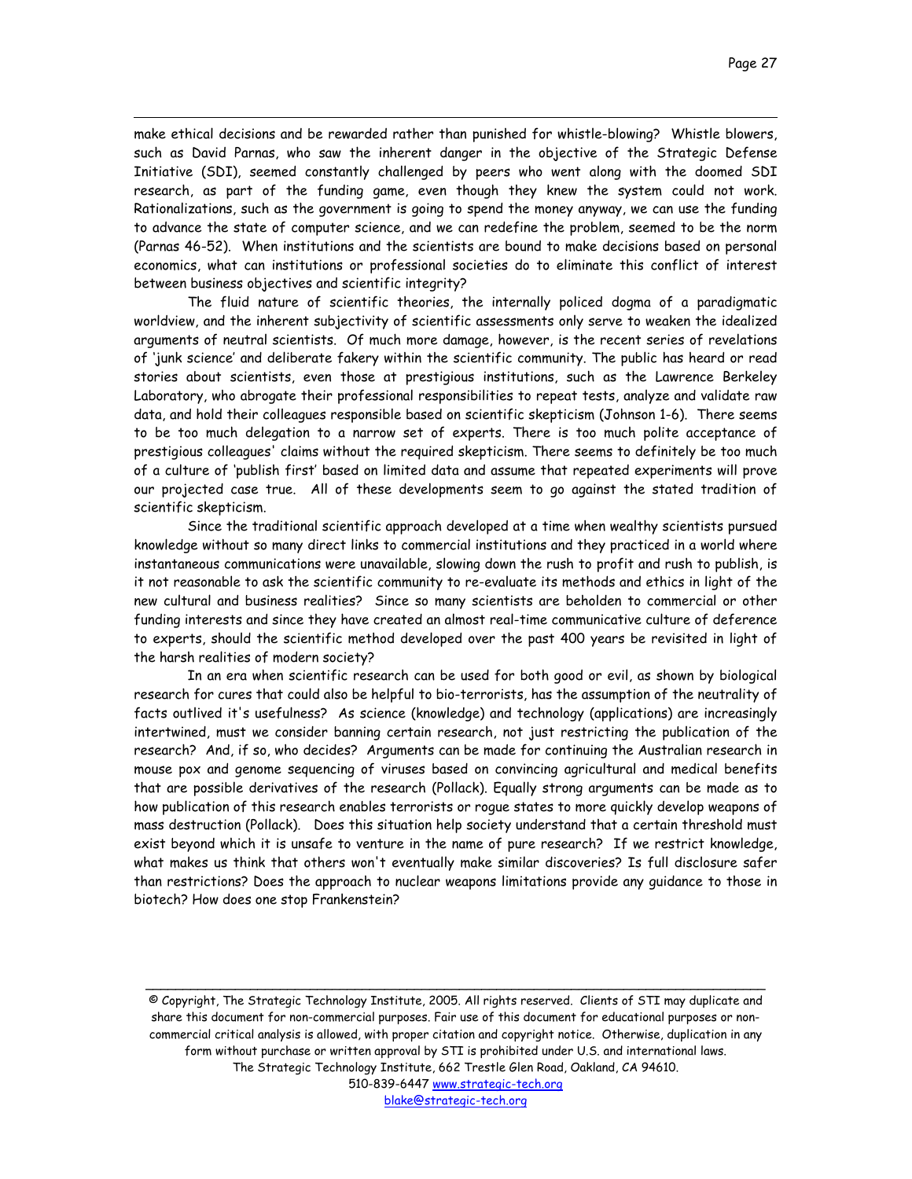make ethical decisions and be rewarded rather than punished for whistle-blowing? Whistle blowers, such as David Parnas, who saw the inherent danger in the objective of the Strategic Defense Initiative (SDI), seemed constantly challenged by peers who went along with the doomed SDI research, as part of the funding game, even though they knew the system could not work. Rationalizations, such as the government is going to spend the money anyway, we can use the funding to advance the state of computer science, and we can redefine the problem, seemed to be the norm (Parnas 46-52). When institutions and the scientists are bound to make decisions based on personal economics, what can institutions or professional societies do to eliminate this conflict of interest between business objectives and scientific integrity?

The fluid nature of scientific theories, the internally policed dogma of a paradigmatic worldview, and the inherent subjectivity of scientific assessments only serve to weaken the idealized arguments of neutral scientists. Of much more damage, however, is the recent series of revelations of 'junk science' and deliberate fakery within the scientific community. The public has heard or read stories about scientists, even those at prestigious institutions, such as the Lawrence Berkeley Laboratory, who abrogate their professional responsibilities to repeat tests, analyze and validate raw data, and hold their colleagues responsible based on scientific skepticism (Johnson 1-6). There seems to be too much delegation to a narrow set of experts. There is too much polite acceptance of prestigious colleagues' claims without the required skepticism. There seems to definitely be too much of a culture of 'publish first' based on limited data and assume that repeated experiments will prove our projected case true. All of these developments seem to go against the stated tradition of scientific skepticism.

Since the traditional scientific approach developed at a time when wealthy scientists pursued knowledge without so many direct links to commercial institutions and they practiced in a world where instantaneous communications were unavailable, slowing down the rush to profit and rush to publish, is it not reasonable to ask the scientific community to re-evaluate its methods and ethics in light of the new cultural and business realities? Since so many scientists are beholden to commercial or other funding interests and since they have created an almost real-time communicative culture of deference to experts, should the scientific method developed over the past 400 years be revisited in light of the harsh realities of modern society?

In an era when scientific research can be used for both good or evil, as shown by biological research for cures that could also be helpful to bio-terrorists, has the assumption of the neutrality of facts outlived it's usefulness? As science (knowledge) and technology (applications) are increasingly intertwined, must we consider banning certain research, not just restricting the publication of the research? And, if so, who decides? Arguments can be made for continuing the Australian research in mouse pox and genome sequencing of viruses based on convincing agricultural and medical benefits that are possible derivatives of the research (Pollack). Equally strong arguments can be made as to how publication of this research enables terrorists or rogue states to more quickly develop weapons of mass destruction (Pollack). Does this situation help society understand that a certain threshold must exist beyond which it is unsafe to venture in the name of pure research? If we restrict knowledge, what makes us think that others won't eventually make similar discoveries? Is full disclosure safer than restrictions? Does the approach to nuclear weapons limitations provide any guidance to those in biotech? How does one stop Frankenstein?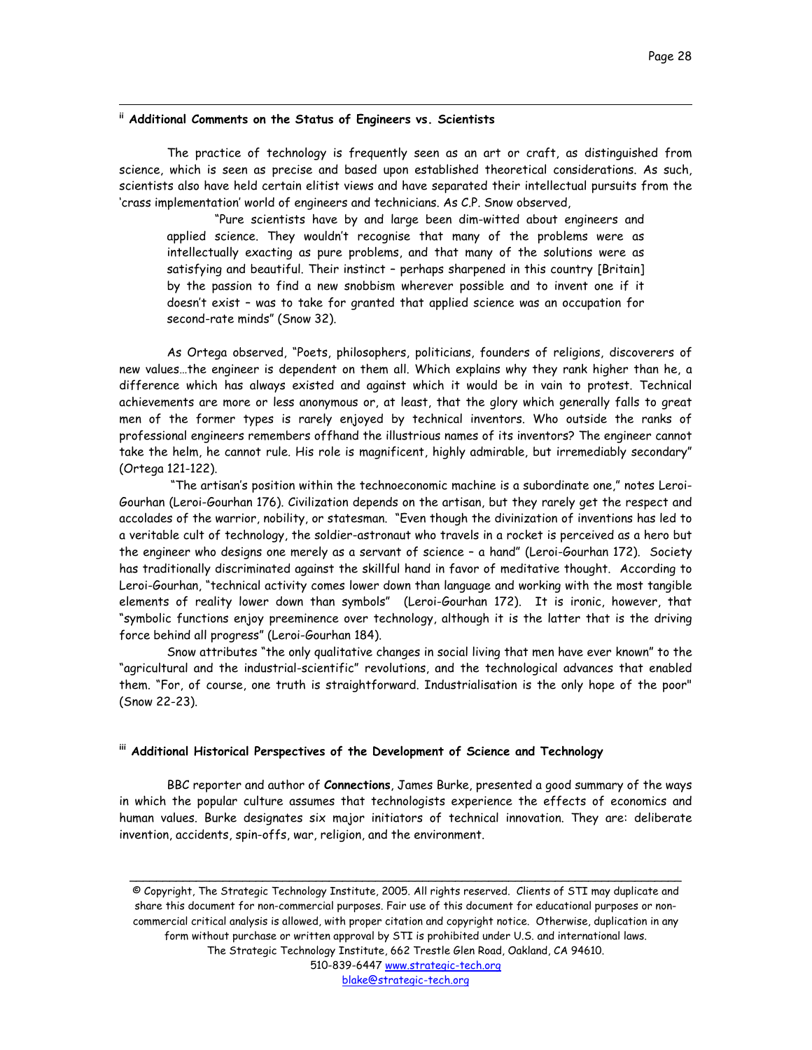[ii] **Additional Comments on the Status of Engineers vs. Scientists**

The practice of technology is frequently seen as an art or craft, as distinguished from science, which is seen as precise and based upon established theoretical considerations. As such, scientists also have held certain elitist views and have separated their intellectual pursuits from the 'crass implementation' world of engineers and technicians. As C.P. Snow observed,

> "Pure scientists have by and large been dim-witted about engineers and applied science. They wouldn't recognise that many of the problems were as intellectually exacting as pure problems, and that many of the solutions were as satisfying and beautiful. Their instinct – perhaps sharpened in this country [Britain] by the passion to find a new snobbism wherever possible and to invent one if it doesn't exist – was to take for granted that applied science was an occupation for second-rate minds" (Snow 32).

As Ortega observed, "Poets, philosophers, politicians, founders of religions, discoverers of new values…the engineer is dependent on them all. Which explains why they rank higher than he, a difference which has always existed and against which it would be in vain to protest. Technical achievements are more or less anonymous or, at least, that the glory which generally falls to great men of the former types is rarely enjoyed by technical inventors. Who outside the ranks of professional engineers remembers offhand the illustrious names of its inventors? The engineer cannot take the helm, he cannot rule. His role is magnificent, highly admirable, but irremediably secondary" (Ortega 121-122).

"The artisan's position within the technoeconomic machine is a subordinate one," notes Leroi-Gourhan (Leroi-Gourhan 176). Civilization depends on the artisan, but they rarely get the respect and accolades of the warrior, nobility, or statesman. "Even though the divinization of inventions has led to a veritable cult of technology, the soldier-astronaut who travels in a rocket is perceived as a hero but the engineer who designs one merely as a servant of science – a hand" (Leroi-Gourhan 172). Society has traditionally discriminated against the skillful hand in favor of meditative thought. According to Leroi-Gourhan, "technical activity comes lower down than language and working with the most tangible elements of reality lower down than symbols" (Leroi-Gourhan 172). It is ironic, however, that "symbolic functions enjoy preeminence over technology, although it is the latter that is the driving force behind all progress" (Leroi-Gourhan 184).

Snow attributes "the only qualitative changes in social living that men have ever known" to the "agricultural and the industrial-scientific" revolutions, and the technological advances that enabled them. "For, of course, one truth is straightforward. Industrialisation is the only hope of the poor" (Snow 22-23).

[iii] **Additional Historical Perspectives of the Development of Science and Technology**

BBC reporter and author of **Connections**, James Burke, presented a good summary of the ways in which the popular culture assumes that technologists experience the effects of economics and human values. Burke designates six major initiators of technical innovation. They are: deliberate invention, accidents, spin-offs, war, religion, and the environment.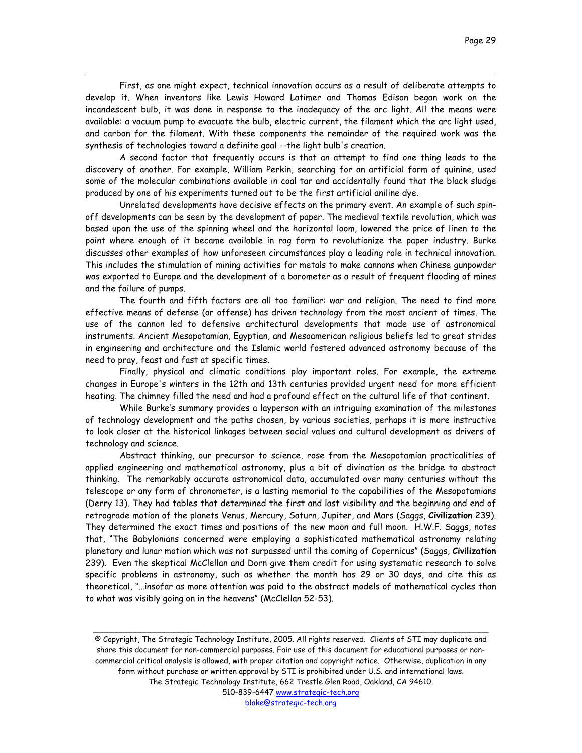First, as one might expect, technical innovation occurs as a result of deliberate attempts to develop it. When inventors like Lewis Howard Latimer and Thomas Edison began work on the incandescent bulb, it was done in response to the inadequacy of the arc light. All the means were available: a vacuum pump to evacuate the bulb, electric current, the filament which the arc light used, and carbon for the filament. With these components the remainder of the required work was the synthesis of technologies toward a definite goal --the light bulb's creation.

A second factor that frequently occurs is that an attempt to find one thing leads to the discovery of another. For example, William Perkin, searching for an artificial form of quinine, used some of the molecular combinations available in coal tar and accidentally found that the black sludge produced by one of his experiments turned out to be the first artificial aniline dye.

Unrelated developments have decisive effects on the primary event. An example of such spin-off developments can be seen by the development of paper. The medieval textile revolution, which was based upon the use of the spinning wheel and the horizontal loom, lowered the price of linen to the point where enough of it became available in rag form to revolutionize the paper industry. Burke discusses other examples of how unforeseen circumstances play a leading role in technical innovation. This includes the stimulation of mining activities for metals to make cannons when Chinese gunpowder was exported to Europe and the development of a barometer as a result of frequent flooding of mines and the failure of pumps.

The fourth and fifth factors are all too familiar: war and religion. The need to find more effective means of defense (or offense) has driven technology from the most ancient of times. The use of the cannon led to defensive architectural developments that made use of astronomical instruments. Ancient Mesopotamian, Egyptian, and Mesoamerican religious beliefs led to great strides in engineering and architecture and the Islamic world fostered advanced astronomy because of the need to pray, feast and fast at specific times.

Finally, physical and climatic conditions play important roles. For example, the extreme changes in Europe's winters in the 12th and 13th centuries provided urgent need for more efficient heating. The chimney filled the need and had a profound effect on the cultural life of that continent.

While Burke's summary provides a layperson with an intriguing examination of the milestones of technology development and the paths chosen, by various societies, perhaps it is more instructive to look closer at the historical linkages between social values and cultural development as drivers of technology and science.

Abstract thinking, our precursor to science, rose from the Mesopotamian practicalities of applied engineering and mathematical astronomy, plus a bit of divination as the bridge to abstract thinking. The remarkably accurate astronomical data, accumulated over many centuries without the telescope or any form of chronometer, is a lasting memorial to the capabilities of the Mesopotamians (Derry 13). They had tables that determined the first and last visibility and the beginning and end of retrograde motion of the planets Venus, Mercury, Saturn, Jupiter, and Mars (Saggs, **Civilization** 239). They determined the exact times and positions of the new moon and full moon. H.W.F. Saggs, notes that, "The Babylonians concerned were employing a sophisticated mathematical astronomy relating planetary and lunar motion which was not surpassed until the coming of Copernicus" (Saggs, **Civilization** 239). Even the skeptical McClellan and Dorn give them credit for using systematic research to solve specific problems in astronomy, such as whether the month has 29 or 30 days, and cite this as theoretical, "…insofar as more attention was paid to the abstract models of mathematical cycles than to what was visibly going on in the heavens" (McClellan 52-53).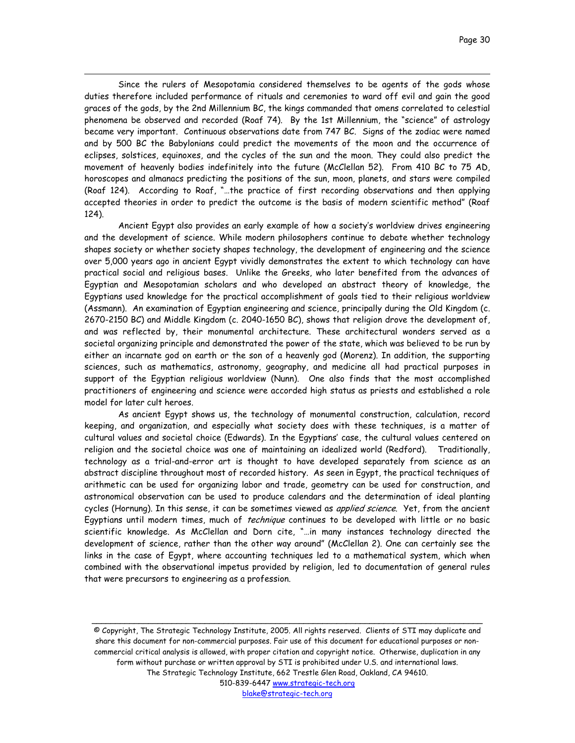Since the rulers of Mesopotamia considered themselves to be agents of the gods whose duties therefore included performance of rituals and ceremonies to ward off evil and gain the good graces of the gods, by the 2nd Millennium BC, the kings commanded that omens correlated to celestial phenomena be observed and recorded (Roaf 74). By the 1st Millennium, the "science" of astrology became very important. Continuous observations date from 747 BC. Signs of the zodiac were named and by 500 BC the Babylonians could predict the movements of the moon and the occurrence of eclipses, solstices, equinoxes, and the cycles of the sun and the moon. They could also predict the movement of heavenly bodies indefinitely into the future (McClellan 52). From 410 BC to 75 AD, horoscopes and almanacs predicting the positions of the sun, moon, planets, and stars were compiled (Roaf 124). According to Roaf, "…the practice of first recording observations and then applying accepted theories in order to predict the outcome is the basis of modern scientific method" (Roaf 124).

Ancient Egypt also provides an early example of how a society's worldview drives engineering and the development of science. While modern philosophers continue to debate whether technology shapes society or whether society shapes technology, the development of engineering and the science over 5,000 years ago in ancient Egypt vividly demonstrates the extent to which technology can have practical social and religious bases. Unlike the Greeks, who later benefited from the advances of Egyptian and Mesopotamian scholars and who developed an abstract theory of knowledge, the Egyptians used knowledge for the practical accomplishment of goals tied to their religious worldview (Assmann). An examination of Egyptian engineering and science, principally during the Old Kingdom (c. 2670-2150 BC) and Middle Kingdom (c. 2040-1650 BC), shows that religion drove the development of, and was reflected by, their monumental architecture. These architectural wonders served as a societal organizing principle and demonstrated the power of the state, which was believed to be run by either an incarnate god on earth or the son of a heavenly god (Morenz). In addition, the supporting sciences, such as mathematics, astronomy, geography, and medicine all had practical purposes in support of the Egyptian religious worldview (Nunn). One also finds that the most accomplished practitioners of engineering and science were accorded high status as priests and established a role model for later cult heroes.

As ancient Egypt shows us, the technology of monumental construction, calculation, record keeping, and organization, and especially what society does with these techniques, is a matter of cultural values and societal choice (Edwards). In the Egyptians' case, the cultural values centered on religion and the societal choice was one of maintaining an idealized world (Redford). Traditionally, technology as a trial-and-error art is thought to have developed separately from science as an abstract discipline throughout most of recorded history. As seen in Egypt, the practical techniques of arithmetic can be used for organizing labor and trade, geometry can be used for construction, and astronomical observation can be used to produce calendars and the determination of ideal planting cycles (Hornung). In this sense, it can be sometimes viewed as *applied science*. Yet, from the ancient Egyptians until modern times, much of *technique* continues to be developed with little or no basic scientific knowledge. As McClellan and Dorn cite, "…in many instances technology directed the development of science, rather than the other way around" (McClellan 2). One can certainly see the links in the case of Egypt, where accounting techniques led to a mathematical system, which when combined with the observational impetus provided by religion, led to documentation of general rules that were precursors to engineering as a profession.

© Copyright, The Strategic Technology Institute, 2005. All rights reserved. Clients of STI may duplicate and share this document for non-commercial purposes. Fair use of this document for educational purposes or non-commercial critical analysis is allowed, with proper citation and copyright notice. Otherwise, duplication in any form without purchase or written approval by STI is prohibited under U.S. and international laws.
The Strategic Technology Institute, 662 Trestle Glen Road, Oakland, CA 94610.
510-839-6447 www.strategic-tech.org
blake@strategic-tech.org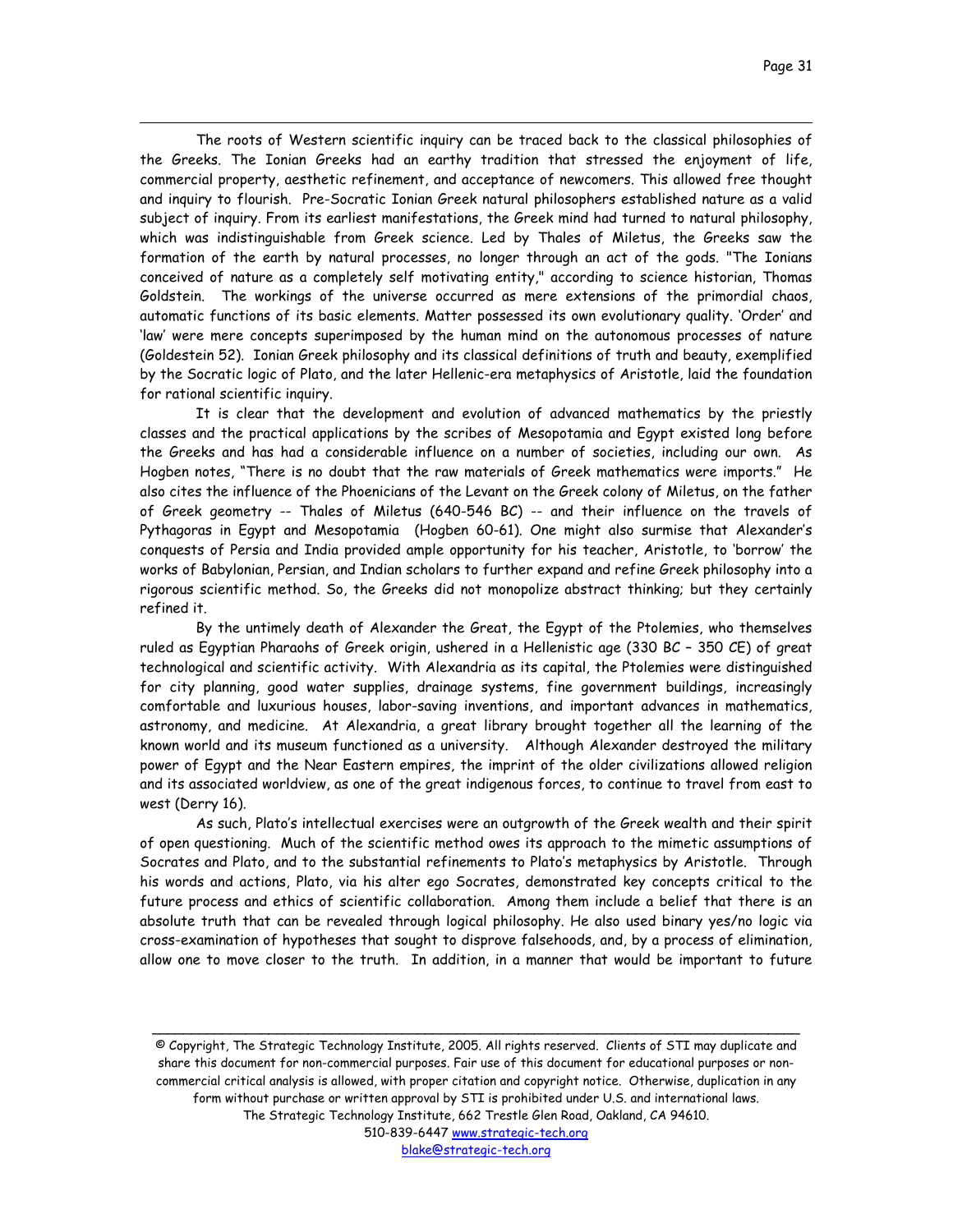The roots of Western scientific inquiry can be traced back to the classical philosophies of the Greeks. The Ionian Greeks had an earthy tradition that stressed the enjoyment of life, commercial property, aesthetic refinement, and acceptance of newcomers. This allowed free thought and inquiry to flourish. Pre-Socratic Ionian Greek natural philosophers established nature as a valid subject of inquiry. From its earliest manifestations, the Greek mind had turned to natural philosophy, which was indistinguishable from Greek science. Led by Thales of Miletus, the Greeks saw the formation of the earth by natural processes, no longer through an act of the gods. "The Ionians conceived of nature as a completely self motivating entity," according to science historian, Thomas Goldstein. The workings of the universe occurred as mere extensions of the primordial chaos, automatic functions of its basic elements. Matter possessed its own evolutionary quality. 'Order' and 'law' were mere concepts superimposed by the human mind on the autonomous processes of nature (Goldestein 52). Ionian Greek philosophy and its classical definitions of truth and beauty, exemplified by the Socratic logic of Plato, and the later Hellenic-era metaphysics of Aristotle, laid the foundation for rational scientific inquiry.

It is clear that the development and evolution of advanced mathematics by the priestly classes and the practical applications by the scribes of Mesopotamia and Egypt existed long before the Greeks and has had a considerable influence on a number of societies, including our own. As Hogben notes, "There is no doubt that the raw materials of Greek mathematics were imports." He also cites the influence of the Phoenicians of the Levant on the Greek colony of Miletus, on the father of Greek geometry -- Thales of Miletus (640-546 BC) -- and their influence on the travels of Pythagoras in Egypt and Mesopotamia (Hogben 60-61). One might also surmise that Alexander's conquests of Persia and India provided ample opportunity for his teacher, Aristotle, to 'borrow' the works of Babylonian, Persian, and Indian scholars to further expand and refine Greek philosophy into a rigorous scientific method. So, the Greeks did not monopolize abstract thinking; but they certainly refined it.

By the untimely death of Alexander the Great, the Egypt of the Ptolemies, who themselves ruled as Egyptian Pharaohs of Greek origin, ushered in a Hellenistic age (330 BC – 350 CE) of great technological and scientific activity. With Alexandria as its capital, the Ptolemies were distinguished for city planning, good water supplies, drainage systems, fine government buildings, increasingly comfortable and luxurious houses, labor-saving inventions, and important advances in mathematics, astronomy, and medicine. At Alexandria, a great library brought together all the learning of the known world and its museum functioned as a university. Although Alexander destroyed the military power of Egypt and the Near Eastern empires, the imprint of the older civilizations allowed religion and its associated worldview, as one of the great indigenous forces, to continue to travel from east to west (Derry 16).

As such, Plato's intellectual exercises were an outgrowth of the Greek wealth and their spirit of open questioning. Much of the scientific method owes its approach to the mimetic assumptions of Socrates and Plato, and to the substantial refinements to Plato's metaphysics by Aristotle. Through his words and actions, Plato, via his alter ego Socrates, demonstrated key concepts critical to the future process and ethics of scientific collaboration. Among them include a belief that there is an absolute truth that can be revealed through logical philosophy. He also used binary yes/no logic via cross-examination of hypotheses that sought to disprove falsehoods, and, by a process of elimination, allow one to move closer to the truth. In addition, in a manner that would be important to future

© Copyright, The Strategic Technology Institute, 2005. All rights reserved. Clients of STI may duplicate and share this document for non-commercial purposes. Fair use of this document for educational purposes or non-commercial critical analysis is allowed, with proper citation and copyright notice. Otherwise, duplication in any form without purchase or written approval by STI is prohibited under U.S. and international laws. The Strategic Technology Institute, 662 Trestle Glen Road, Oakland, CA 94610. 510-839-6447 www.strategic-tech.org blake@strategic-tech.org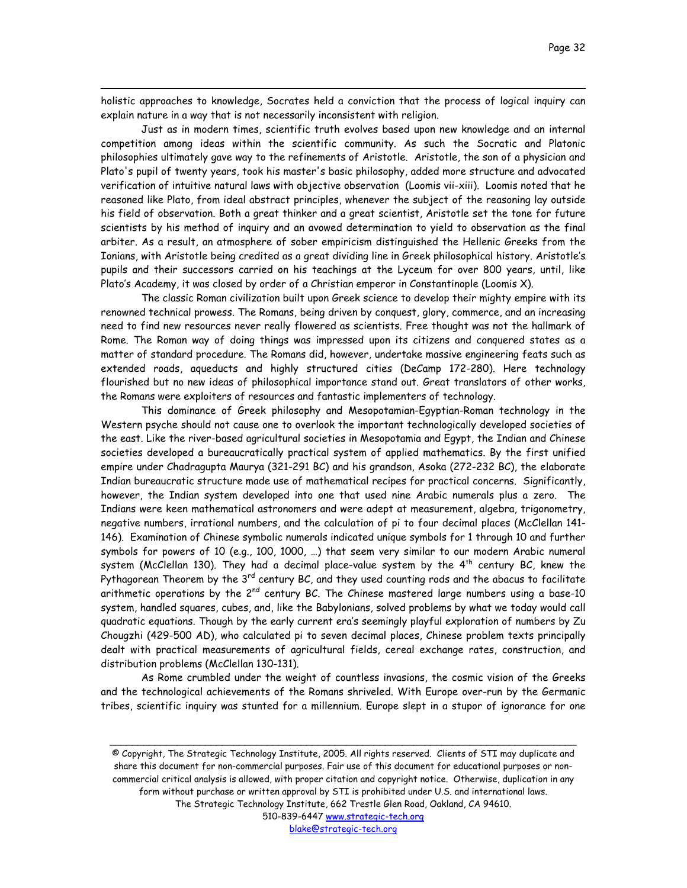holistic approaches to knowledge, Socrates held a conviction that the process of logical inquiry can explain nature in a way that is not necessarily inconsistent with religion.

Just as in modern times, scientific truth evolves based upon new knowledge and an internal competition among ideas within the scientific community. As such the Socratic and Platonic philosophies ultimately gave way to the refinements of Aristotle. Aristotle, the son of a physician and Plato's pupil of twenty years, took his master's basic philosophy, added more structure and advocated verification of intuitive natural laws with objective observation (Loomis vii-xiii). Loomis noted that he reasoned like Plato, from ideal abstract principles, whenever the subject of the reasoning lay outside his field of observation. Both a great thinker and a great scientist, Aristotle set the tone for future scientists by his method of inquiry and an avowed determination to yield to observation as the final arbiter. As a result, an atmosphere of sober empiricism distinguished the Hellenic Greeks from the Ionians, with Aristotle being credited as a great dividing line in Greek philosophical history. Aristotle's pupils and their successors carried on his teachings at the Lyceum for over 800 years, until, like Plato's Academy, it was closed by order of a Christian emperor in Constantinople (Loomis X).

The classic Roman civilization built upon Greek science to develop their mighty empire with its renowned technical prowess. The Romans, being driven by conquest, glory, commerce, and an increasing need to find new resources never really flowered as scientists. Free thought was not the hallmark of Rome. The Roman way of doing things was impressed upon its citizens and conquered states as a matter of standard procedure. The Romans did, however, undertake massive engineering feats such as extended roads, aqueducts and highly structured cities (DeCamp 172-280). Here technology flourished but no new ideas of philosophical importance stand out. Great translators of other works, the Romans were exploiters of resources and fantastic implementers of technology.

This dominance of Greek philosophy and Mesopotamian-Egyptian-Roman technology in the Western psyche should not cause one to overlook the important technologically developed societies of the east. Like the river-based agricultural societies in Mesopotamia and Egypt, the Indian and Chinese societies developed a bureaucratically practical system of applied mathematics. By the first unified empire under Chadragupta Maurya (321-291 BC) and his grandson, Asoka (272-232 BC), the elaborate Indian bureaucratic structure made use of mathematical recipes for practical concerns. Significantly, however, the Indian system developed into one that used nine Arabic numerals plus a zero. The Indians were keen mathematical astronomers and were adept at measurement, algebra, trigonometry, negative numbers, irrational numbers, and the calculation of pi to four decimal places (McClellan 141-146). Examination of Chinese symbolic numerals indicated unique symbols for 1 through 10 and further symbols for powers of 10 (e.g., 100, 1000, …) that seem very similar to our modern Arabic numeral system (McClellan 130). They had a decimal place-value system by the 4th century BC, knew the Pythagorean Theorem by the 3rd century BC, and they used counting rods and the abacus to facilitate arithmetic operations by the 2nd century BC. The Chinese mastered large numbers using a base-10 system, handled squares, cubes, and, like the Babylonians, solved problems by what we today would call quadratic equations. Though by the early current era's seemingly playful exploration of numbers by Zu Chougzhi (429-500 AD), who calculated pi to seven decimal places, Chinese problem texts principally dealt with practical measurements of agricultural fields, cereal exchange rates, construction, and distribution problems (McClellan 130-131).

As Rome crumbled under the weight of countless invasions, the cosmic vision of the Greeks and the technological achievements of the Romans shriveled. With Europe over-run by the Germanic tribes, scientific inquiry was stunted for a millennium. Europe slept in a stupor of ignorance for one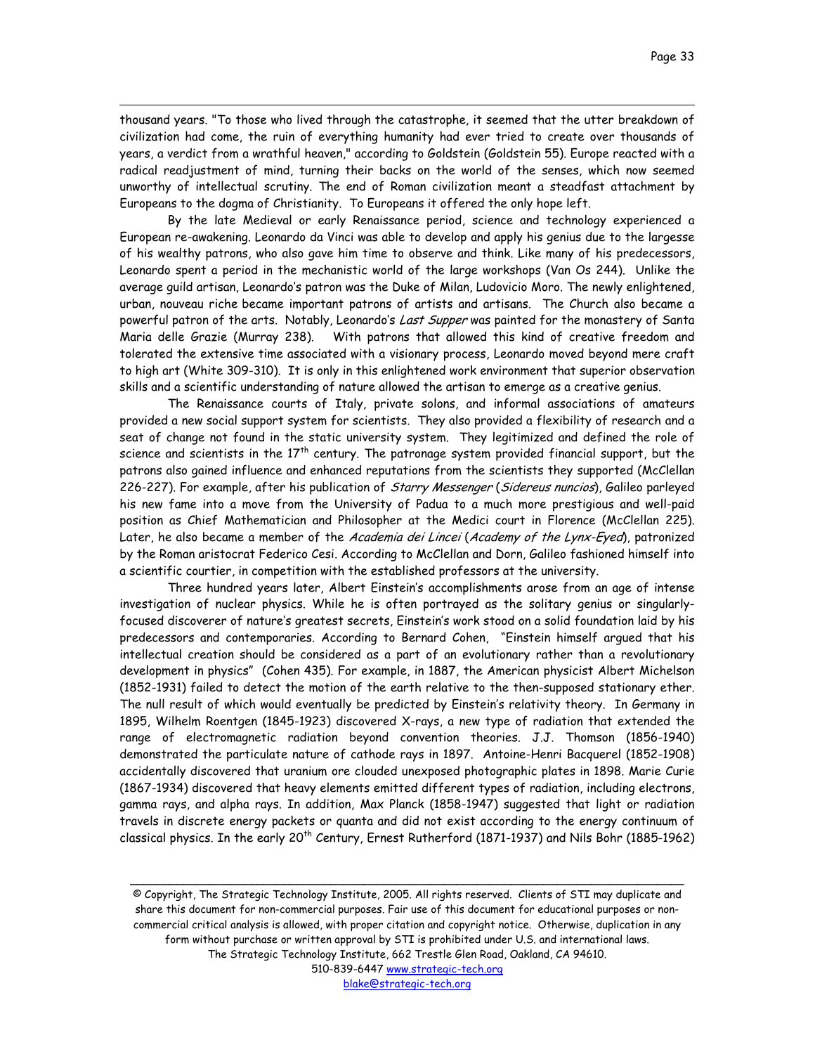thousand years. "To those who lived through the catastrophe, it seemed that the utter breakdown of civilization had come, the ruin of everything humanity had ever tried to create over thousands of years, a verdict from a wrathful heaven," according to Goldstein (Goldstein 55). Europe reacted with a radical readjustment of mind, turning their backs on the world of the senses, which now seemed unworthy of intellectual scrutiny. The end of Roman civilization meant a steadfast attachment by Europeans to the dogma of Christianity. To Europeans it offered the only hope left.

By the late Medieval or early Renaissance period, science and technology experienced a European re-awakening. Leonardo da Vinci was able to develop and apply his genius due to the largesse of his wealthy patrons, who also gave him time to observe and think. Like many of his predecessors, Leonardo spent a period in the mechanistic world of the large workshops (Van Os 244). Unlike the average guild artisan, Leonardo's patron was the Duke of Milan, Ludovicio Moro. The newly enlightened, urban, nouveau riche became important patrons of artists and artisans. The Church also became a powerful patron of the arts. Notably, Leonardo's *Last Supper* was painted for the monastery of Santa Maria delle Grazie (Murray 238). With patrons that allowed this kind of creative freedom and tolerated the extensive time associated with a visionary process, Leonardo moved beyond mere craft to high art (White 309-310). It is only in this enlightened work environment that superior observation skills and a scientific understanding of nature allowed the artisan to emerge as a creative genius.

The Renaissance courts of Italy, private solons, and informal associations of amateurs provided a new social support system for scientists. They also provided a flexibility of research and a seat of change not found in the static university system. They legitimized and defined the role of science and scientists in the 17th century. The patronage system provided financial support, but the patrons also gained influence and enhanced reputations from the scientists they supported (McClellan 226-227). For example, after his publication of *Starry Messenger* (*Sidereus nuncios*), Galileo parleyed his new fame into a move from the University of Padua to a much more prestigious and well-paid position as Chief Mathematician and Philosopher at the Medici court in Florence (McClellan 225). Later, he also became a member of the *Academia dei Lincei* (*Academy of the Lynx-Eyed*), patronized by the Roman aristocrat Federico Cesi. According to McClellan and Dorn, Galileo fashioned himself into a scientific courtier, in competition with the established professors at the university.

Three hundred years later, Albert Einstein's accomplishments arose from an age of intense investigation of nuclear physics. While he is often portrayed as the solitary genius or singularly-focused discoverer of nature's greatest secrets, Einstein's work stood on a solid foundation laid by his predecessors and contemporaries. According to Bernard Cohen, "Einstein himself argued that his intellectual creation should be considered as a part of an evolutionary rather than a revolutionary development in physics" (Cohen 435). For example, in 1887, the American physicist Albert Michelson (1852-1931) failed to detect the motion of the earth relative to the then-supposed stationary ether. The null result of which would eventually be predicted by Einstein's relativity theory. In Germany in 1895, Wilhelm Roentgen (1845-1923) discovered X-rays, a new type of radiation that extended the range of electromagnetic radiation beyond convention theories. J.J. Thomson (1856-1940) demonstrated the particulate nature of cathode rays in 1897. Antoine-Henri Bacquerel (1852-1908) accidentally discovered that uranium ore clouded unexposed photographic plates in 1898. Marie Curie (1867-1934) discovered that heavy elements emitted different types of radiation, including electrons, gamma rays, and alpha rays. In addition, Max Planck (1858-1947) suggested that light or radiation travels in discrete energy packets or quanta and did not exist according to the energy continuum of classical physics. In the early 20th Century, Ernest Rutherford (1871-1937) and Nils Bohr (1885-1962)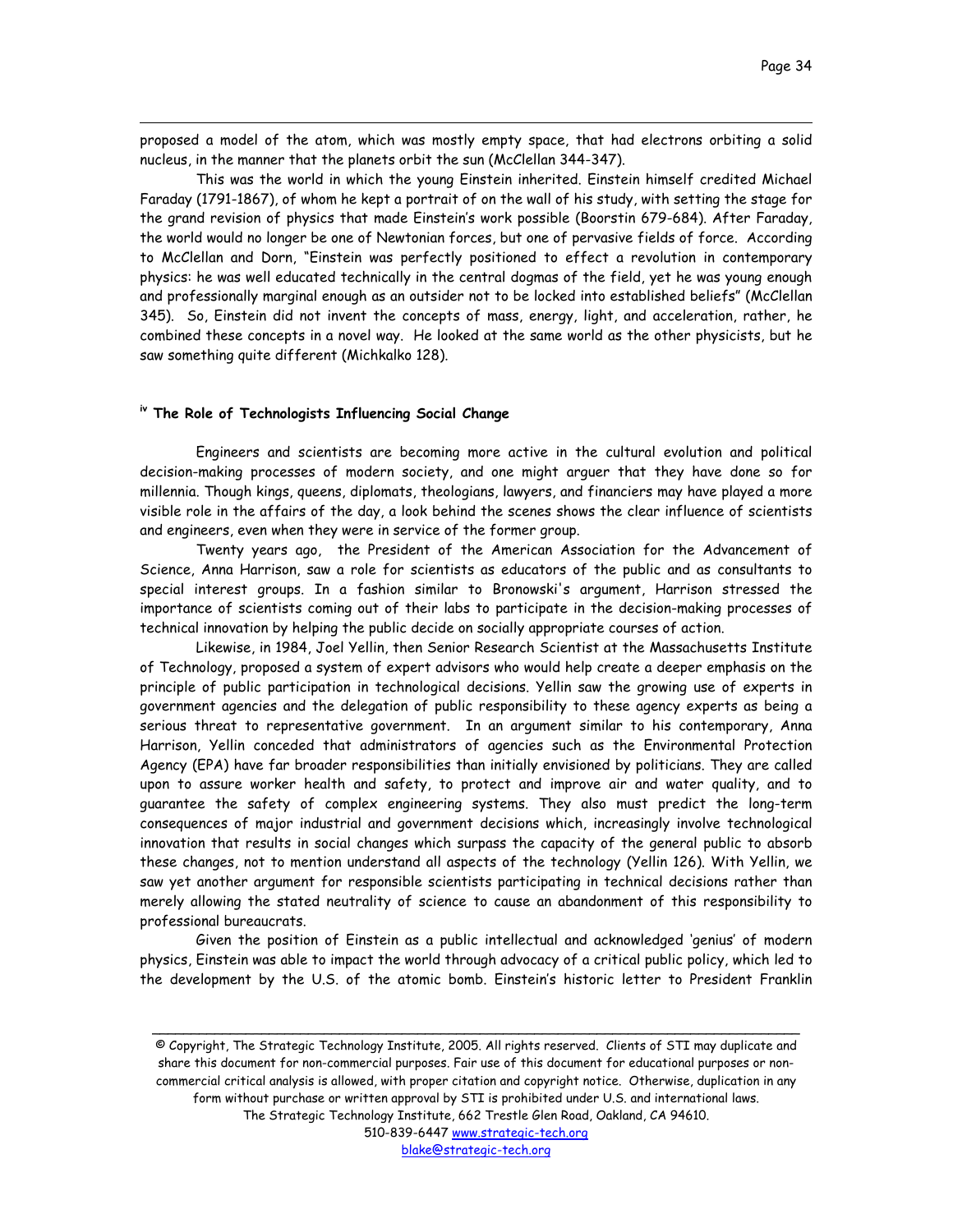proposed a model of the atom, which was mostly empty space, that had electrons orbiting a solid nucleus, in the manner that the planets orbit the sun (McClellan 344-347).

This was the world in which the young Einstein inherited. Einstein himself credited Michael Faraday (1791-1867), of whom he kept a portrait of on the wall of his study, with setting the stage for the grand revision of physics that made Einstein's work possible (Boorstin 679-684). After Faraday, the world would no longer be one of Newtonian forces, but one of pervasive fields of force. According to McClellan and Dorn, "Einstein was perfectly positioned to effect a revolution in contemporary physics: he was well educated technically in the central dogmas of the field, yet he was young enough and professionally marginal enough as an outsider not to be locked into established beliefs" (McClellan 345). So, Einstein did not invent the concepts of mass, energy, light, and acceleration, rather, he combined these concepts in a novel way. He looked at the same world as the other physicists, but he saw something quite different (Michkalko 128).

### [iv] The Role of Technologists Influencing Social Change

Engineers and scientists are becoming more active in the cultural evolution and political decision-making processes of modern society, and one might arguer that they have done so for millennia. Though kings, queens, diplomats, theologians, lawyers, and financiers may have played a more visible role in the affairs of the day, a look behind the scenes shows the clear influence of scientists and engineers, even when they were in service of the former group.

Twenty years ago, the President of the American Association for the Advancement of Science, Anna Harrison, saw a role for scientists as educators of the public and as consultants to special interest groups. In a fashion similar to Bronowski's argument, Harrison stressed the importance of scientists coming out of their labs to participate in the decision-making processes of technical innovation by helping the public decide on socially appropriate courses of action.

Likewise, in 1984, Joel Yellin, then Senior Research Scientist at the Massachusetts Institute of Technology, proposed a system of expert advisors who would help create a deeper emphasis on the principle of public participation in technological decisions. Yellin saw the growing use of experts in government agencies and the delegation of public responsibility to these agency experts as being a serious threat to representative government. In an argument similar to his contemporary, Anna Harrison, Yellin conceded that administrators of agencies such as the Environmental Protection Agency (EPA) have far broader responsibilities than initially envisioned by politicians. They are called upon to assure worker health and safety, to protect and improve air and water quality, and to guarantee the safety of complex engineering systems. They also must predict the long-term consequences of major industrial and government decisions which, increasingly involve technological innovation that results in social changes which surpass the capacity of the general public to absorb these changes, not to mention understand all aspects of the technology (Yellin 126). With Yellin, we saw yet another argument for responsible scientists participating in technical decisions rather than merely allowing the stated neutrality of science to cause an abandonment of this responsibility to professional bureaucrats.

Given the position of Einstein as a public intellectual and acknowledged 'genius' of modern physics, Einstein was able to impact the world through advocacy of a critical public policy, which led to the development by the U.S. of the atomic bomb. Einstein's historic letter to President Franklin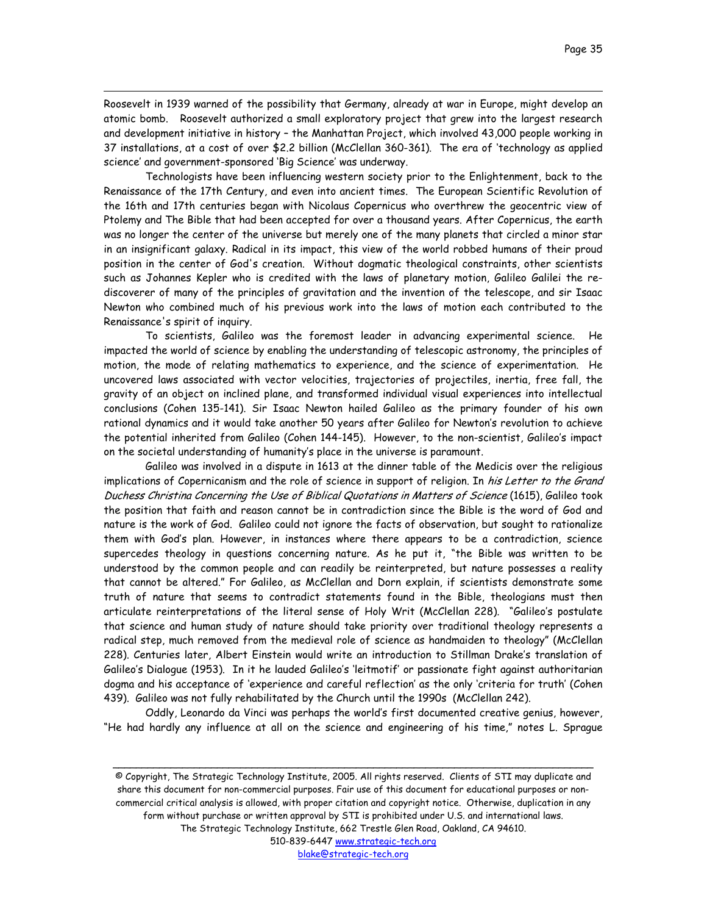Roosevelt in 1939 warned of the possibility that Germany, already at war in Europe, might develop an atomic bomb. Roosevelt authorized a small exploratory project that grew into the largest research and development initiative in history – the Manhattan Project, which involved 43,000 people working in 37 installations, at a cost of over $2.2 billion (McClellan 360-361). The era of 'technology as applied science' and government-sponsored 'Big Science' was underway.

Technologists have been influencing western society prior to the Enlightenment, back to the Renaissance of the 17th Century, and even into ancient times. The European Scientific Revolution of the 16th and 17th centuries began with Nicolaus Copernicus who overthrew the geocentric view of Ptolemy and The Bible that had been accepted for over a thousand years. After Copernicus, the earth was no longer the center of the universe but merely one of the many planets that circled a minor star in an insignificant galaxy. Radical in its impact, this view of the world robbed humans of their proud position in the center of God's creation. Without dogmatic theological constraints, other scientists such as Johannes Kepler who is credited with the laws of planetary motion, Galileo Galilei the re-discoverer of many of the principles of gravitation and the invention of the telescope, and sir Isaac Newton who combined much of his previous work into the laws of motion each contributed to the Renaissance's spirit of inquiry.

To scientists, Galileo was the foremost leader in advancing experimental science. He impacted the world of science by enabling the understanding of telescopic astronomy, the principles of motion, the mode of relating mathematics to experience, and the science of experimentation. He uncovered laws associated with vector velocities, trajectories of projectiles, inertia, free fall, the gravity of an object on inclined plane, and transformed individual visual experiences into intellectual conclusions (Cohen 135-141). Sir Isaac Newton hailed Galileo as the primary founder of his own rational dynamics and it would take another 50 years after Galileo for Newton's revolution to achieve the potential inherited from Galileo (Cohen 144-145). However, to the non-scientist, Galileo's impact on the societal understanding of humanity's place in the universe is paramount.

Galileo was involved in a dispute in 1613 at the dinner table of the Medicis over the religious implications of Copernicanism and the role of science in support of religion. In *his Letter to the Grand Duchess Christina Concerning the Use of Biblical Quotations in Matters of Science* (1615), Galileo took the position that faith and reason cannot be in contradiction since the Bible is the word of God and nature is the work of God. Galileo could not ignore the facts of observation, but sought to rationalize them with God's plan. However, in instances where there appears to be a contradiction, science supercedes theology in questions concerning nature. As he put it, "the Bible was written to be understood by the common people and can readily be reinterpreted, but nature possesses a reality that cannot be altered." For Galileo, as McClellan and Dorn explain, if scientists demonstrate some truth of nature that seems to contradict statements found in the Bible, theologians must then articulate reinterpretations of the literal sense of Holy Writ (McClellan 228). "Galileo's postulate that science and human study of nature should take priority over traditional theology represents a radical step, much removed from the medieval role of science as handmaiden to theology" (McClellan 228). Centuries later, Albert Einstein would write an introduction to Stillman Drake's translation of Galileo's Dialogue (1953). In it he lauded Galileo's 'leitmotif' or passionate fight against authoritarian dogma and his acceptance of 'experience and careful reflection' as the only 'criteria for truth' (Cohen 439). Galileo was not fully rehabilitated by the Church until the 1990s (McClellan 242).

Oddly, Leonardo da Vinci was perhaps the world's first documented creative genius, however, "He had hardly any influence at all on the science and engineering of his time," notes L. Sprague

© Copyright, The Strategic Technology Institute, 2005. All rights reserved. Clients of STI may duplicate and share this document for non-commercial purposes. Fair use of this document for educational purposes or non-commercial critical analysis is allowed, with proper citation and copyright notice. Otherwise, duplication in any form without purchase or written approval by STI is prohibited under U.S. and international laws.
The Strategic Technology Institute, 662 Trestle Glen Road, Oakland, CA 94610.
510-839-6447 www.strategic-tech.org
blake@strategic-tech.org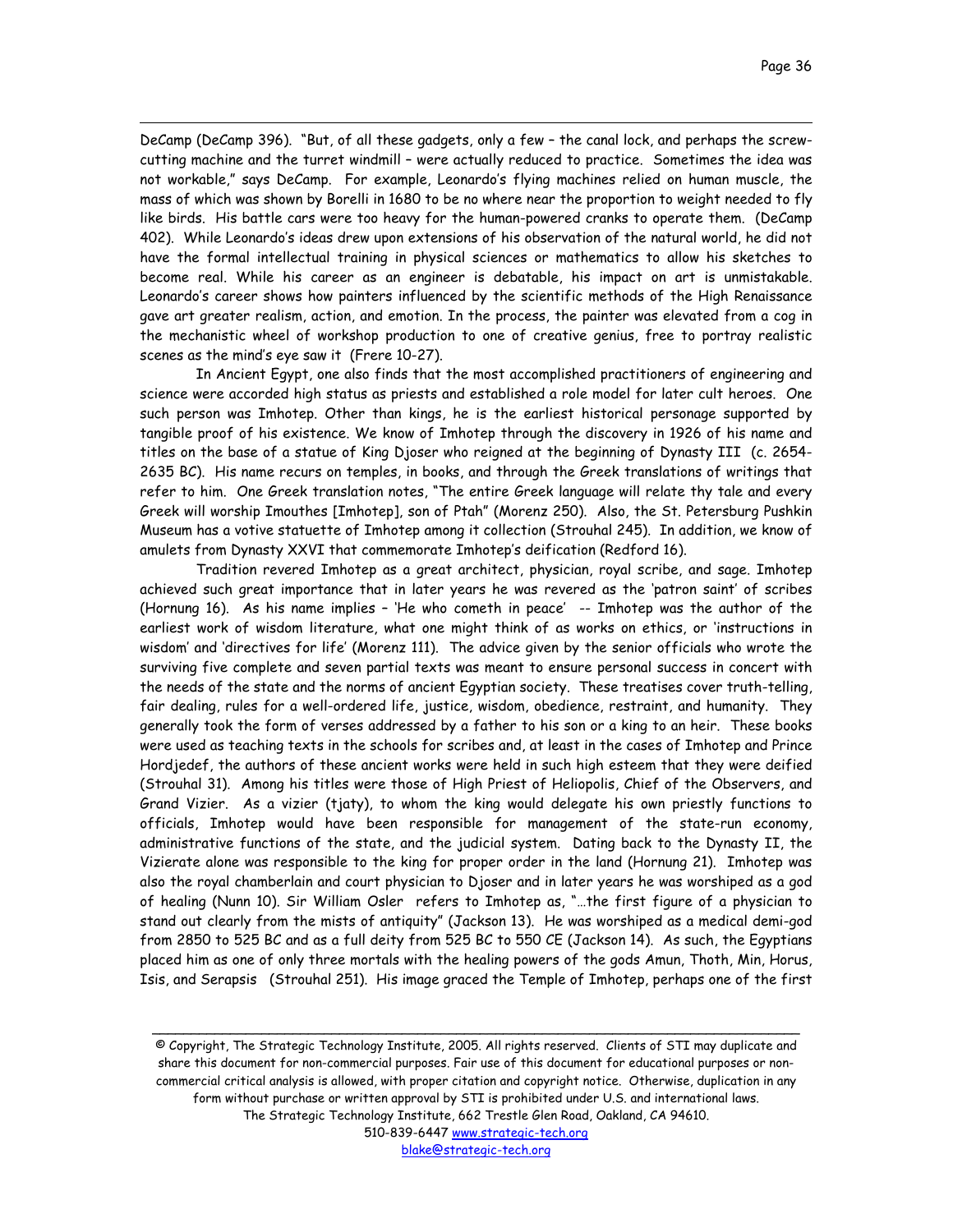DeCamp (DeCamp 396). "But, of all these gadgets, only a few – the canal lock, and perhaps the screw-cutting machine and the turret windmill – were actually reduced to practice. Sometimes the idea was not workable," says DeCamp. For example, Leonardo's flying machines relied on human muscle, the mass of which was shown by Borelli in 1680 to be no where near the proportion to weight needed to fly like birds. His battle cars were too heavy for the human-powered cranks to operate them. (DeCamp 402). While Leonardo's ideas drew upon extensions of his observation of the natural world, he did not have the formal intellectual training in physical sciences or mathematics to allow his sketches to become real. While his career as an engineer is debatable, his impact on art is unmistakable. Leonardo's career shows how painters influenced by the scientific methods of the High Renaissance gave art greater realism, action, and emotion. In the process, the painter was elevated from a cog in the mechanistic wheel of workshop production to one of creative genius, free to portray realistic scenes as the mind's eye saw it (Frere 10-27).

In Ancient Egypt, one also finds that the most accomplished practitioners of engineering and science were accorded high status as priests and established a role model for later cult heroes. One such person was Imhotep. Other than kings, he is the earliest historical personage supported by tangible proof of his existence. We know of Imhotep through the discovery in 1926 of his name and titles on the base of a statue of King Djoser who reigned at the beginning of Dynasty III (c. 2654-2635 BC). His name recurs on temples, in books, and through the Greek translations of writings that refer to him. One Greek translation notes, "The entire Greek language will relate thy tale and every Greek will worship Imouthes [Imhotep], son of Ptah" (Morenz 250). Also, the St. Petersburg Pushkin Museum has a votive statuette of Imhotep among it collection (Strouhal 245). In addition, we know of amulets from Dynasty XXVI that commemorate Imhotep's deification (Redford 16).

Tradition revered Imhotep as a great architect, physician, royal scribe, and sage. Imhotep achieved such great importance that in later years he was revered as the 'patron saint' of scribes (Hornung 16). As his name implies – 'He who cometh in peace' -- Imhotep was the author of the earliest work of wisdom literature, what one might think of as works on ethics, or 'instructions in wisdom' and 'directives for life' (Morenz 111). The advice given by the senior officials who wrote the surviving five complete and seven partial texts was meant to ensure personal success in concert with the needs of the state and the norms of ancient Egyptian society. These treatises cover truth-telling, fair dealing, rules for a well-ordered life, justice, wisdom, obedience, restraint, and humanity. They generally took the form of verses addressed by a father to his son or a king to an heir. These books were used as teaching texts in the schools for scribes and, at least in the cases of Imhotep and Prince Hordjedef, the authors of these ancient works were held in such high esteem that they were deified (Strouhal 31). Among his titles were those of High Priest of Heliopolis, Chief of the Observers, and Grand Vizier. As a vizier (tjaty), to whom the king would delegate his own priestly functions to officials, Imhotep would have been responsible for management of the state-run economy, administrative functions of the state, and the judicial system. Dating back to the Dynasty II, the Vizierate alone was responsible to the king for proper order in the land (Hornung 21). Imhotep was also the royal chamberlain and court physician to Djoser and in later years he was worshiped as a god of healing (Nunn 10). Sir William Osler refers to Imhotep as, "…the first figure of a physician to stand out clearly from the mists of antiquity" (Jackson 13). He was worshiped as a medical demi-god from 2850 to 525 BC and as a full deity from 525 BC to 550 CE (Jackson 14). As such, the Egyptians placed him as one of only three mortals with the healing powers of the gods Amun, Thoth, Min, Horus, Isis, and Serapsis (Strouhal 251). His image graced the Temple of Imhotep, perhaps one of the first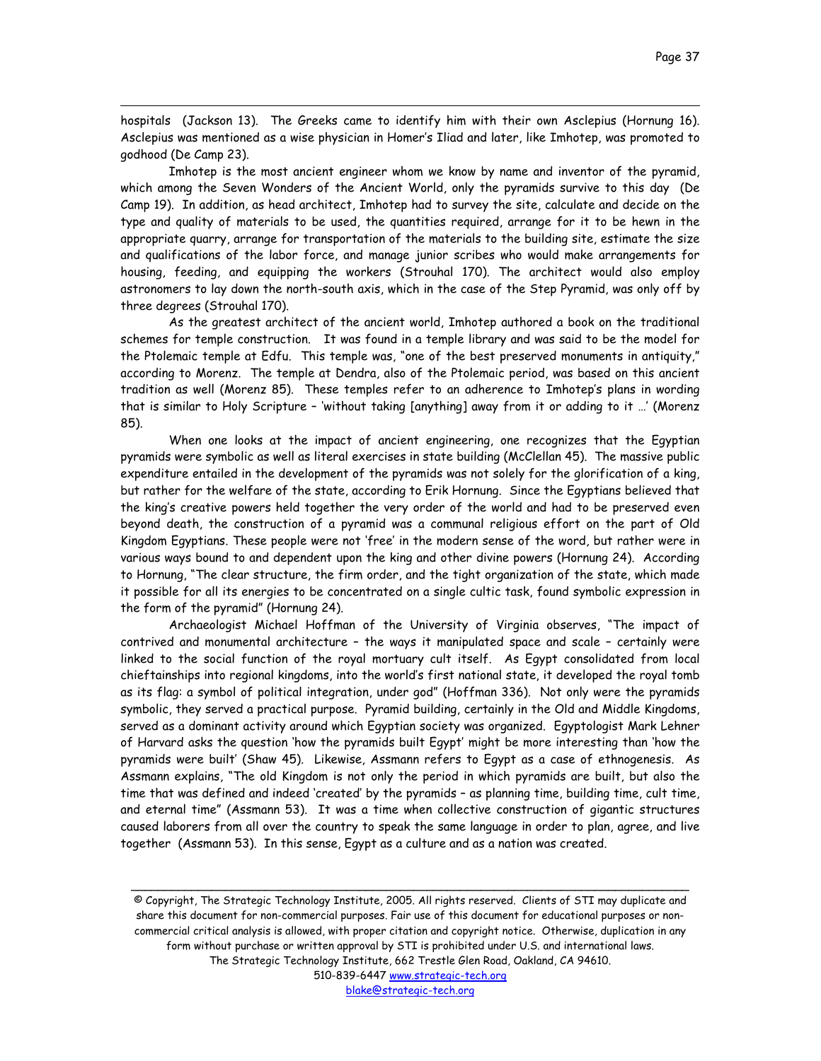hospitals (Jackson 13). The Greeks came to identify him with their own Asclepius (Hornung 16). Asclepius was mentioned as a wise physician in Homer's Iliad and later, like Imhotep, was promoted to godhood (De Camp 23).

Imhotep is the most ancient engineer whom we know by name and inventor of the pyramid, which among the Seven Wonders of the Ancient World, only the pyramids survive to this day (De Camp 19). In addition, as head architect, Imhotep had to survey the site, calculate and decide on the type and quality of materials to be used, the quantities required, arrange for it to be hewn in the appropriate quarry, arrange for transportation of the materials to the building site, estimate the size and qualifications of the labor force, and manage junior scribes who would make arrangements for housing, feeding, and equipping the workers (Strouhal 170). The architect would also employ astronomers to lay down the north-south axis, which in the case of the Step Pyramid, was only off by three degrees (Strouhal 170).

As the greatest architect of the ancient world, Imhotep authored a book on the traditional schemes for temple construction. It was found in a temple library and was said to be the model for the Ptolemaic temple at Edfu. This temple was, "one of the best preserved monuments in antiquity," according to Morenz. The temple at Dendra, also of the Ptolemaic period, was based on this ancient tradition as well (Morenz 85). These temples refer to an adherence to Imhotep's plans in wording that is similar to Holy Scripture – 'without taking [anything] away from it or adding to it …' (Morenz 85).

When one looks at the impact of ancient engineering, one recognizes that the Egyptian pyramids were symbolic as well as literal exercises in state building (McClellan 45). The massive public expenditure entailed in the development of the pyramids was not solely for the glorification of a king, but rather for the welfare of the state, according to Erik Hornung. Since the Egyptians believed that the king's creative powers held together the very order of the world and had to be preserved even beyond death, the construction of a pyramid was a communal religious effort on the part of Old Kingdom Egyptians. These people were not 'free' in the modern sense of the word, but rather were in various ways bound to and dependent upon the king and other divine powers (Hornung 24). According to Hornung, "The clear structure, the firm order, and the tight organization of the state, which made it possible for all its energies to be concentrated on a single cultic task, found symbolic expression in the form of the pyramid" (Hornung 24).

Archaeologist Michael Hoffman of the University of Virginia observes, "The impact of contrived and monumental architecture – the ways it manipulated space and scale – certainly were linked to the social function of the royal mortuary cult itself. As Egypt consolidated from local chieftainships into regional kingdoms, into the world's first national state, it developed the royal tomb as its flag: a symbol of political integration, under god" (Hoffman 336). Not only were the pyramids symbolic, they served a practical purpose. Pyramid building, certainly in the Old and Middle Kingdoms, served as a dominant activity around which Egyptian society was organized. Egyptologist Mark Lehner of Harvard asks the question 'how the pyramids built Egypt' might be more interesting than 'how the pyramids were built' (Shaw 45). Likewise, Assmann refers to Egypt as a case of ethnogenesis. As Assmann explains, "The old Kingdom is not only the period in which pyramids are built, but also the time that was defined and indeed 'created' by the pyramids – as planning time, building time, cult time, and eternal time" (Assmann 53). It was a time when collective construction of gigantic structures caused laborers from all over the country to speak the same language in order to plan, agree, and live together (Assmann 53). In this sense, Egypt as a culture and as a nation was created.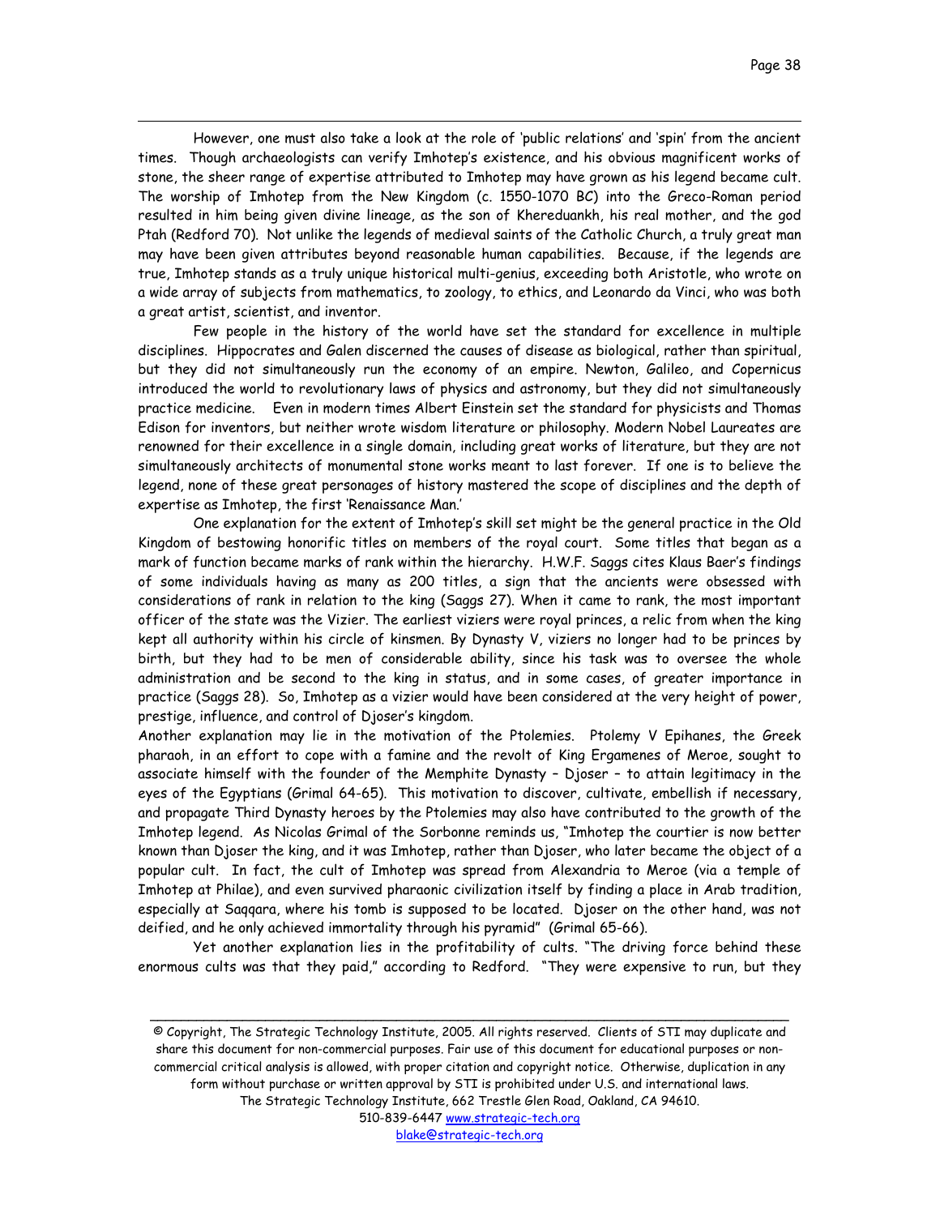However, one must also take a look at the role of 'public relations' and 'spin' from the ancient times. Though archaeologists can verify Imhotep's existence, and his obvious magnificent works of stone, the sheer range of expertise attributed to Imhotep may have grown as his legend became cult. The worship of Imhotep from the New Kingdom (c. 1550-1070 BC) into the Greco-Roman period resulted in him being given divine lineage, as the son of Khereduankh, his real mother, and the god Ptah (Redford 70). Not unlike the legends of medieval saints of the Catholic Church, a truly great man may have been given attributes beyond reasonable human capabilities. Because, if the legends are true, Imhotep stands as a truly unique historical multi-genius, exceeding both Aristotle, who wrote on a wide array of subjects from mathematics, to zoology, to ethics, and Leonardo da Vinci, who was both a great artist, scientist, and inventor.

Few people in the history of the world have set the standard for excellence in multiple disciplines. Hippocrates and Galen discerned the causes of disease as biological, rather than spiritual, but they did not simultaneously run the economy of an empire. Newton, Galileo, and Copernicus introduced the world to revolutionary laws of physics and astronomy, but they did not simultaneously practice medicine. Even in modern times Albert Einstein set the standard for physicists and Thomas Edison for inventors, but neither wrote wisdom literature or philosophy. Modern Nobel Laureates are renowned for their excellence in a single domain, including great works of literature, but they are not simultaneously architects of monumental stone works meant to last forever. If one is to believe the legend, none of these great personages of history mastered the scope of disciplines and the depth of expertise as Imhotep, the first 'Renaissance Man.'

One explanation for the extent of Imhotep's skill set might be the general practice in the Old Kingdom of bestowing honorific titles on members of the royal court. Some titles that began as a mark of function became marks of rank within the hierarchy. H.W.F. Saggs cites Klaus Baer's findings of some individuals having as many as 200 titles, a sign that the ancients were obsessed with considerations of rank in relation to the king (Saggs 27). When it came to rank, the most important officer of the state was the Vizier. The earliest viziers were royal princes, a relic from when the king kept all authority within his circle of kinsmen. By Dynasty V, viziers no longer had to be princes by birth, but they had to be men of considerable ability, since his task was to oversee the whole administration and be second to the king in status, and in some cases, of greater importance in practice (Saggs 28). So, Imhotep as a vizier would have been considered at the very height of power, prestige, influence, and control of Djoser's kingdom.

Another explanation may lie in the motivation of the Ptolemies. Ptolemy V Epihanes, the Greek pharaoh, in an effort to cope with a famine and the revolt of King Ergamenes of Meroe, sought to associate himself with the founder of the Memphite Dynasty – Djoser – to attain legitimacy in the eyes of the Egyptians (Grimal 64-65). This motivation to discover, cultivate, embellish if necessary, and propagate Third Dynasty heroes by the Ptolemies may also have contributed to the growth of the Imhotep legend. As Nicolas Grimal of the Sorbonne reminds us, "Imhotep the courtier is now better known than Djoser the king, and it was Imhotep, rather than Djoser, who later became the object of a popular cult. In fact, the cult of Imhotep was spread from Alexandria to Meroe (via a temple of Imhotep at Philae), and even survived pharaonic civilization itself by finding a place in Arab tradition, especially at Saqqara, where his tomb is supposed to be located. Djoser on the other hand, was not deified, and he only achieved immortality through his pyramid" (Grimal 65-66).

Yet another explanation lies in the profitability of cults. "The driving force behind these enormous cults was that they paid," according to Redford. "They were expensive to run, but they

---

© Copyright, The Strategic Technology Institute, 2005. All rights reserved. Clients of STI may duplicate and share this document for non-commercial purposes. Fair use of this document for educational purposes or non-commercial critical analysis is allowed, with proper citation and copyright notice. Otherwise, duplication in any form without purchase or written approval by STI is prohibited under U.S. and international laws.
The Strategic Technology Institute, 662 Trestle Glen Road, Oakland, CA 94610.
510-839-6447 www.strategic-tech.org
blake@strategic-tech.org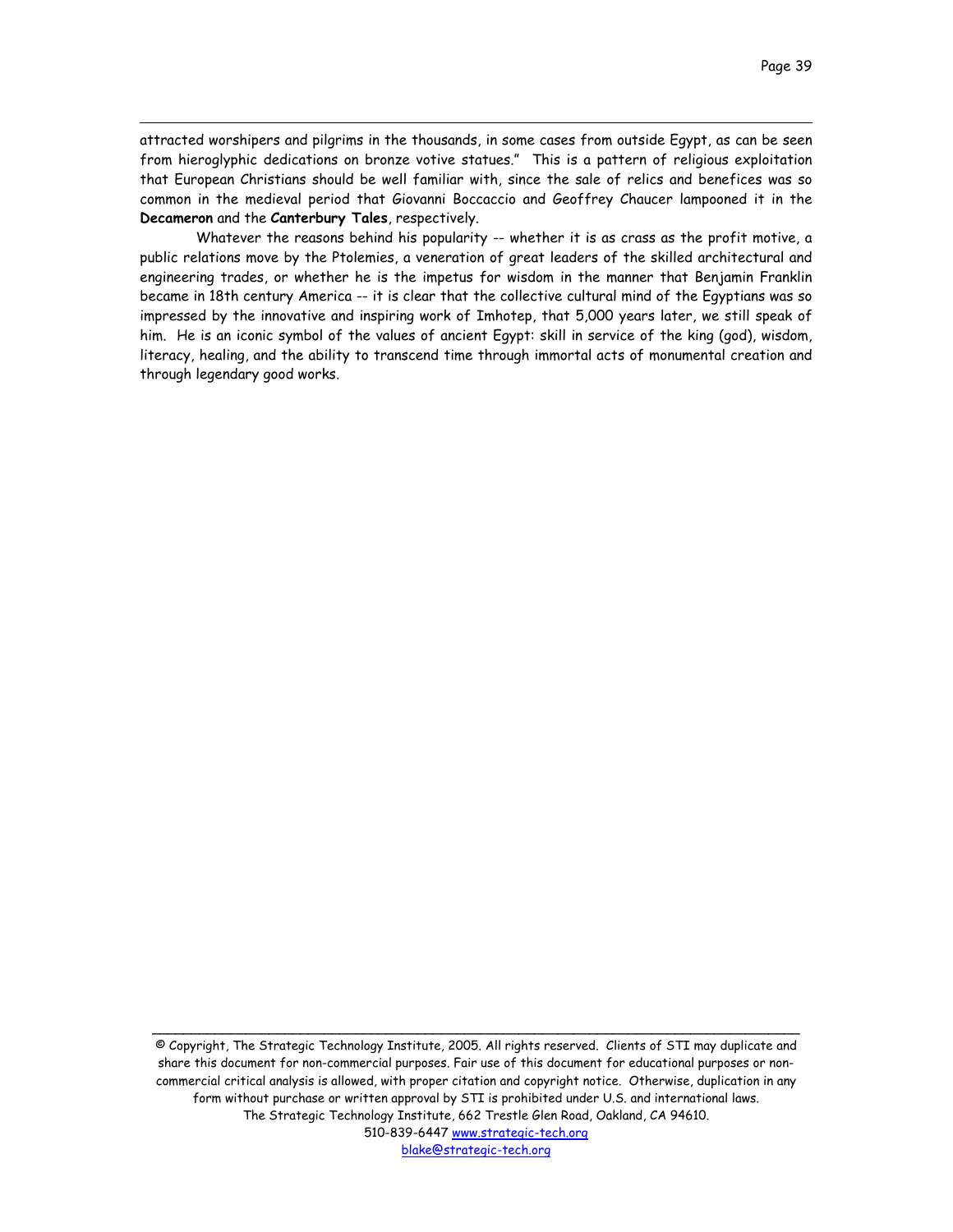attracted worshipers and pilgrims in the thousands, in some cases from outside Egypt, as can be seen from hieroglyphic dedications on bronze votive statues." This is a pattern of religious exploitation that European Christians should be well familiar with, since the sale of relics and benefices was so common in the medieval period that Giovanni Boccaccio and Geoffrey Chaucer lampooned it in the **Decameron** and the **Canterbury Tales**, respectively.

Whatever the reasons behind his popularity -- whether it is as crass as the profit motive, a public relations move by the Ptolemies, a veneration of great leaders of the skilled architectural and engineering trades, or whether he is the impetus for wisdom in the manner that Benjamin Franklin became in 18th century America -- it is clear that the collective cultural mind of the Egyptians was so impressed by the innovative and inspiring work of Imhotep, that 5,000 years later, we still speak of him. He is an iconic symbol of the values of ancient Egypt: skill in service of the king (god), wisdom, literacy, healing, and the ability to transcend time through immortal acts of monumental creation and through legendary good works.

© Copyright, The Strategic Technology Institute, 2005. All rights reserved. Clients of STI may duplicate and share this document for non-commercial purposes. Fair use of this document for educational purposes or non-commercial critical analysis is allowed, with proper citation and copyright notice. Otherwise, duplication in any form without purchase or written approval by STI is prohibited under U.S. and international laws.
The Strategic Technology Institute, 662 Trestle Glen Road, Oakland, CA 94610.
510-839-6447 www.strategic-tech.org
blake@strategic-tech.org